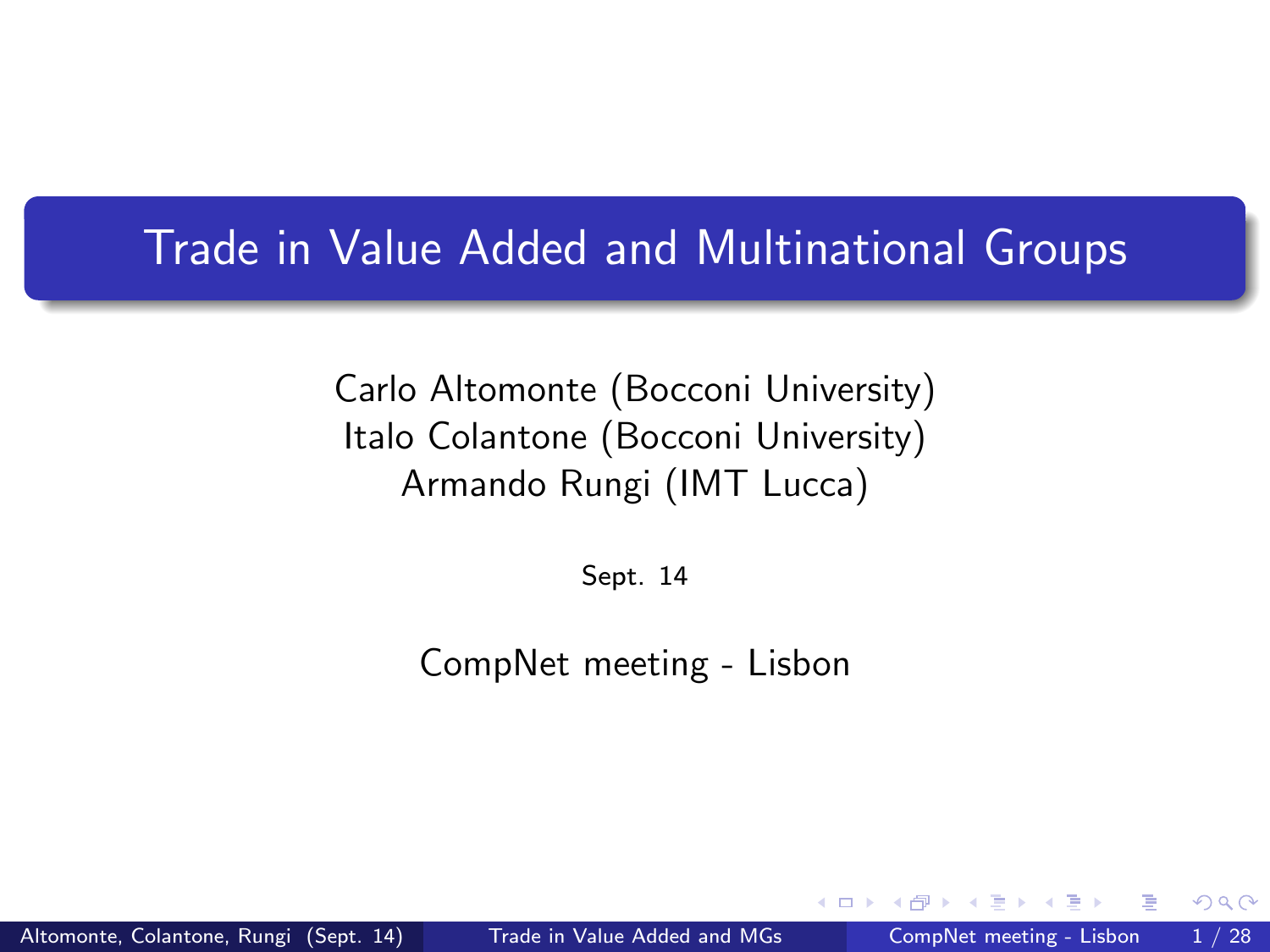# Trade in Value Added and Multinational Groups

Carlo Altomonte (Bocconi University)
Italo Colantone (Bocconi University)
Armando Rungi (IMT Lucca)

Sept. 14

CompNet meeting - Lisbon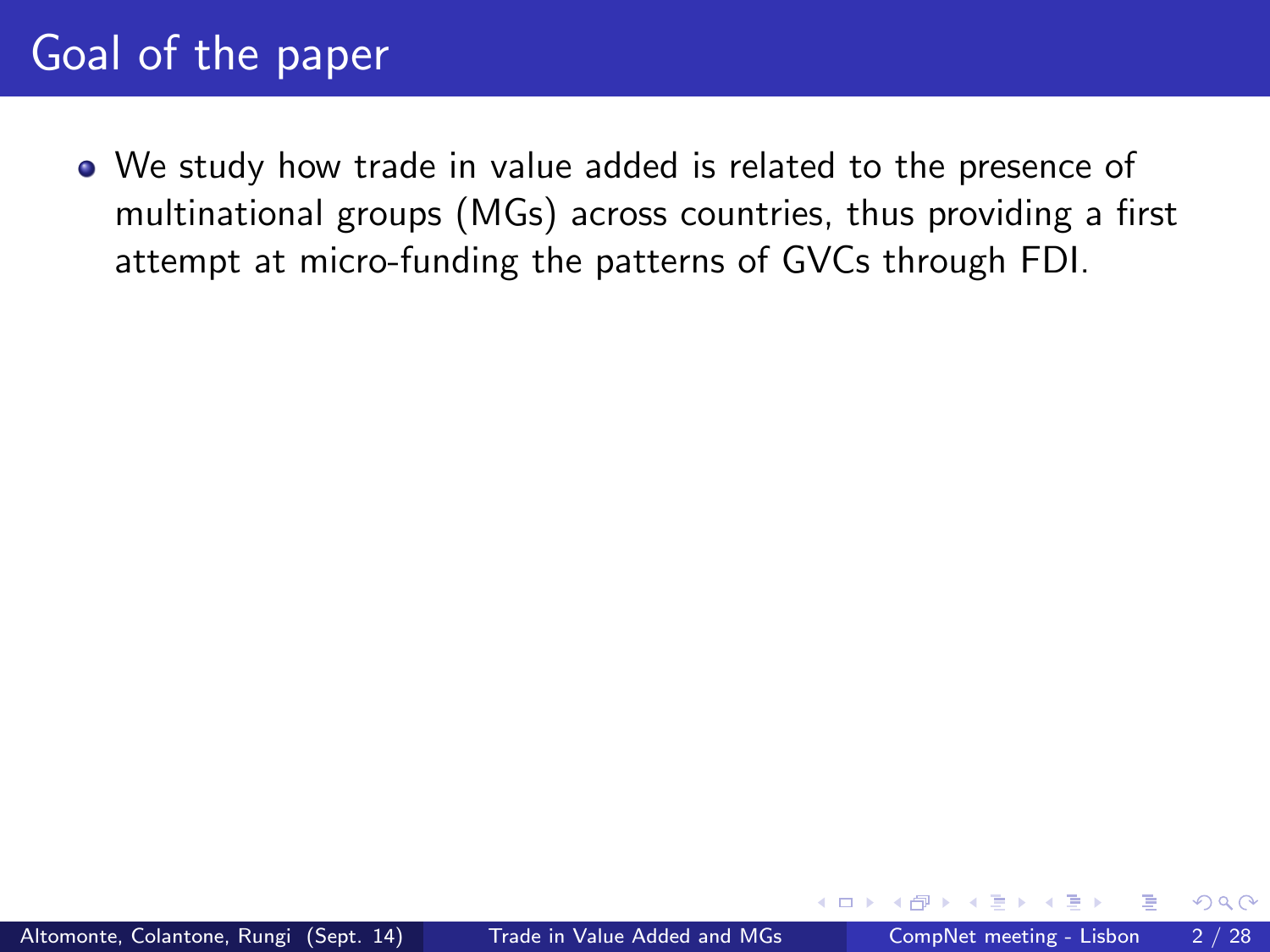# Goal of the paper

- We study how trade in value added is related to the presence of multinational groups (MGs) across countries, thus providing a first attempt at micro-funding the patterns of GVCs through FDI.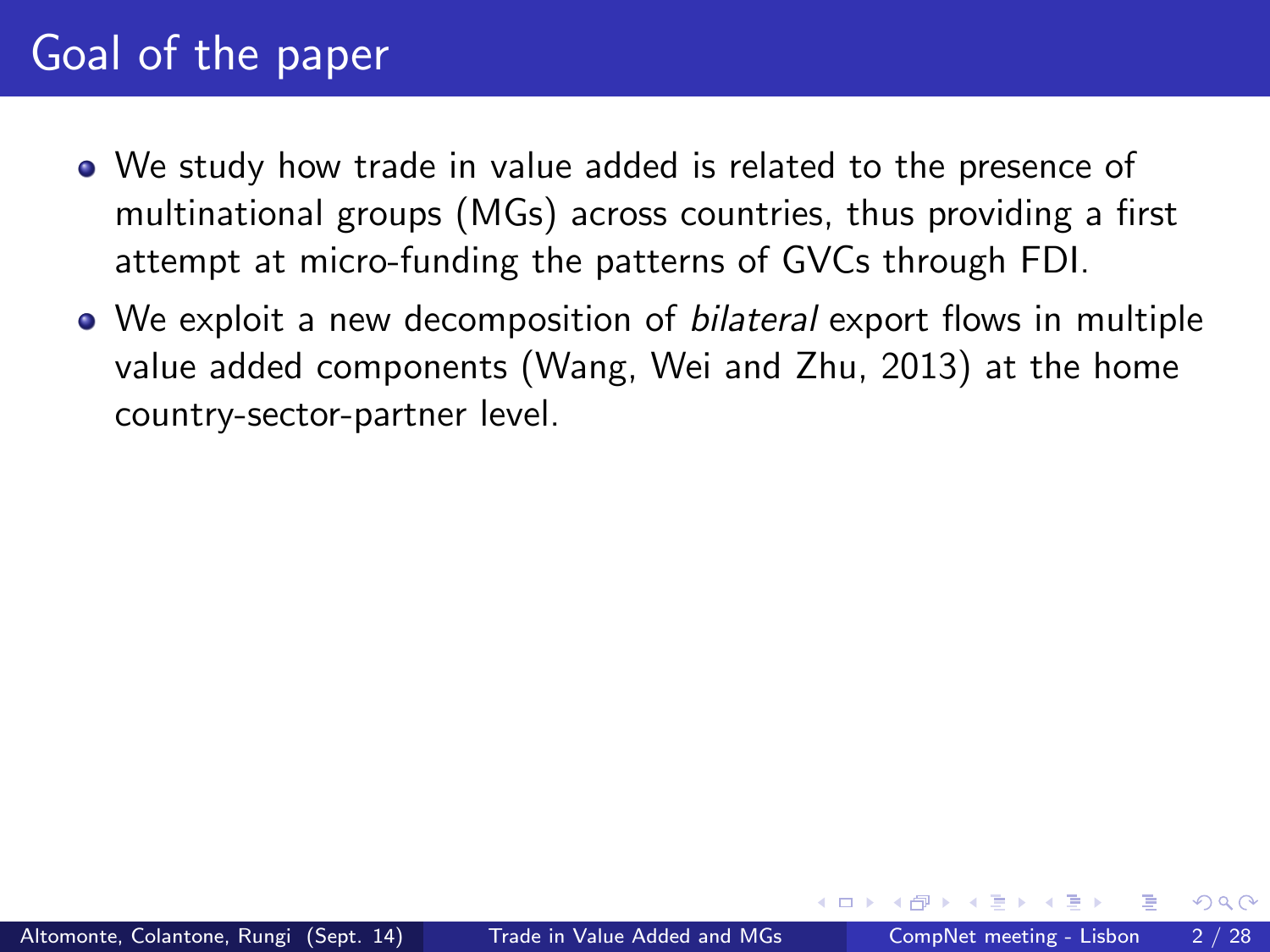# Goal of the paper

- We study how trade in value added is related to the presence of multinational groups (MGs) across countries, thus providing a first attempt at micro-funding the patterns of GVCs through FDI.
- We exploit a new decomposition of *bilateral* export flows in multiple value added components (Wang, Wei and Zhu, 2013) at the home country-sector-partner level.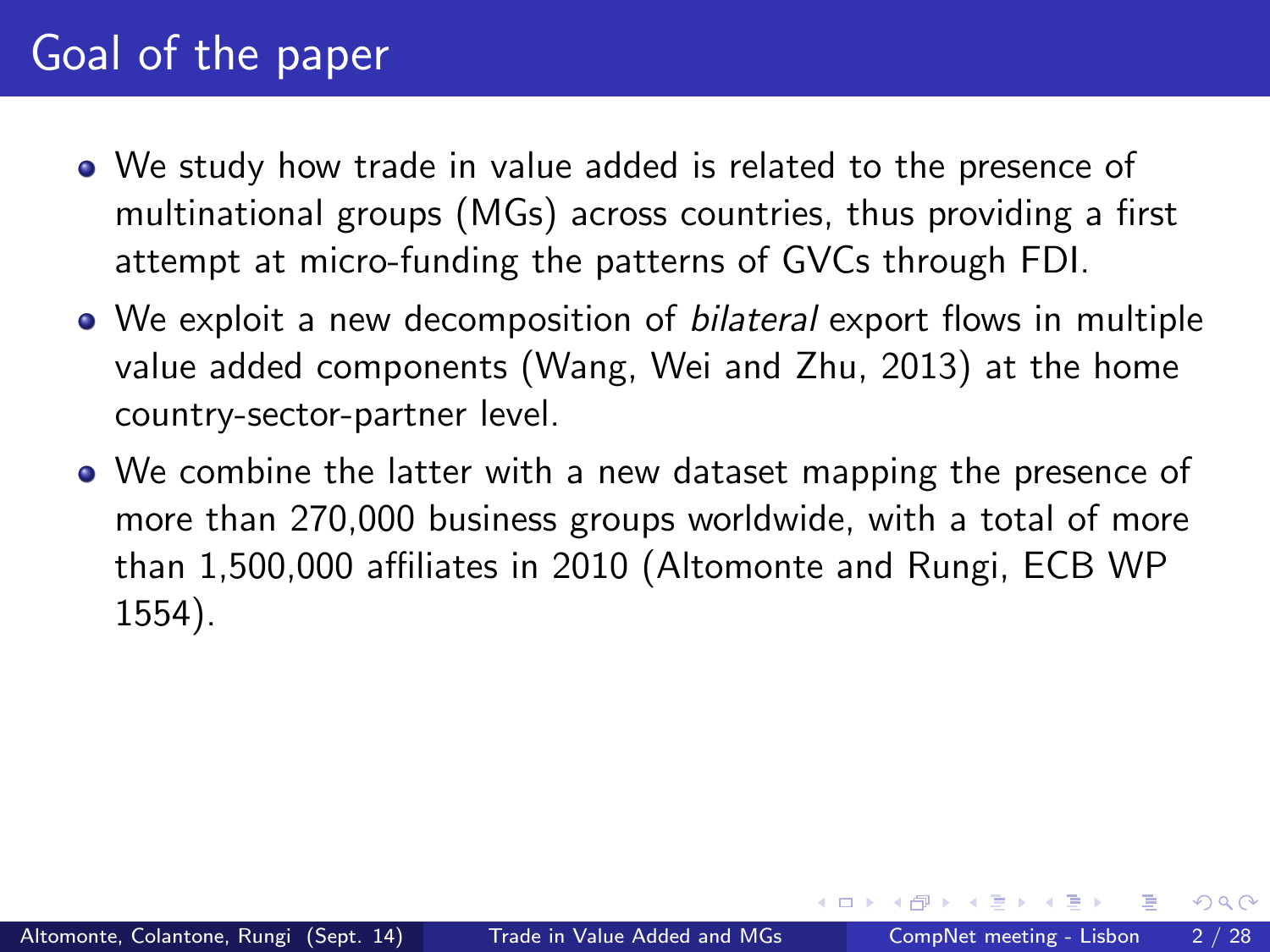# Goal of the paper

- We study how trade in value added is related to the presence of multinational groups (MGs) across countries, thus providing a first attempt at micro-funding the patterns of GVCs through FDI.
- We exploit a new decomposition of *bilateral* export flows in multiple value added components (Wang, Wei and Zhu, 2013) at the home country-sector-partner level.
- We combine the latter with a new dataset mapping the presence of more than 270,000 business groups worldwide, with a total of more than 1,500,000 affiliates in 2010 (Altomonte and Rungi, ECB WP 1554).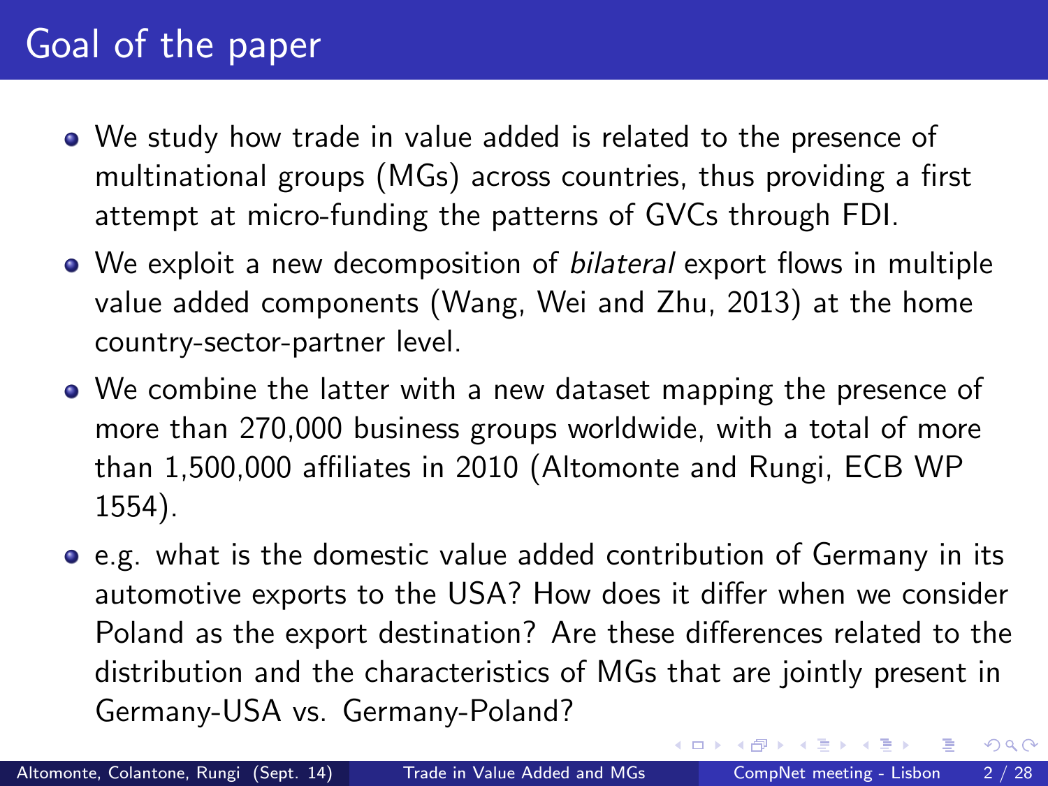# Goal of the paper

- We study how trade in value added is related to the presence of multinational groups (MGs) across countries, thus providing a first attempt at micro-funding the patterns of GVCs through FDI.
- We exploit a new decomposition of *bilateral* export flows in multiple value added components (Wang, Wei and Zhu, 2013) at the home country-sector-partner level.
- We combine the latter with a new dataset mapping the presence of more than 270,000 business groups worldwide, with a total of more than 1,500,000 affiliates in 2010 (Altomonte and Rungi, ECB WP 1554).
- e.g. what is the domestic value added contribution of Germany in its automotive exports to the USA? How does it differ when we consider Poland as the export destination? Are these differences related to the distribution and the characteristics of MGs that are jointly present in Germany-USA vs. Germany-Poland?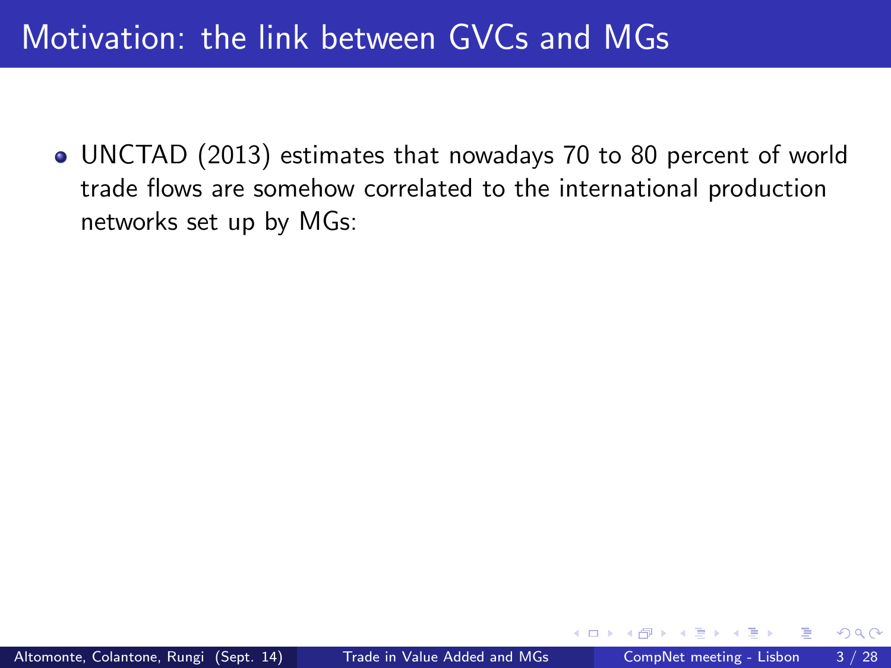# Motivation: the link between GVCs and MGs

- UNCTAD (2013) estimates that nowadays 70 to 80 percent of world trade flows are somehow correlated to the international production networks set up by MGs: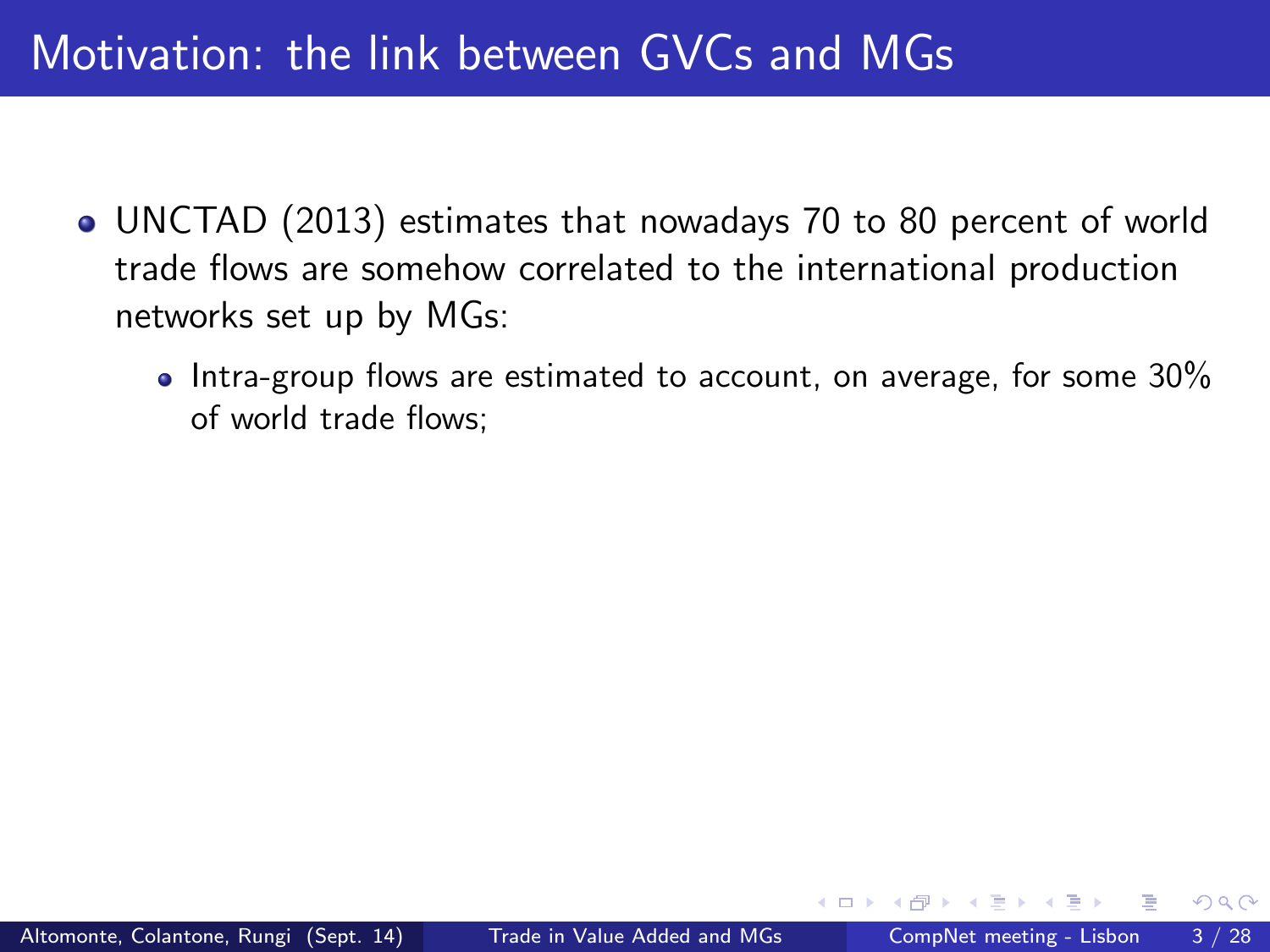# Motivation: the link between GVCs and MGs

- UNCTAD (2013) estimates that nowadays 70 to 80 percent of world trade flows are somehow correlated to the international production networks set up by MGs:
  - Intra-group flows are estimated to account, on average, for some 30% of world trade flows;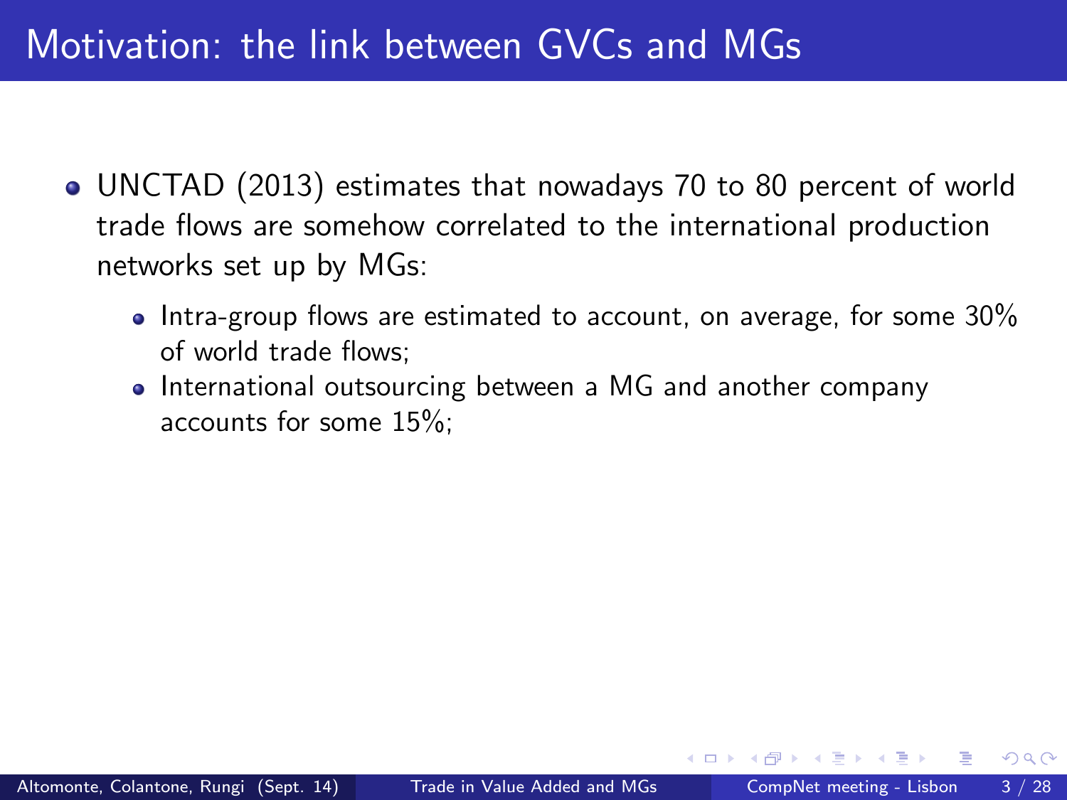# Motivation: the link between GVCs and MGs

- UNCTAD (2013) estimates that nowadays 70 to 80 percent of world trade flows are somehow correlated to the international production networks set up by MGs:
  - Intra-group flows are estimated to account, on average, for some 30% of world trade flows;
  - International outsourcing between a MG and another company accounts for some 15%;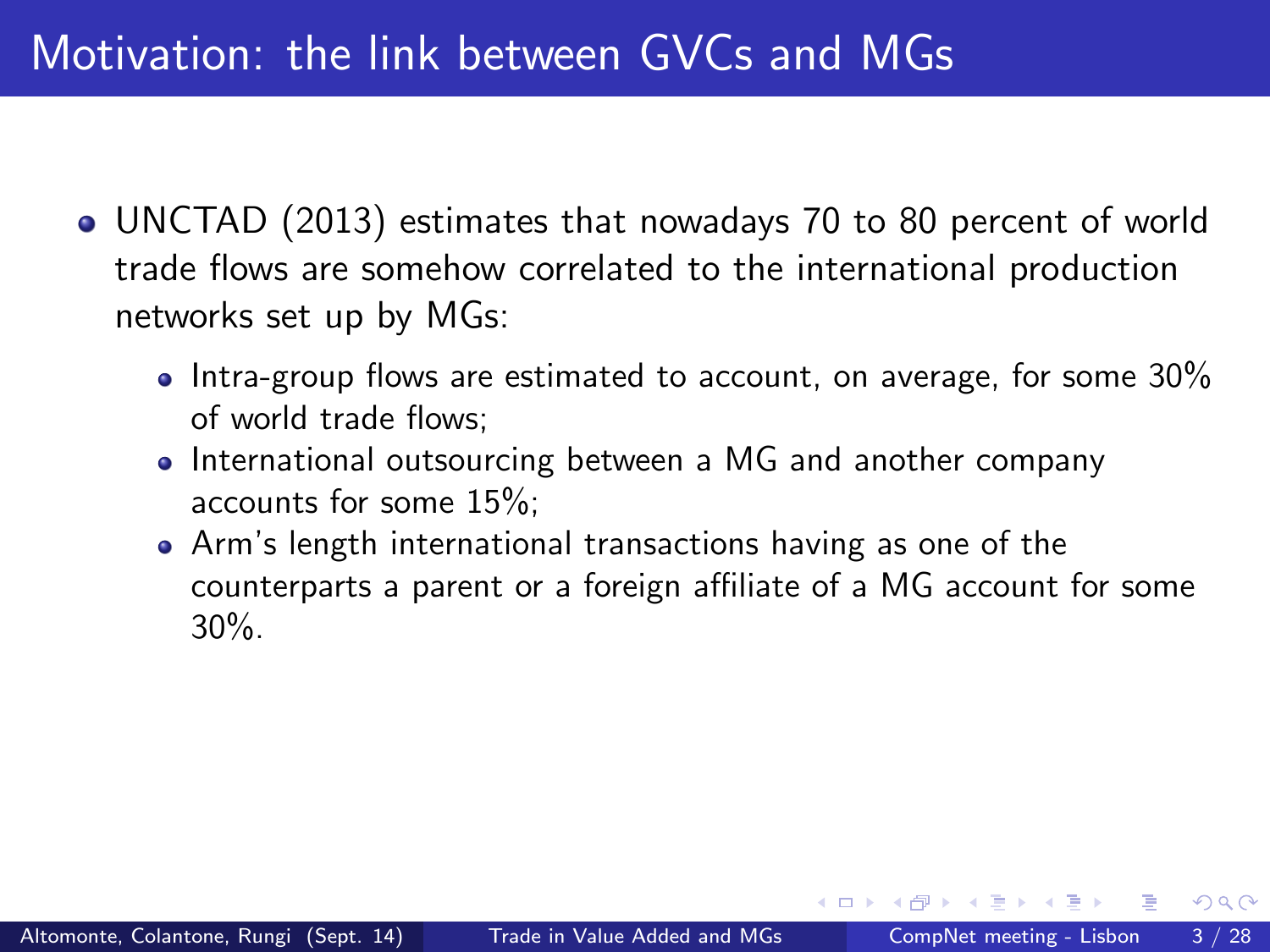# Motivation: the link between GVCs and MGs

- UNCTAD (2013) estimates that nowadays 70 to 80 percent of world trade flows are somehow correlated to the international production networks set up by MGs:
  - Intra-group flows are estimated to account, on average, for some 30% of world trade flows;
  - International outsourcing between a MG and another company accounts for some 15%;
  - Arm's length international transactions having as one of the counterparts a parent or a foreign affiliate of a MG account for some 30%.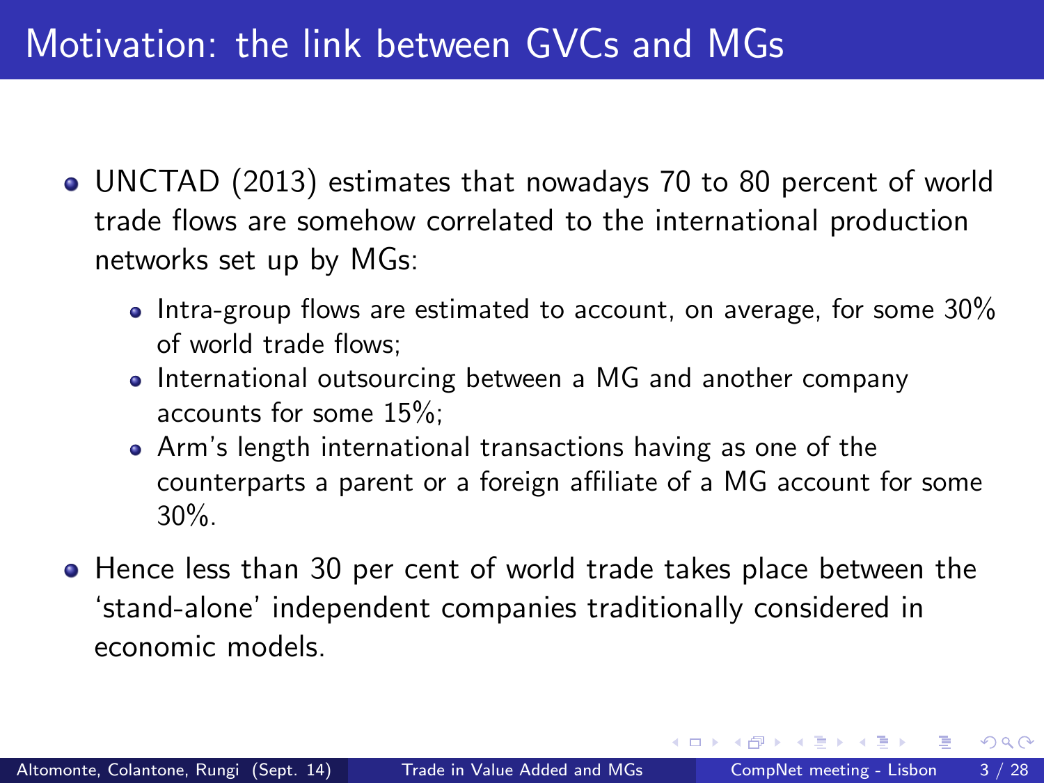# Motivation: the link between GVCs and MGs

- UNCTAD (2013) estimates that nowadays 70 to 80 percent of world trade flows are somehow correlated to the international production networks set up by MGs:
  - Intra-group flows are estimated to account, on average, for some 30% of world trade flows;
  - International outsourcing between a MG and another company accounts for some 15%;
  - Arm's length international transactions having as one of the counterparts a parent or a foreign affiliate of a MG account for some 30%.
- Hence less than 30 per cent of world trade takes place between the 'stand-alone' independent companies traditionally considered in economic models.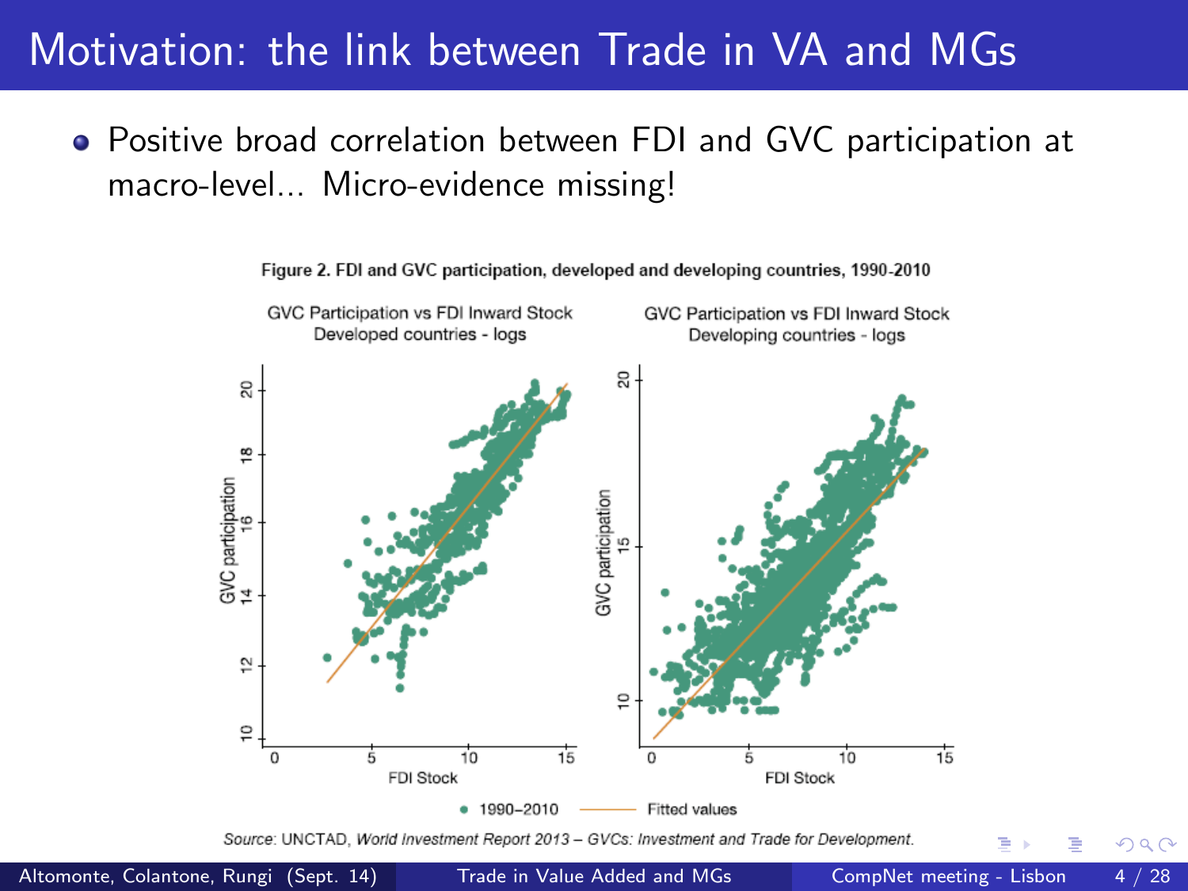# Motivation: the link between Trade in VA and MGs

- Positive broad correlation between FDI and GVC participation at macro-level... Micro-evidence missing!

Figure 2. FDI and GVC participation, developed and developing countries, 1990-2010

Source: UNCTAD, *World Investment Report 2013 – GVCs: Investment and Trade for Development*.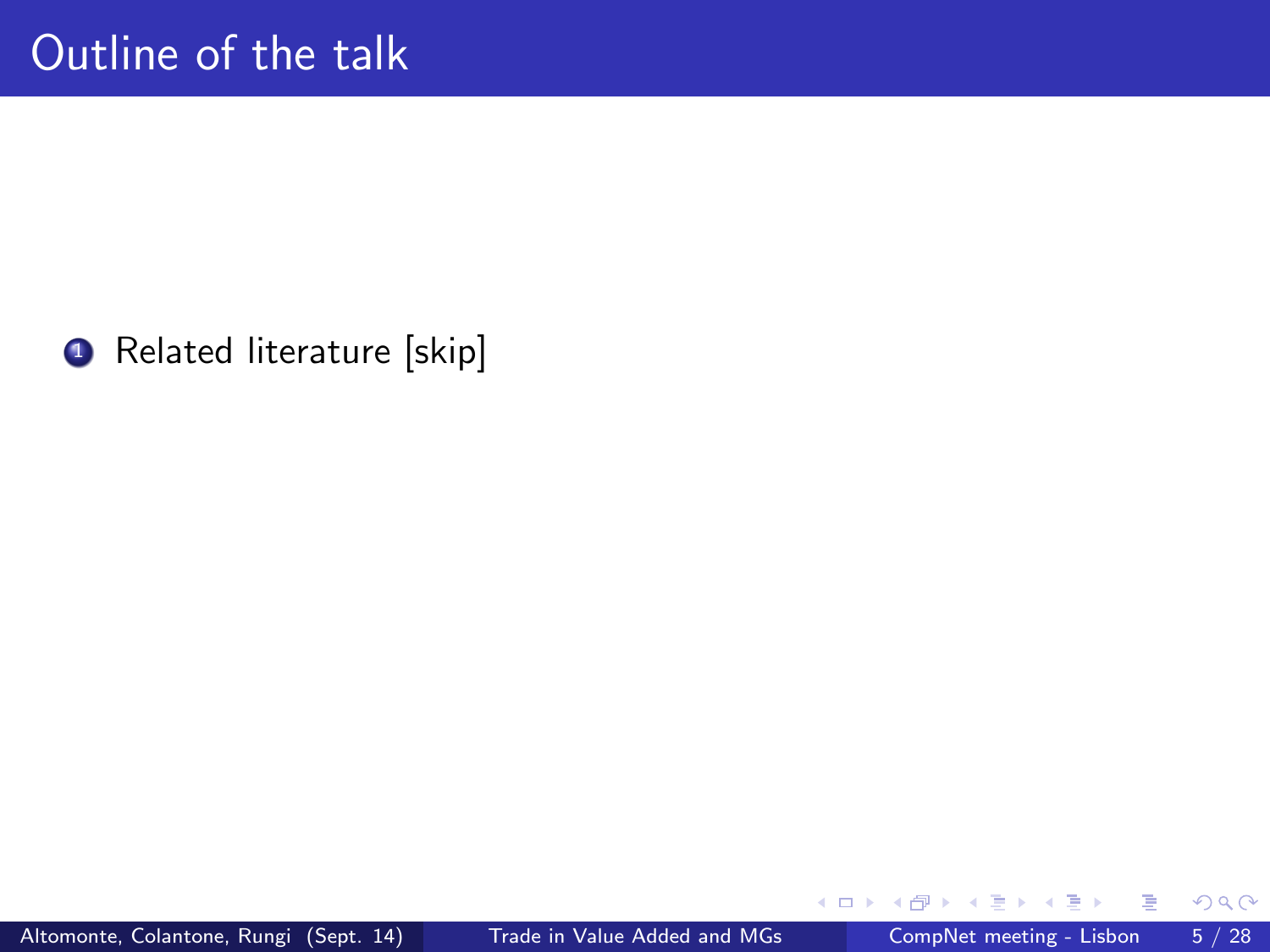# Outline of the talk

1. Related literature [skip]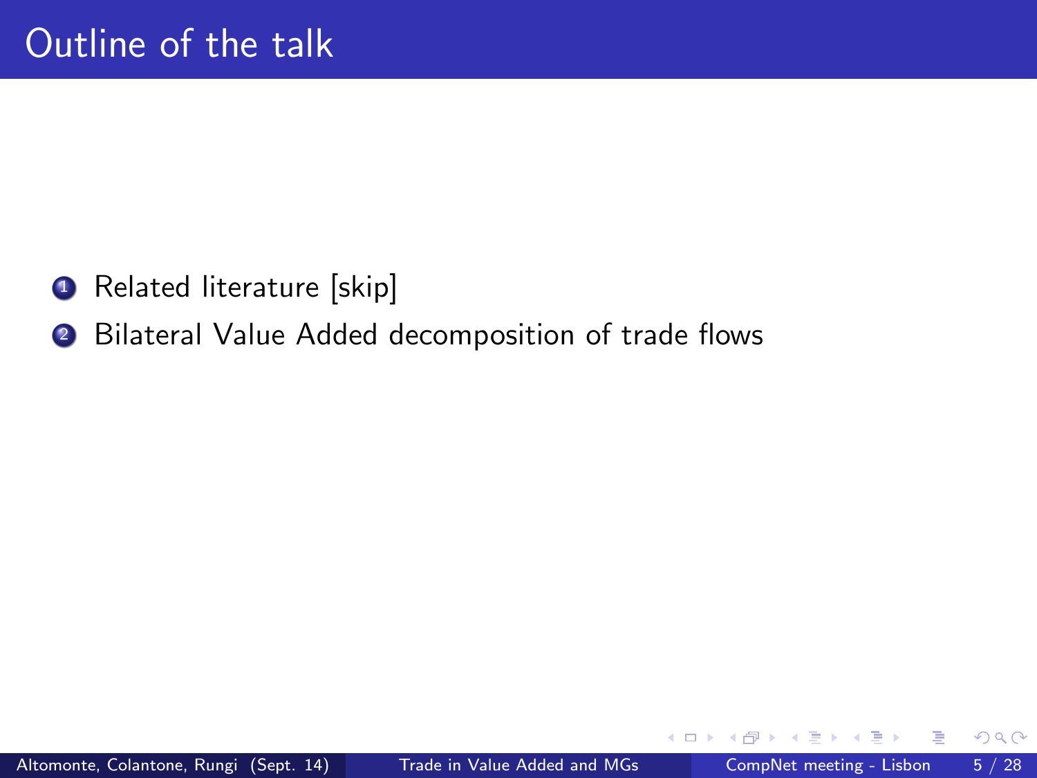# Outline of the talk

1. Related literature [skip]
2. Bilateral Value Added decomposition of trade flows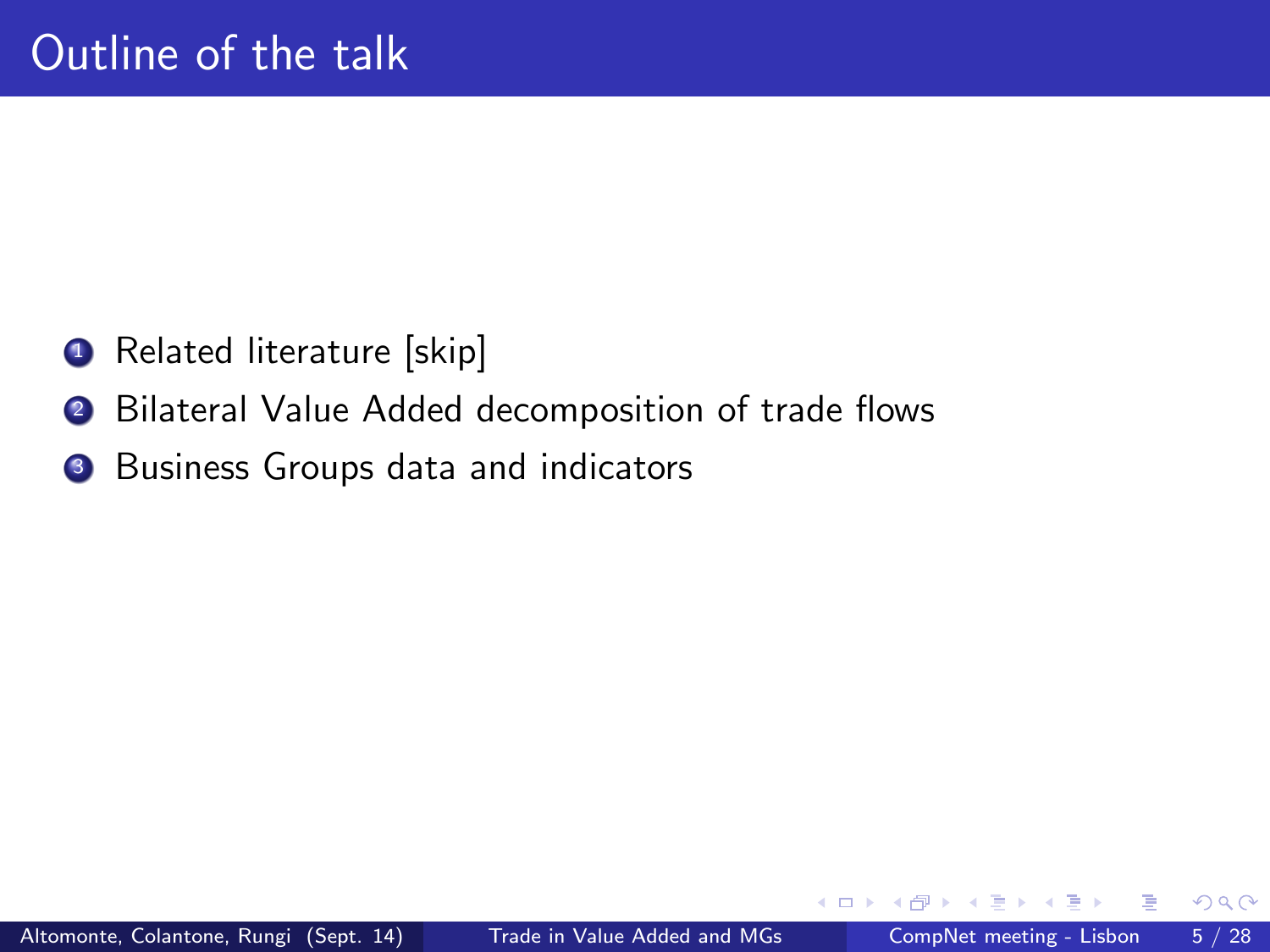# Outline of the talk

1. Related literature [skip]
2. Bilateral Value Added decomposition of trade flows
3. Business Groups data and indicators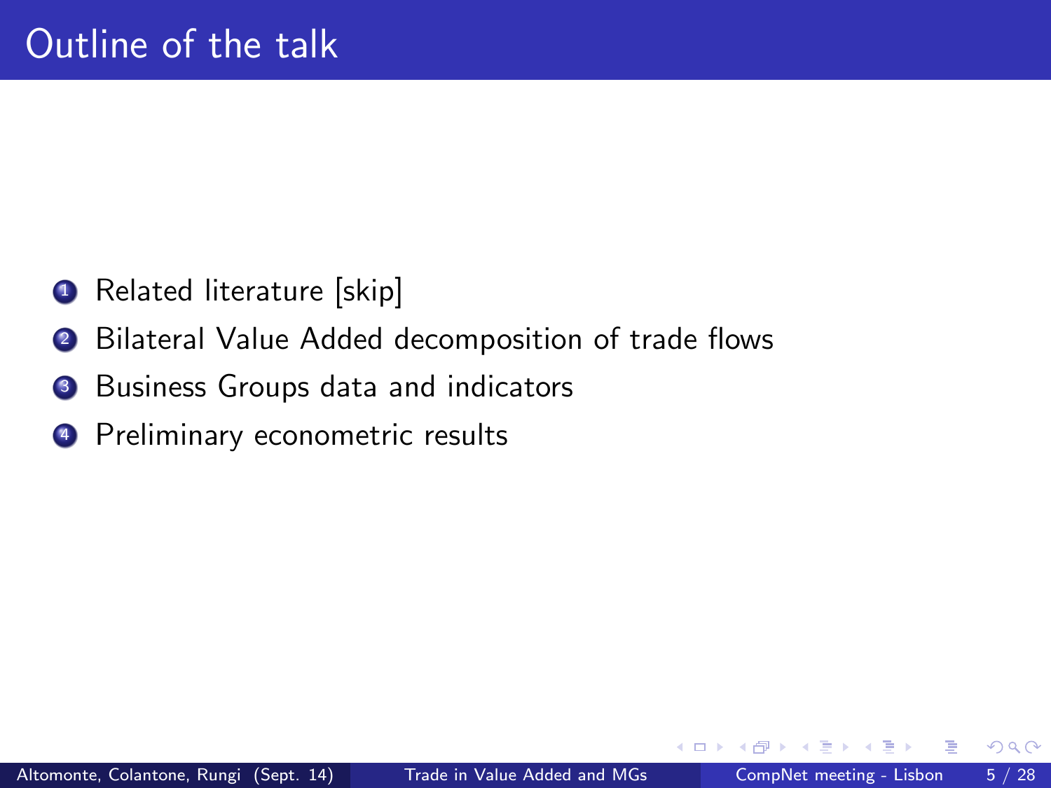# Outline of the talk

1. Related literature [skip]
2. Bilateral Value Added decomposition of trade flows
3. Business Groups data and indicators
4. Preliminary econometric results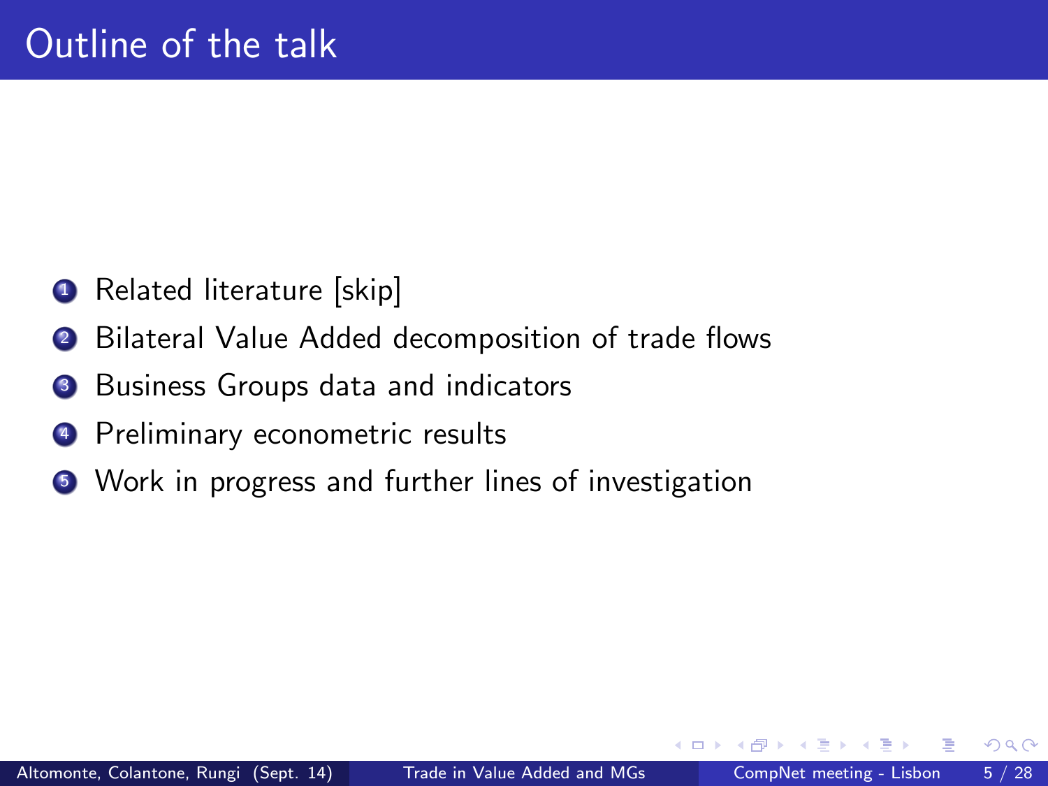# Outline of the talk

1. Related literature [skip]
2. Bilateral Value Added decomposition of trade flows
3. Business Groups data and indicators
4. Preliminary econometric results
5. Work in progress and further lines of investigation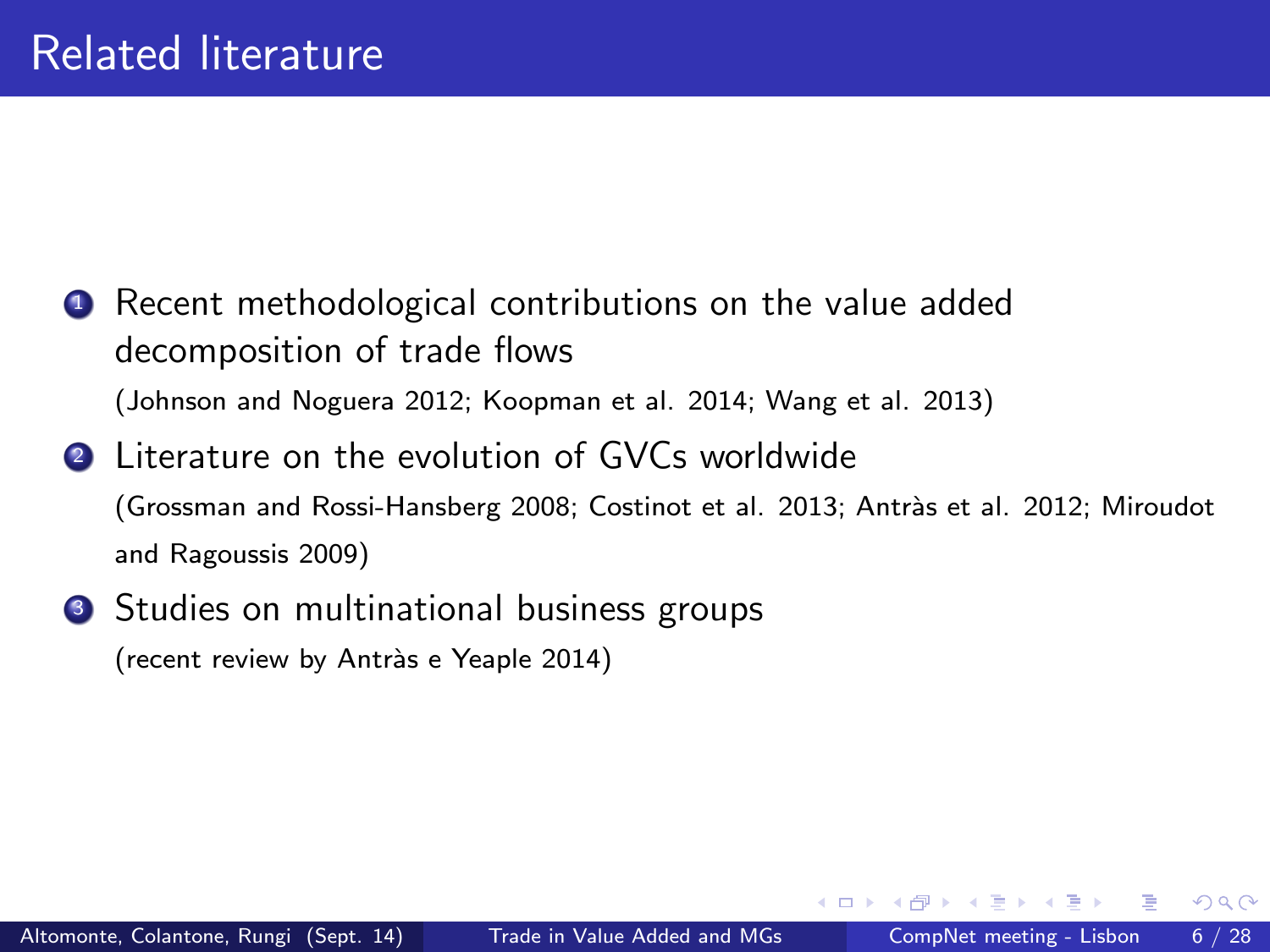# Related literature

1. Recent methodological contributions on the value added decomposition of trade flows
   (Johnson and Noguera 2012; Koopman et al. 2014; Wang et al. 2013)
2. Literature on the evolution of GVCs worldwide
   (Grossman and Rossi-Hansberg 2008; Costinot et al. 2013; Antràs et al. 2012; Miroudot and Ragoussis 2009)
3. Studies on multinational business groups
   (recent review by Antràs e Yeaple 2014)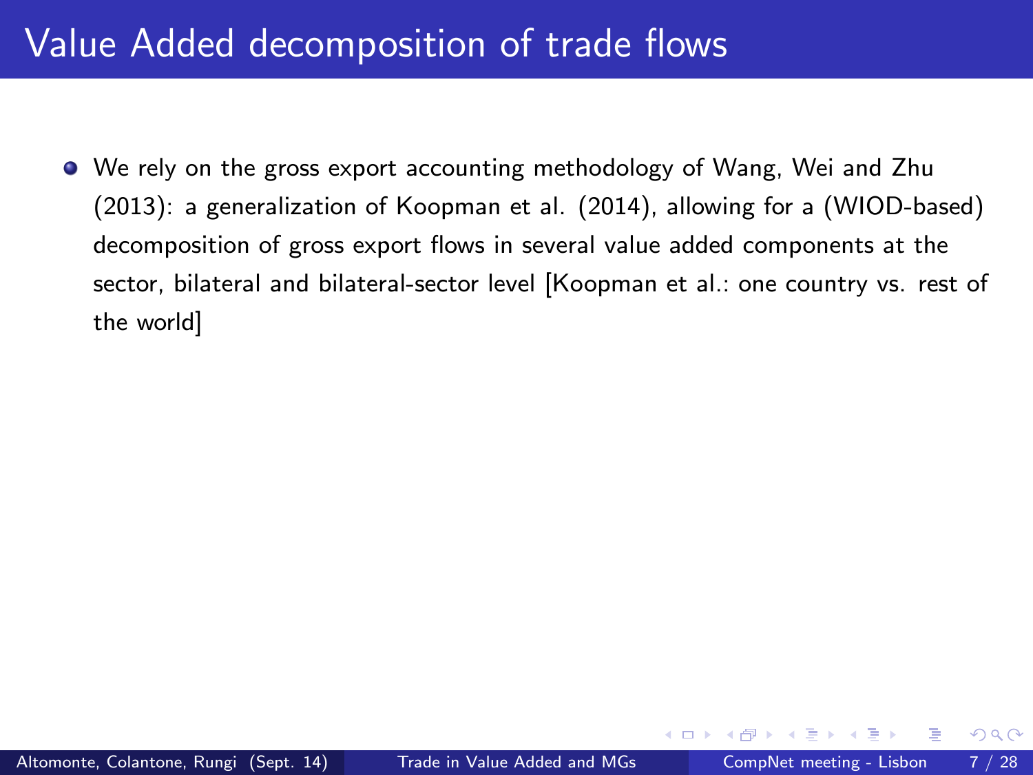# Value Added decomposition of trade flows

- We rely on the gross export accounting methodology of Wang, Wei and Zhu (2013): a generalization of Koopman et al. (2014), allowing for a (WIOD-based) decomposition of gross export flows in several value added components at the sector, bilateral and bilateral-sector level [Koopman et al.: one country vs. rest of the world]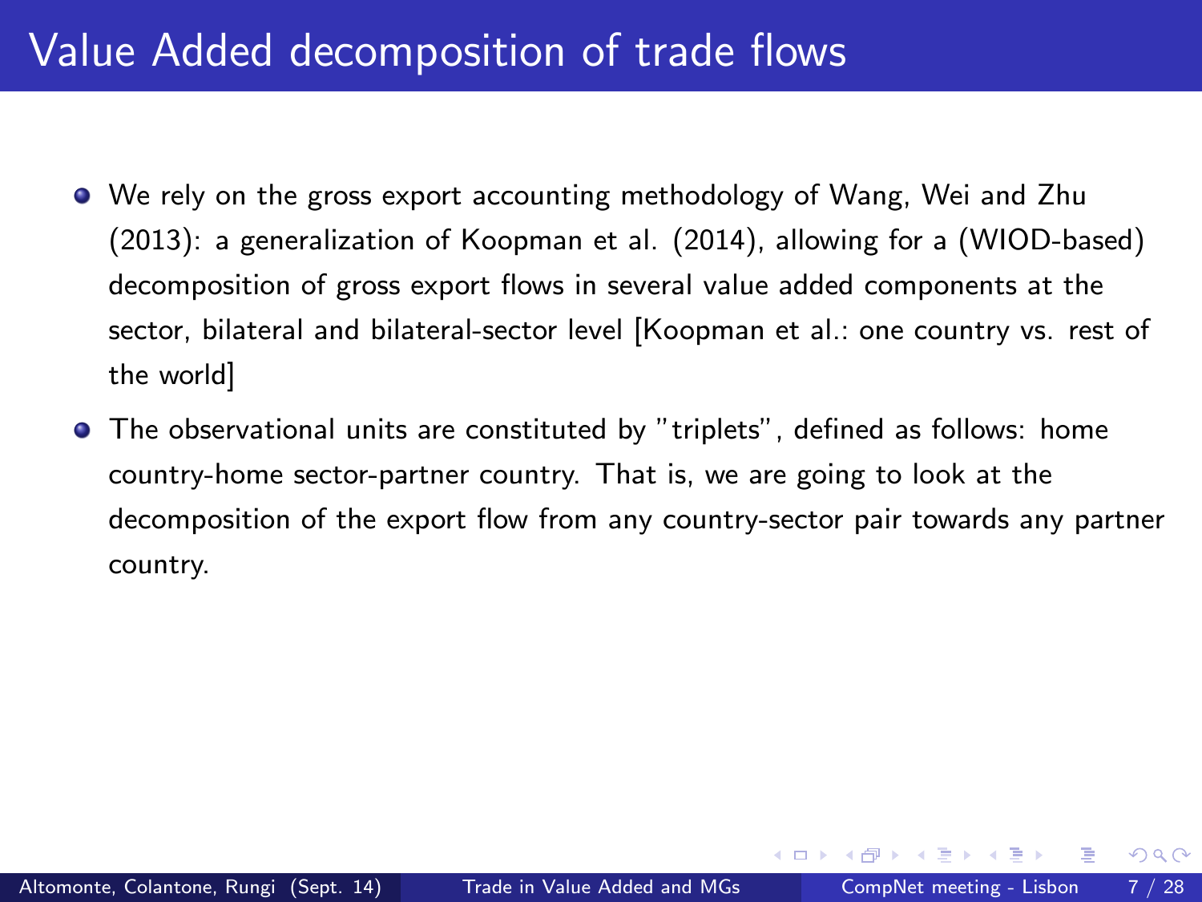# Value Added decomposition of trade flows

- We rely on the gross export accounting methodology of Wang, Wei and Zhu (2013): a generalization of Koopman et al. (2014), allowing for a (WIOD-based) decomposition of gross export flows in several value added components at the sector, bilateral and bilateral-sector level [Koopman et al.: one country vs. rest of the world]
- The observational units are constituted by "triplets", defined as follows: home country-home sector-partner country. That is, we are going to look at the decomposition of the export flow from any country-sector pair towards any partner country.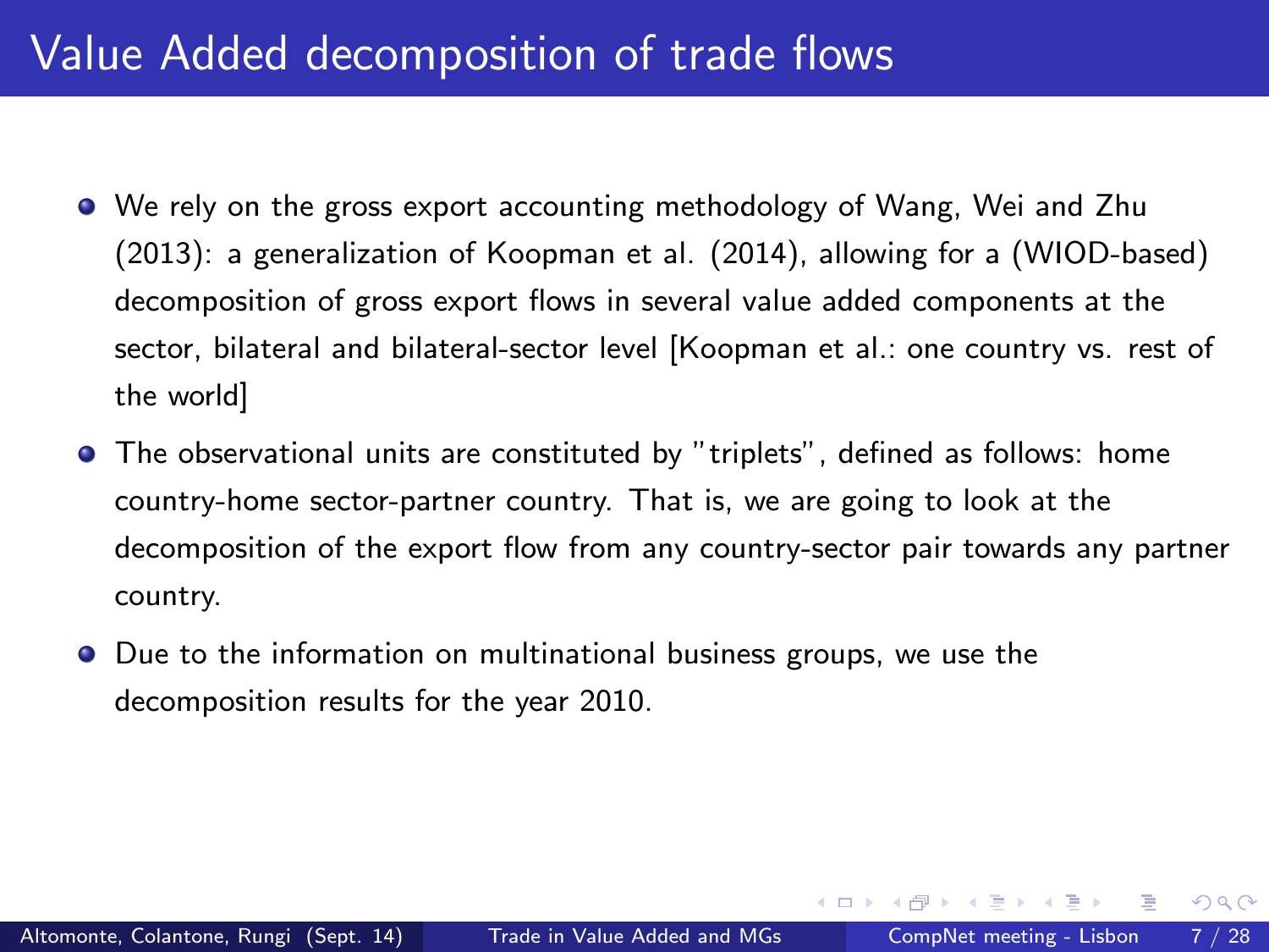# Value Added decomposition of trade flows

- We rely on the gross export accounting methodology of Wang, Wei and Zhu (2013): a generalization of Koopman et al. (2014), allowing for a (WIOD-based) decomposition of gross export flows in several value added components at the sector, bilateral and bilateral-sector level [Koopman et al.: one country vs. rest of the world]
- The observational units are constituted by "triplets", defined as follows: home country-home sector-partner country. That is, we are going to look at the decomposition of the export flow from any country-sector pair towards any partner country.
- Due to the information on multinational business groups, we use the decomposition results for the year 2010.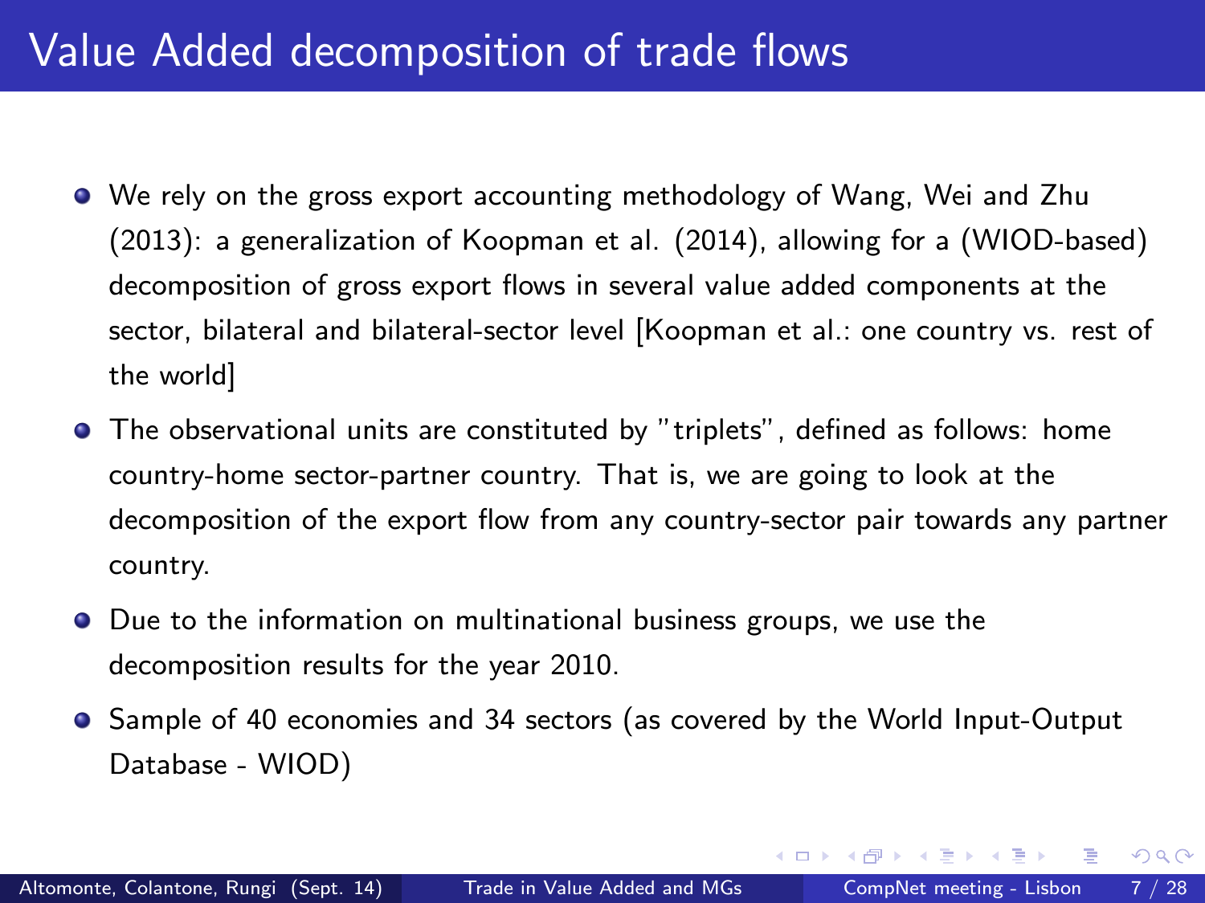# Value Added decomposition of trade flows

- We rely on the gross export accounting methodology of Wang, Wei and Zhu (2013): a generalization of Koopman et al. (2014), allowing for a (WIOD-based) decomposition of gross export flows in several value added components at the sector, bilateral and bilateral-sector level [Koopman et al.: one country vs. rest of the world]
- The observational units are constituted by "triplets", defined as follows: home country-home sector-partner country. That is, we are going to look at the decomposition of the export flow from any country-sector pair towards any partner country.
- Due to the information on multinational business groups, we use the decomposition results for the year 2010.
- Sample of 40 economies and 34 sectors (as covered by the World Input-Output Database - WIOD)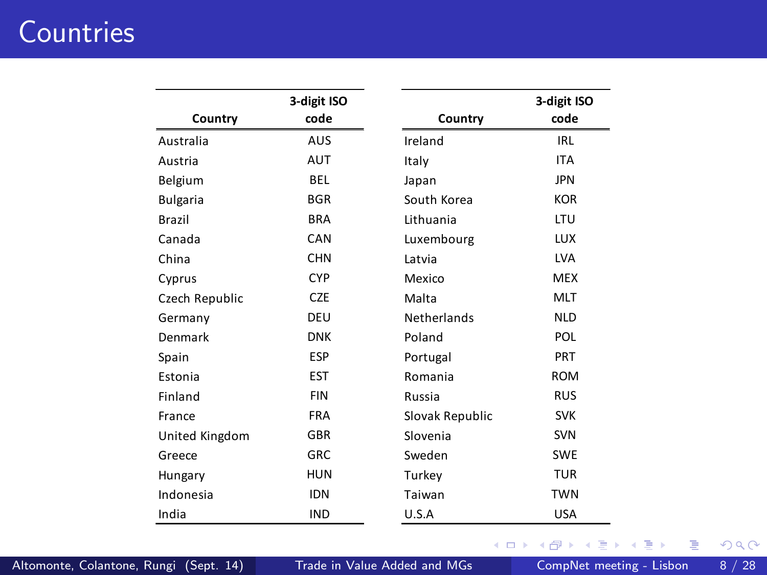# Countries

| Country | 3-digit ISO code |
|---|---|
| Australia | AUS |
| Austria | AUT |
| Belgium | BEL |
| Bulgaria | BGR |
| Brazil | BRA |
| Canada | CAN |
| China | CHN |
| Cyprus | CYP |
| Czech Republic | CZE |
| Germany | DEU |
| Denmark | DNK |
| Spain | ESP |
| Estonia | EST |
| Finland | FIN |
| France | FRA |
| United Kingdom | GBR |
| Greece | GRC |
| Hungary | HUN |
| Indonesia | IDN |
| India | IND |

| Country | 3-digit ISO code |
|---|---|
| Ireland | IRL |
| Italy | ITA |
| Japan | JPN |
| South Korea | KOR |
| Lithuania | LTU |
| Luxembourg | LUX |
| Latvia | LVA |
| Mexico | MEX |
| Malta | MLT |
| Netherlands | NLD |
| Poland | POL |
| Portugal | PRT |
| Romania | ROM |
| Russia | RUS |
| Slovak Republic | SVK |
| Slovenia | SVN |
| Sweden | SWE |
| Turkey | TUR |
| Taiwan | TWN |
| U.S.A | USA |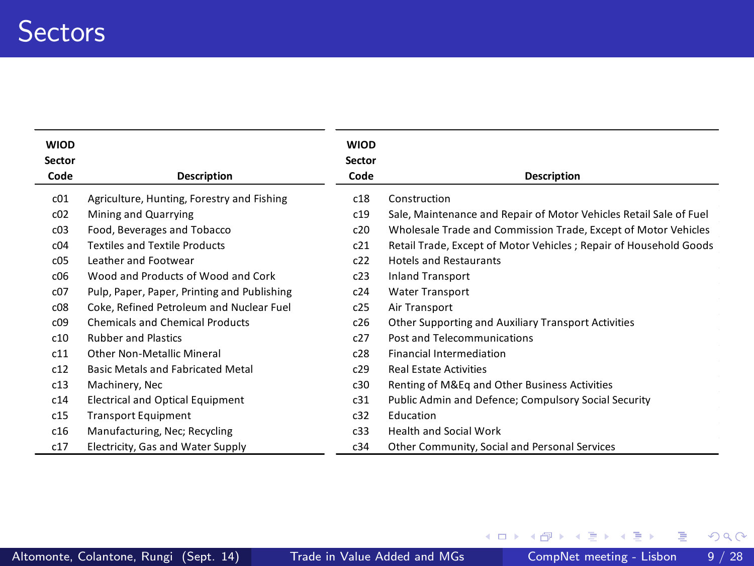# Sectors

| WIOD Sector Code | Description | WIOD Sector Code | Description |
|---|---|---|---|
| c01 | Agriculture, Hunting, Forestry and Fishing | c18 | Construction |
| c02 | Mining and Quarrying | c19 | Sale, Maintenance and Repair of Motor Vehicles Retail Sale of Fuel |
| c03 | Food, Beverages and Tobacco | c20 | Wholesale Trade and Commission Trade, Except of Motor Vehicles |
| c04 | Textiles and Textile Products | c21 | Retail Trade, Except of Motor Vehicles ; Repair of Household Goods |
| c05 | Leather and Footwear | c22 | Hotels and Restaurants |
| c06 | Wood and Products of Wood and Cork | c23 | Inland Transport |
| c07 | Pulp, Paper, Paper, Printing and Publishing | c24 | Water Transport |
| c08 | Coke, Refined Petroleum and Nuclear Fuel | c25 | Air Transport |
| c09 | Chemicals and Chemical Products | c26 | Other Supporting and Auxiliary Transport Activities |
| c10 | Rubber and Plastics | c27 | Post and Telecommunications |
| c11 | Other Non-Metallic Mineral | c28 | Financial Intermediation |
| c12 | Basic Metals and Fabricated Metal | c29 | Real Estate Activities |
| c13 | Machinery, Nec | c30 | Renting of M&Eq and Other Business Activities |
| c14 | Electrical and Optical Equipment | c31 | Public Admin and Defence; Compulsory Social Security |
| c15 | Transport Equipment | c32 | Education |
| c16 | Manufacturing, Nec; Recycling | c33 | Health and Social Work |
| c17 | Electricity, Gas and Water Supply | c34 | Other Community, Social and Personal Services |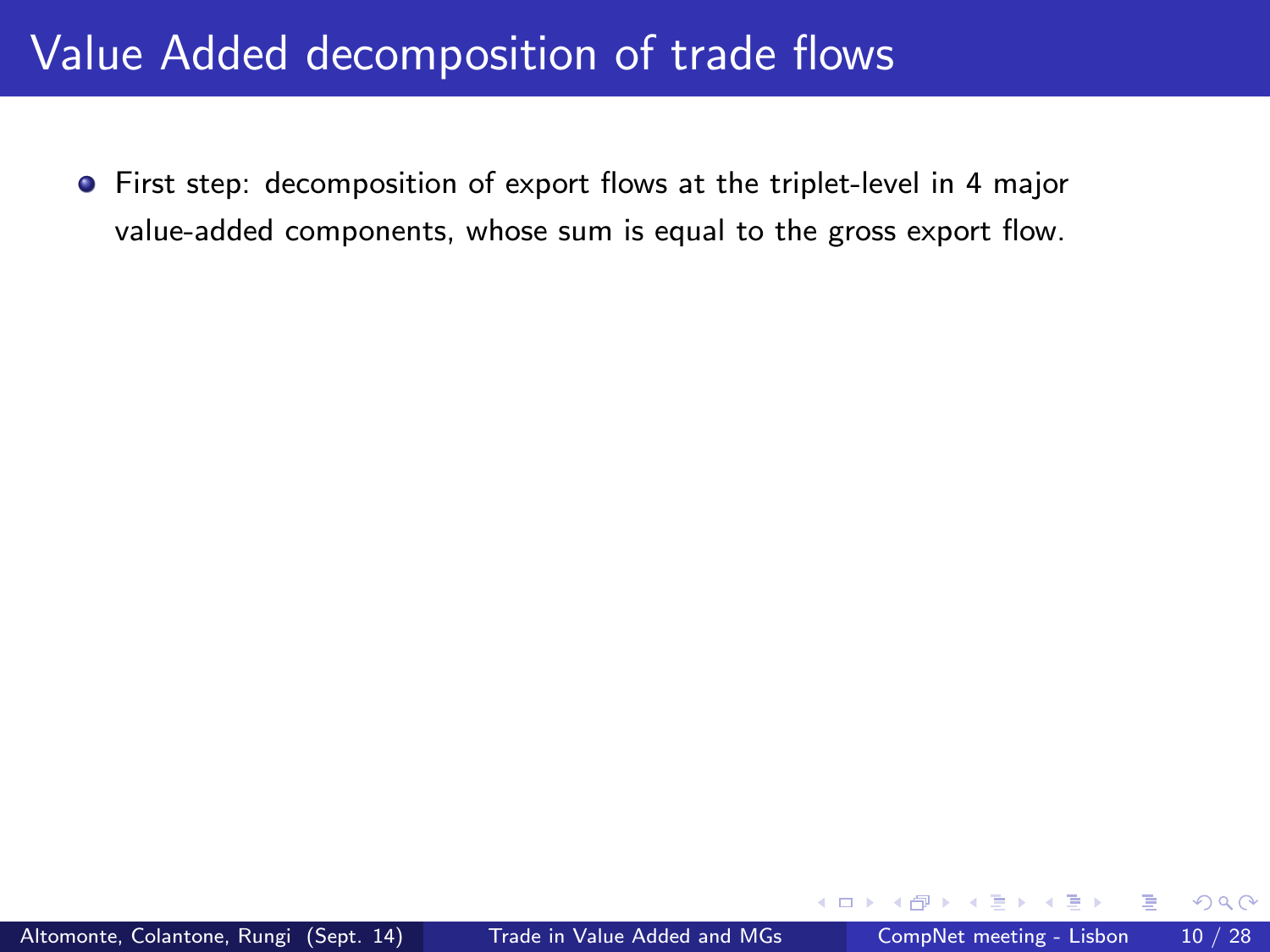# Value Added decomposition of trade flows

- First step: decomposition of export flows at the triplet-level in 4 major value-added components, whose sum is equal to the gross export flow.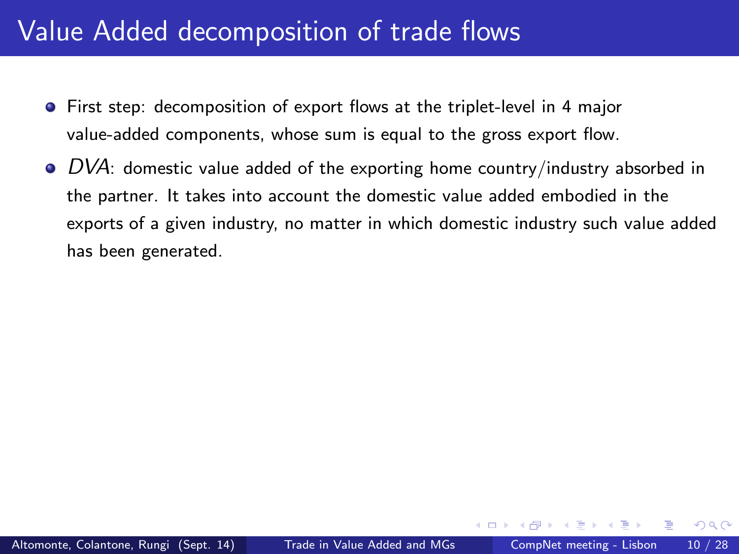# Value Added decomposition of trade flows

- First step: decomposition of export flows at the triplet-level in 4 major value-added components, whose sum is equal to the gross export flow.
- *DVA*: domestic value added of the exporting home country/industry absorbed in the partner. It takes into account the domestic value added embodied in the exports of a given industry, no matter in which domestic industry such value added has been generated.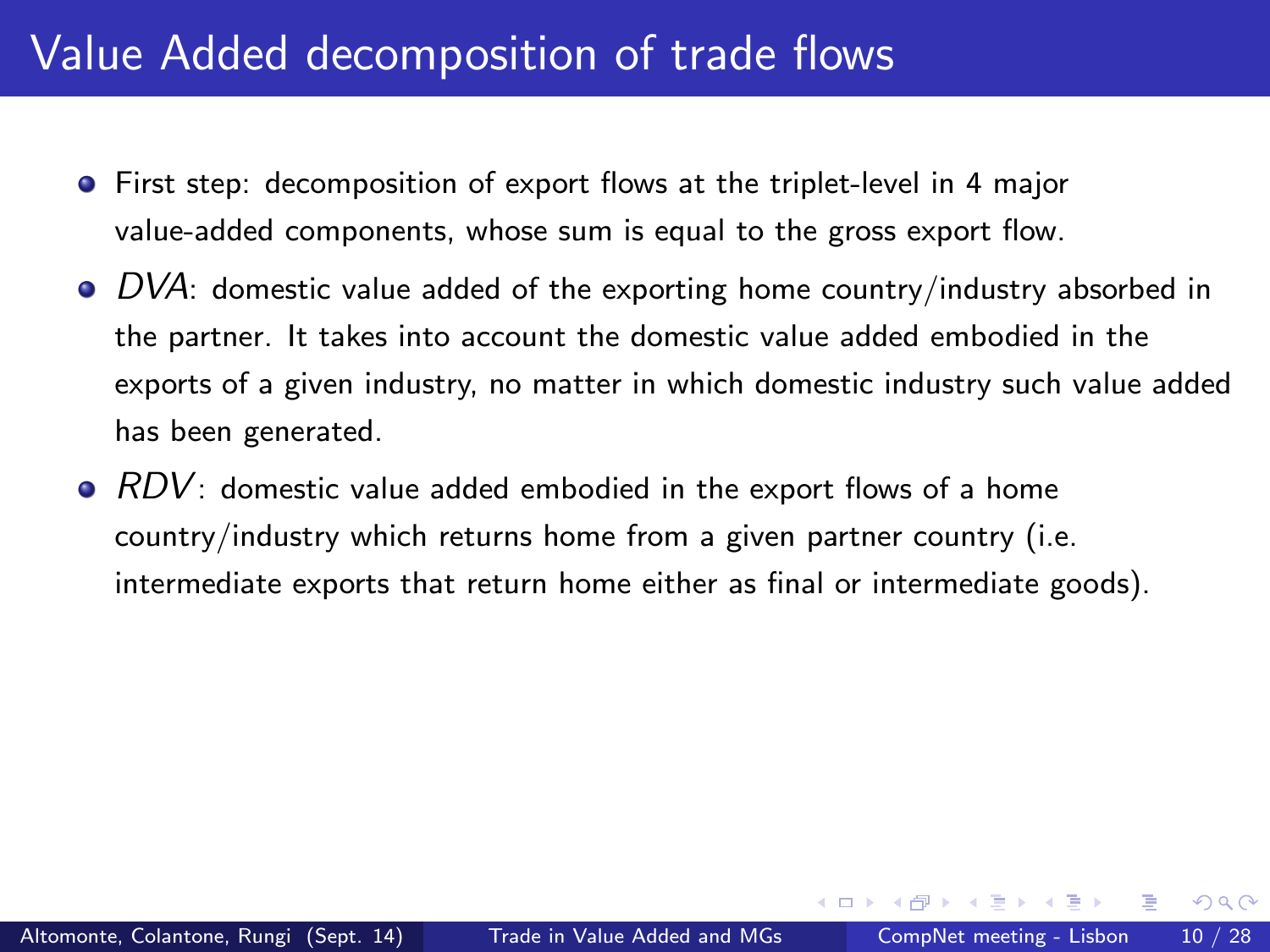# Value Added decomposition of trade flows

- First step: decomposition of export flows at the triplet-level in 4 major value-added components, whose sum is equal to the gross export flow.
- $DVA$: domestic value added of the exporting home country/industry absorbed in the partner. It takes into account the domestic value added embodied in the exports of a given industry, no matter in which domestic industry such value added has been generated.
- $RDV$: domestic value added embodied in the export flows of a home country/industry which returns home from a given partner country (i.e. intermediate exports that return home either as final or intermediate goods).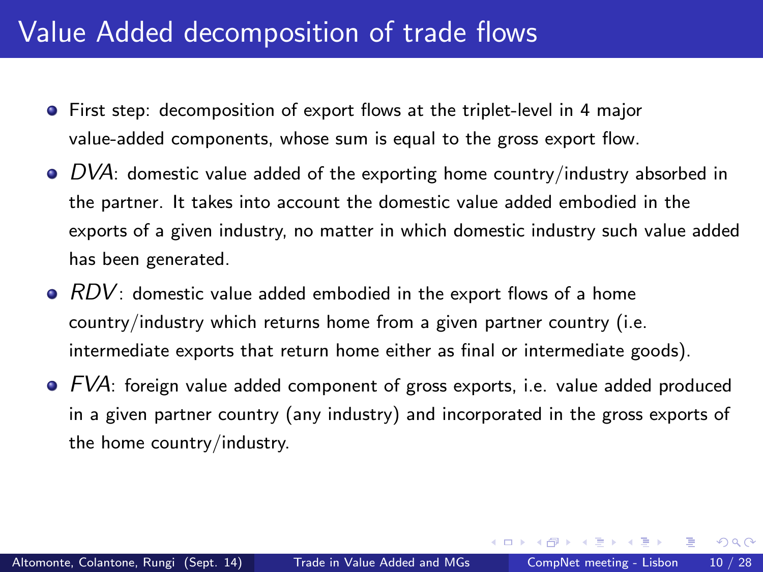# Value Added decomposition of trade flows

- First step: decomposition of export flows at the triplet-level in 4 major value-added components, whose sum is equal to the gross export flow.
- *DVA*: domestic value added of the exporting home country/industry absorbed in the partner. It takes into account the domestic value added embodied in the exports of a given industry, no matter in which domestic industry such value added has been generated.
- *RDV*: domestic value added embodied in the export flows of a home country/industry which returns home from a given partner country (i.e. intermediate exports that return home either as final or intermediate goods).
- *FVA*: foreign value added component of gross exports, i.e. value added produced in a given partner country (any industry) and incorporated in the gross exports of the home country/industry.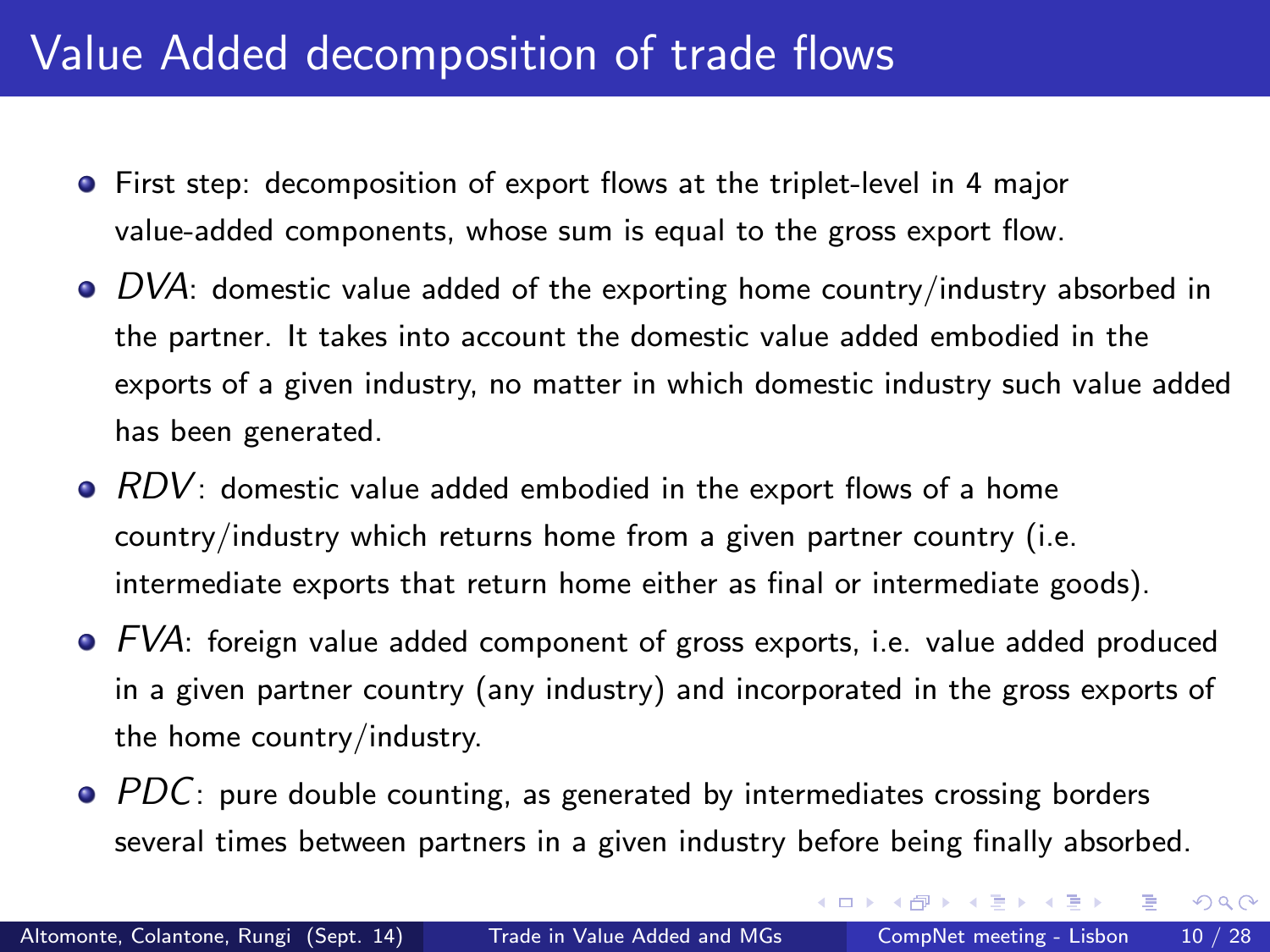# Value Added decomposition of trade flows

- First step: decomposition of export flows at the triplet-level in 4 major value-added components, whose sum is equal to the gross export flow.
- *DVA*: domestic value added of the exporting home country/industry absorbed in the partner. It takes into account the domestic value added embodied in the exports of a given industry, no matter in which domestic industry such value added has been generated.
- *RDV*: domestic value added embodied in the export flows of a home country/industry which returns home from a given partner country (i.e. intermediate exports that return home either as final or intermediate goods).
- *FVA*: foreign value added component of gross exports, i.e. value added produced in a given partner country (any industry) and incorporated in the gross exports of the home country/industry.
- *PDC*: pure double counting, as generated by intermediates crossing borders several times between partners in a given industry before being finally absorbed.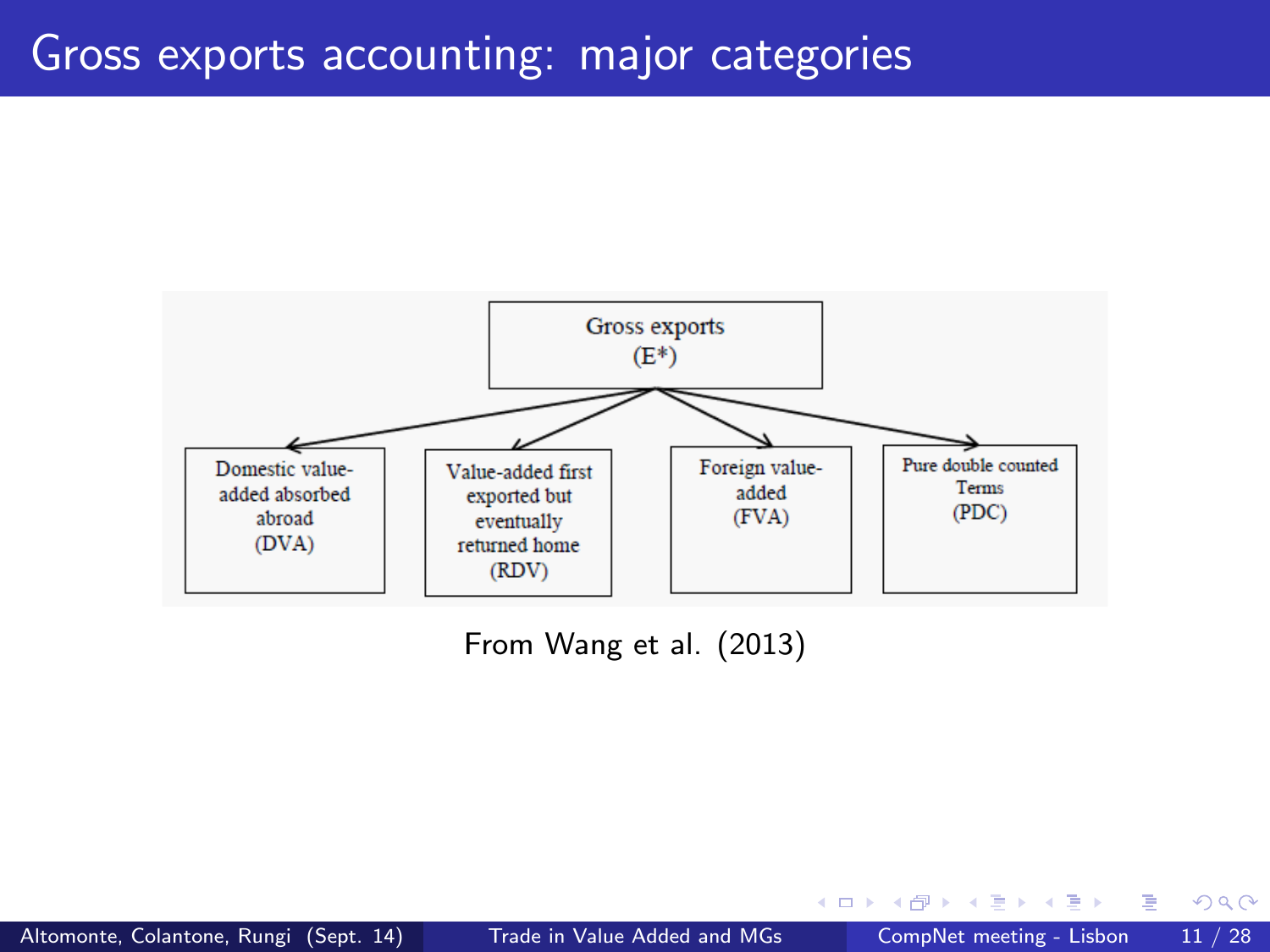# Gross exports accounting: major categories

Gross exports (E*)

- Domestic value-added absorbed abroad (DVA)
- Value-added first exported but eventually returned home (RDV)
- Foreign value-added (FVA)
- Pure double counted Terms (PDC)

From Wang et al. (2013)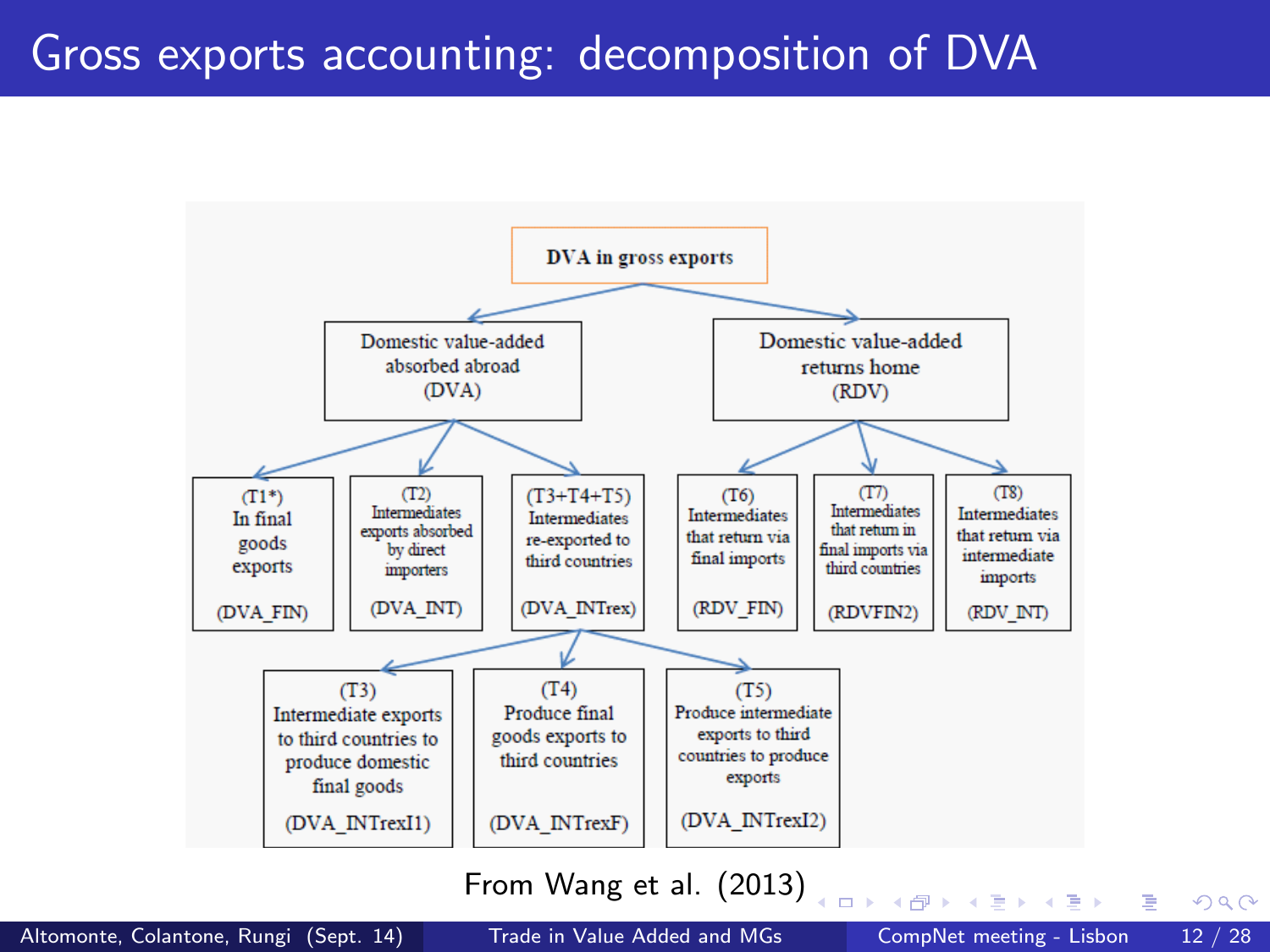# Gross exports accounting: decomposition of DVA

- **DVA in gross exports**
  - **Domestic value-added absorbed abroad (DVA)**
    - (T1*) In final goods exports (DVA_FIN)
    - (T2) Intermediates exports absorbed by direct importers (DVA_INT)
    - (T3+T4+T5) Intermediates re-exported to third countries (DVA_INTrex)
      - (T3) Intermediate exports to third countries to produce domestic final goods (DVA_INTrexI1)
      - (T4) Produce final goods exports to third countries (DVA_INTrexF)
      - (T5) Produce intermediate exports to third countries to produce exports (DVA_INTrexI2)
  - **Domestic value-added returns home (RDV)**
    - (T6) Intermediates that return via final imports (RDV_FIN)
    - (T7) Intermediates that return in final imports via third countries (RDVFIN2)
    - (T8) Intermediates that return via intermediate imports (RDV_INT)

From Wang et al. (2013)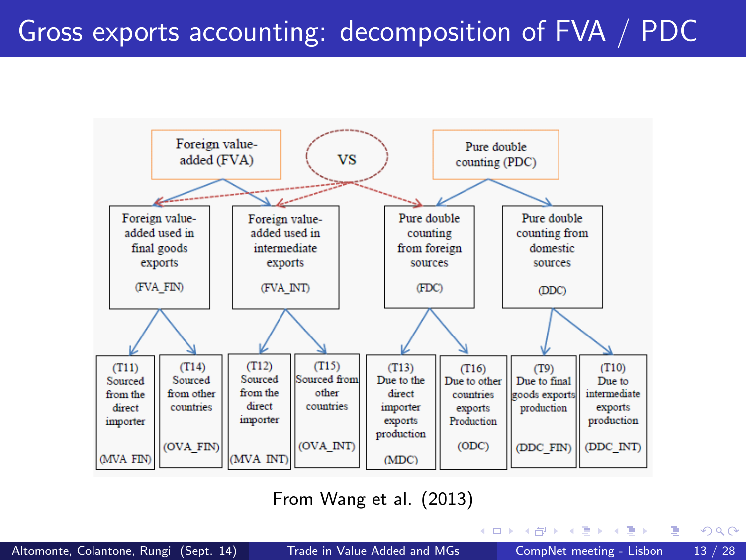# Gross exports accounting: decomposition of FVA / PDC

Foreign value-added (FVA) — VS — Pure double counting (PDC)

- Foreign value-added used in final goods exports (FVA_FIN)
  - (T11) Sourced from the direct importer (MVA_FIN)
  - (T14) Sourced from other countries (OVA_FIN)
- Foreign value-added used in intermediate exports (FVA_INT)
  - (T12) Sourced from the direct importer (MVA_INT)
  - (T15) Sourced from other countries (OVA_INT)
- Pure double counting from foreign sources (FDC)
  - (T13) Due to the direct importer exports production (MDC)
  - (T16) Due to other countries exports Production (ODC)
- Pure double counting from domestic sources (DDC)
  - (T9) Due to final goods exports production (DDC_FIN)
  - (T10) Due to intermediate exports production (DDC_INT)

From Wang et al. (2013)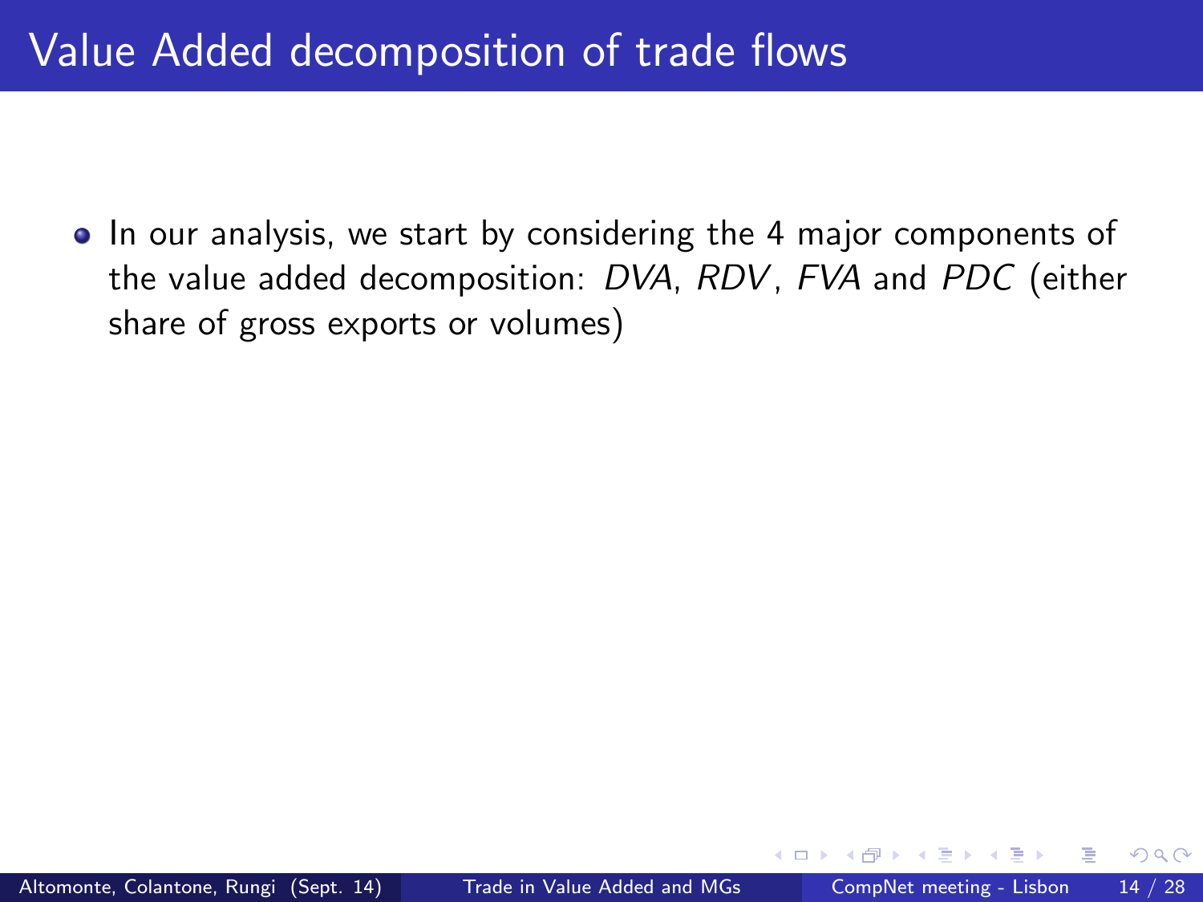# Value Added decomposition of trade flows

- In our analysis, we start by considering the 4 major components of the value added decomposition: *DVA*, *RDV*, *FVA* and *PDC* (either share of gross exports or volumes)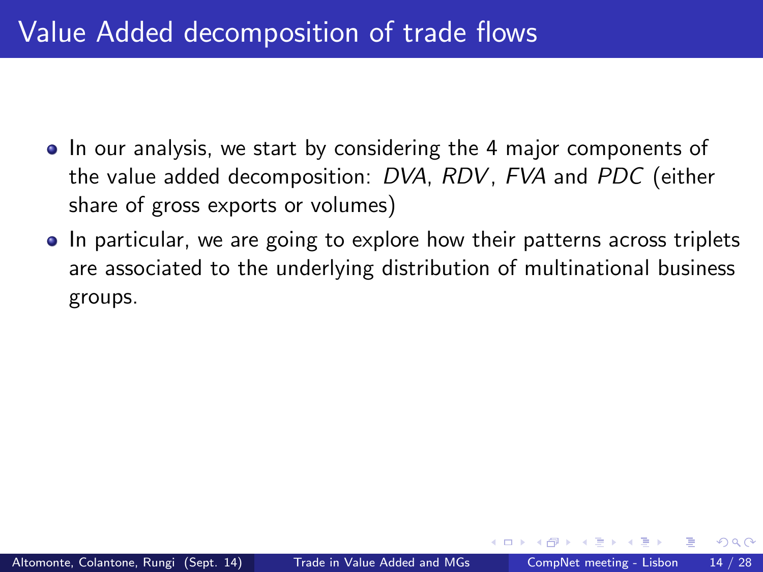# Value Added decomposition of trade flows

- In our analysis, we start by considering the 4 major components of the value added decomposition: *DVA*, *RDV*, *FVA* and *PDC* (either share of gross exports or volumes)
- In particular, we are going to explore how their patterns across triplets are associated to the underlying distribution of multinational business groups.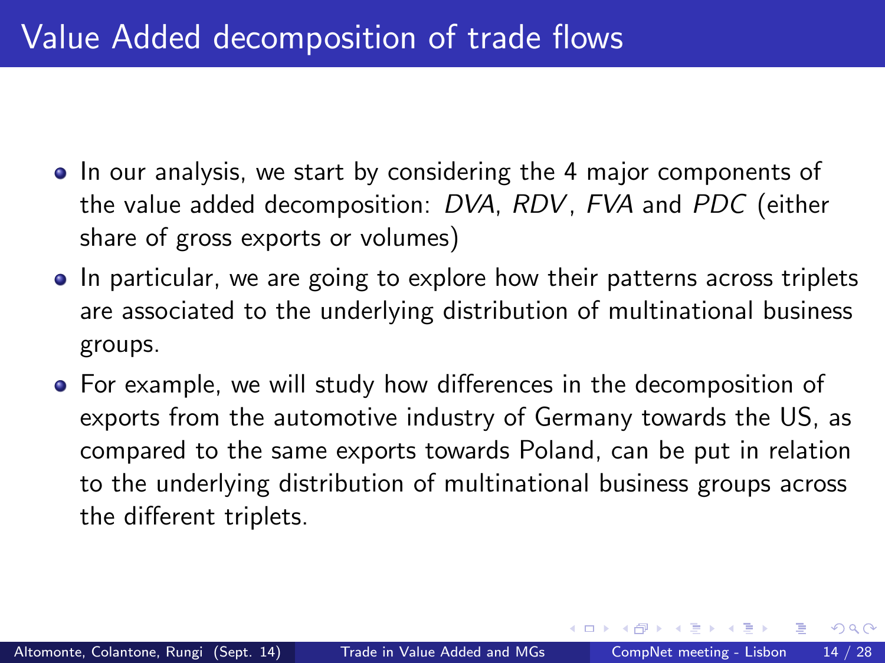# Value Added decomposition of trade flows

- In our analysis, we start by considering the 4 major components of the value added decomposition: *DVA*, *RDV*, *FVA* and *PDC* (either share of gross exports or volumes)
- In particular, we are going to explore how their patterns across triplets are associated to the underlying distribution of multinational business groups.
- For example, we will study how differences in the decomposition of exports from the automotive industry of Germany towards the US, as compared to the same exports towards Poland, can be put in relation to the underlying distribution of multinational business groups across the different triplets.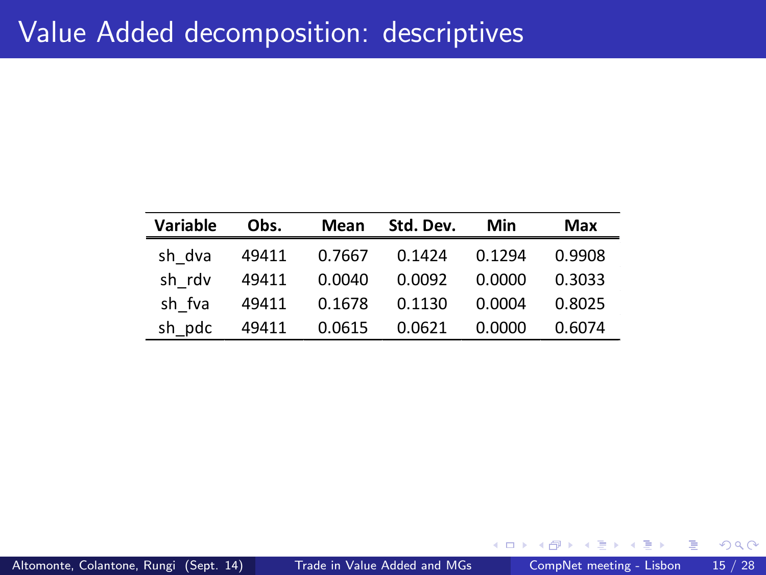# Value Added decomposition: descriptives

| Variable | Obs. | Mean | Std. Dev. | Min | Max |
|---|---|---|---|---|---|
| sh_dva | 49411 | 0.7667 | 0.1424 | 0.1294 | 0.9908 |
| sh_rdv | 49411 | 0.0040 | 0.0092 | 0.0000 | 0.3033 |
| sh_fva | 49411 | 0.1678 | 0.1130 | 0.0004 | 0.8025 |
| sh_pdc | 49411 | 0.0615 | 0.0621 | 0.0000 | 0.6074 |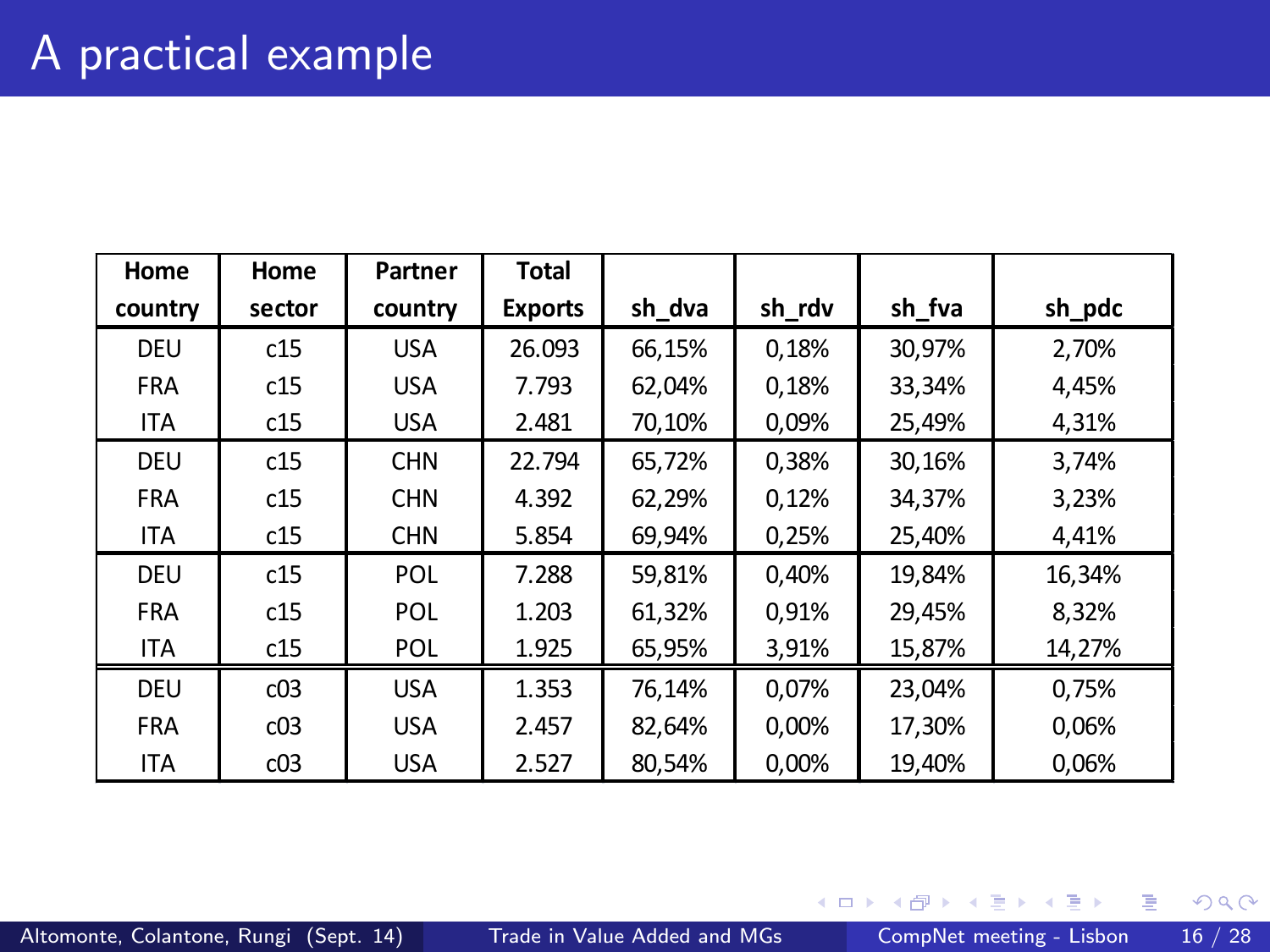# A practical example

| Home country | Home sector | Partner country | Total Exports | sh_dva | sh_rdv | sh_fva | sh_pdc |
|---|---|---|---|---|---|---|---|
| DEU | c15 | USA | 26.093 | 66,15% | 0,18% | 30,97% | 2,70% |
| FRA | c15 | USA | 7.793 | 62,04% | 0,18% | 33,34% | 4,45% |
| ITA | c15 | USA | 2.481 | 70,10% | 0,09% | 25,49% | 4,31% |
| DEU | c15 | CHN | 22.794 | 65,72% | 0,38% | 30,16% | 3,74% |
| FRA | c15 | CHN | 4.392 | 62,29% | 0,12% | 34,37% | 3,23% |
| ITA | c15 | CHN | 5.854 | 69,94% | 0,25% | 25,40% | 4,41% |
| DEU | c15 | POL | 7.288 | 59,81% | 0,40% | 19,84% | 16,34% |
| FRA | c15 | POL | 1.203 | 61,32% | 0,91% | 29,45% | 8,32% |
| ITA | c15 | POL | 1.925 | 65,95% | 3,91% | 15,87% | 14,27% |
| DEU | c03 | USA | 1.353 | 76,14% | 0,07% | 23,04% | 0,75% |
| FRA | c03 | USA | 2.457 | 82,64% | 0,00% | 17,30% | 0,06% |
| ITA | c03 | USA | 2.527 | 80,54% | 0,00% | 19,40% | 0,06% |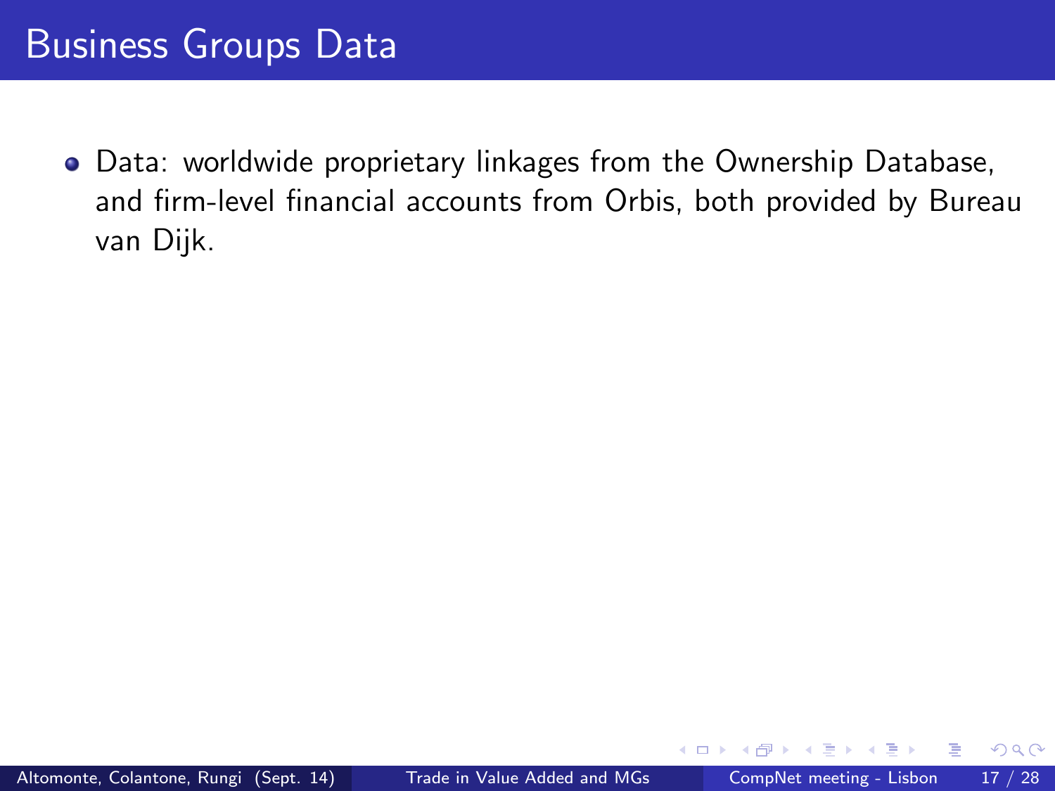# Business Groups Data

- Data: worldwide proprietary linkages from the Ownership Database, and firm-level financial accounts from Orbis, both provided by Bureau van Dijk.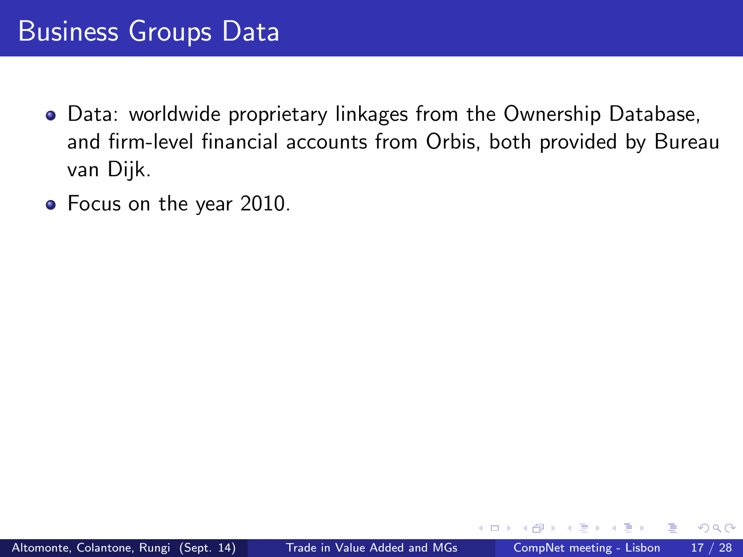# Business Groups Data

- Data: worldwide proprietary linkages from the Ownership Database, and firm-level financial accounts from Orbis, both provided by Bureau van Dijk.
- Focus on the year 2010.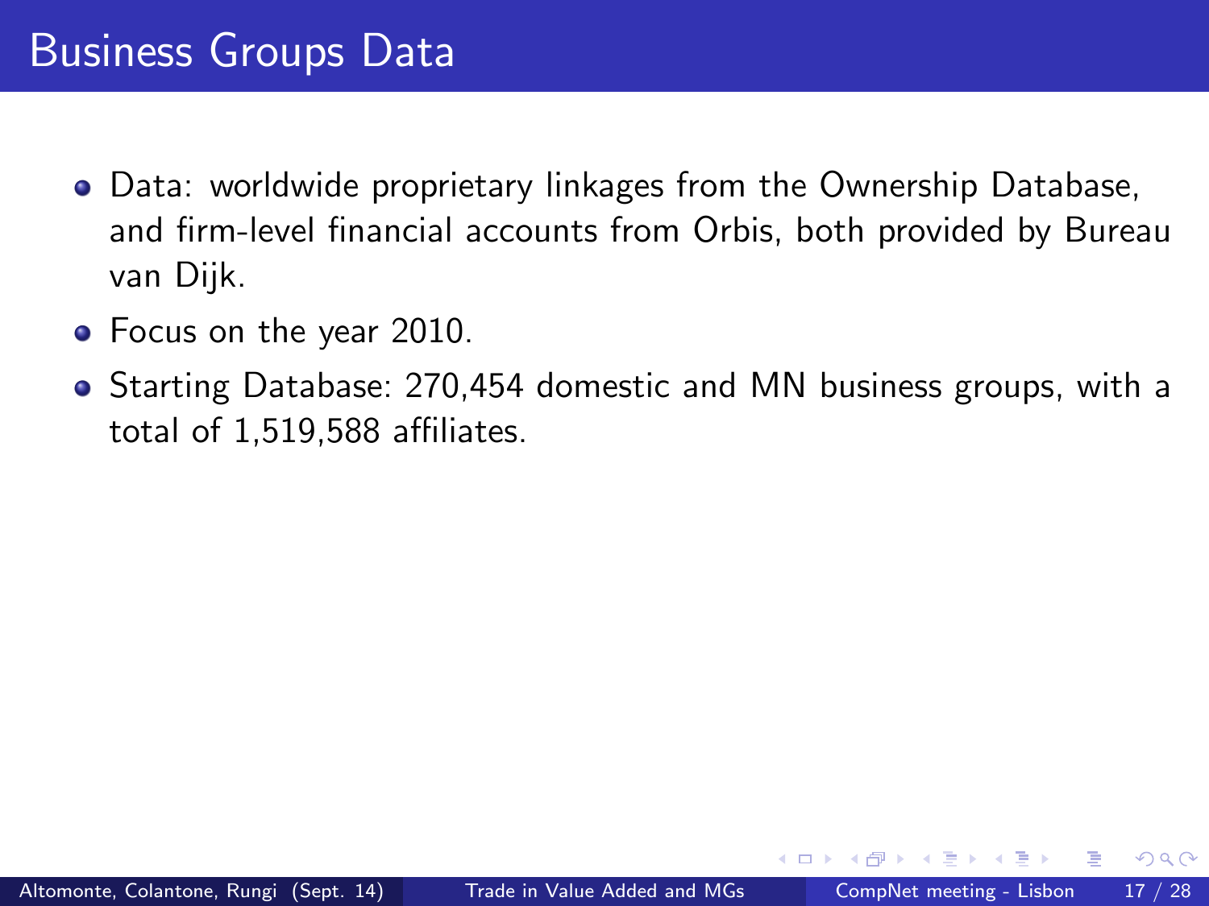# Business Groups Data

- Data: worldwide proprietary linkages from the Ownership Database, and firm-level financial accounts from Orbis, both provided by Bureau van Dijk.
- Focus on the year 2010.
- Starting Database: 270,454 domestic and MN business groups, with a total of 1,519,588 affiliates.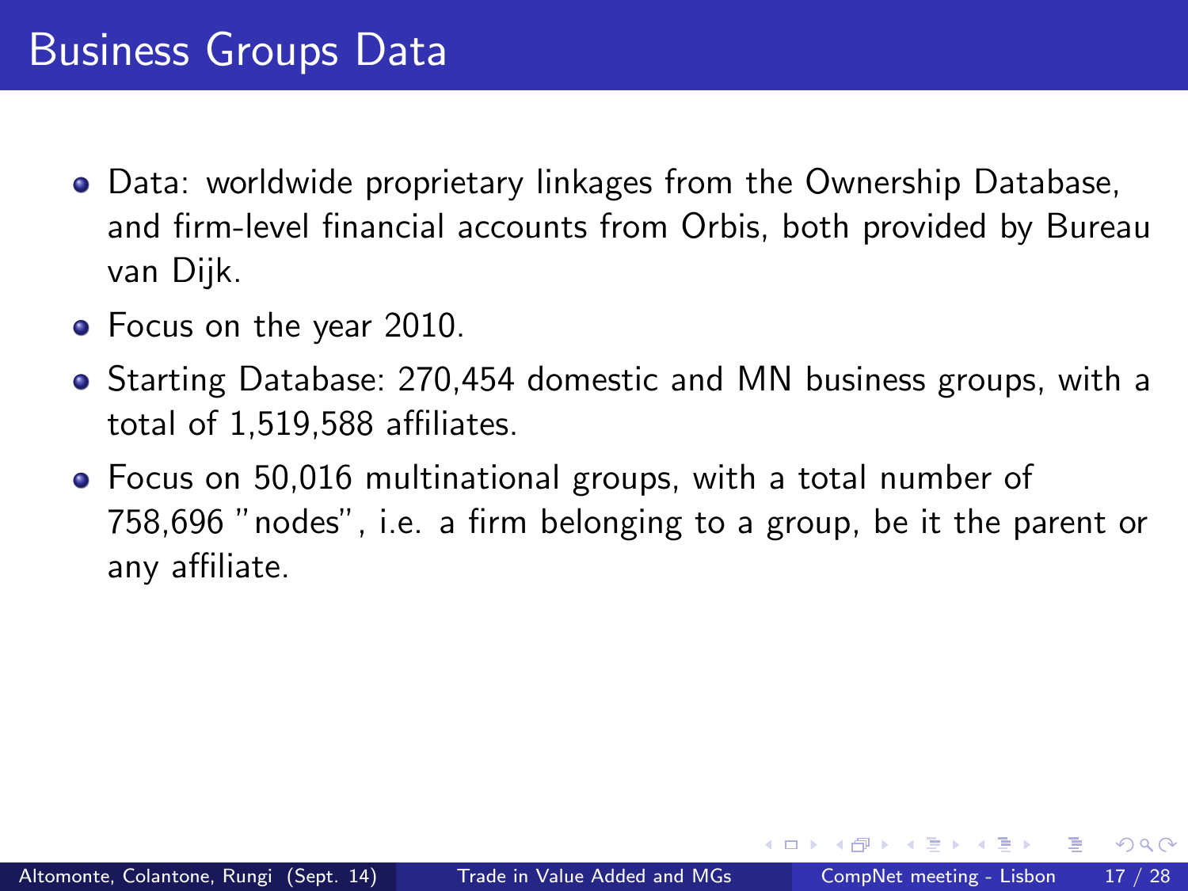# Business Groups Data

- Data: worldwide proprietary linkages from the Ownership Database, and firm-level financial accounts from Orbis, both provided by Bureau van Dijk.
- Focus on the year 2010.
- Starting Database: 270,454 domestic and MN business groups, with a total of 1,519,588 affiliates.
- Focus on 50,016 multinational groups, with a total number of 758,696 "nodes", i.e. a firm belonging to a group, be it the parent or any affiliate.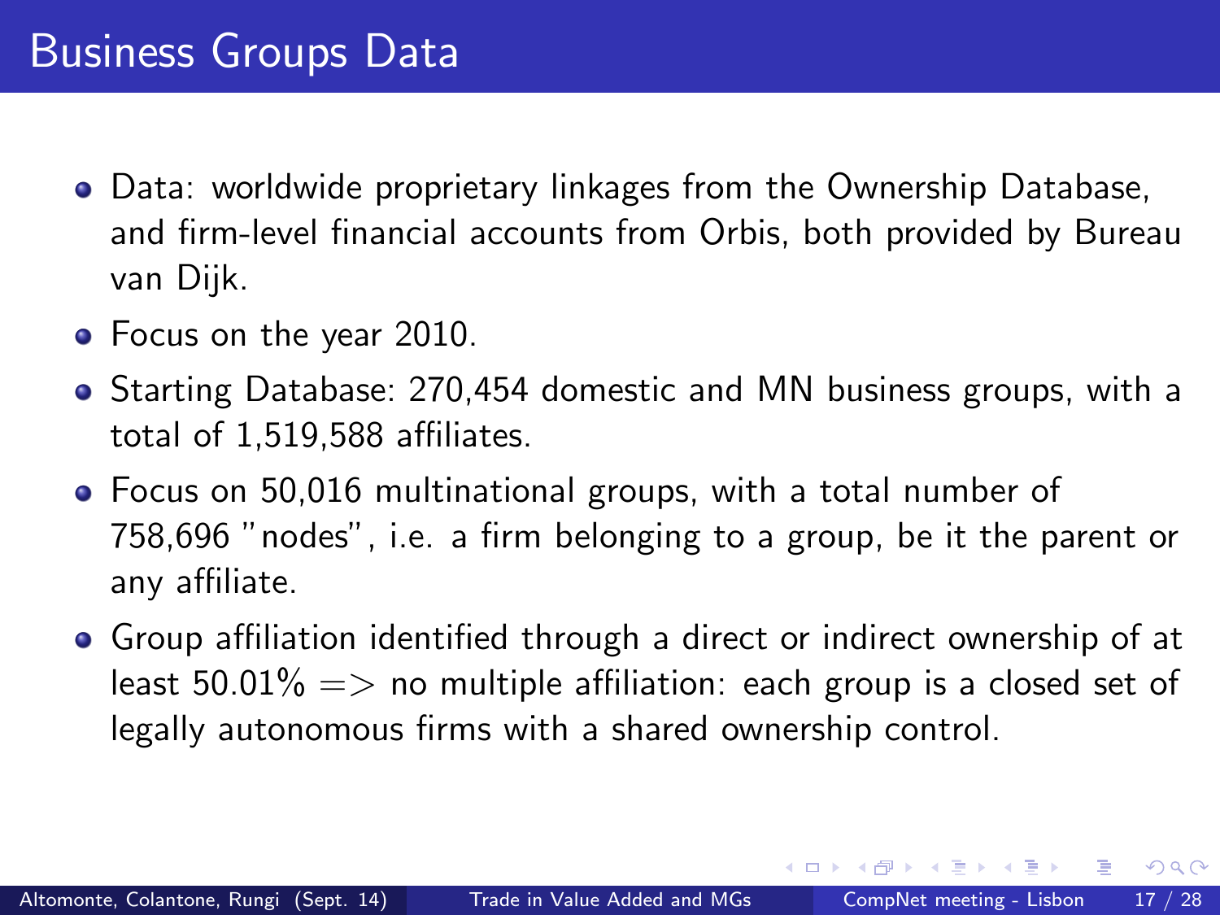# Business Groups Data

- Data: worldwide proprietary linkages from the Ownership Database, and firm-level financial accounts from Orbis, both provided by Bureau van Dijk.
- Focus on the year 2010.
- Starting Database: 270,454 domestic and MN business groups, with a total of 1,519,588 affiliates.
- Focus on 50,016 multinational groups, with a total number of 758,696 "nodes", i.e. a firm belonging to a group, be it the parent or any affiliate.
- Group affiliation identified through a direct or indirect ownership of at least 50.01% => no multiple affiliation: each group is a closed set of legally autonomous firms with a shared ownership control.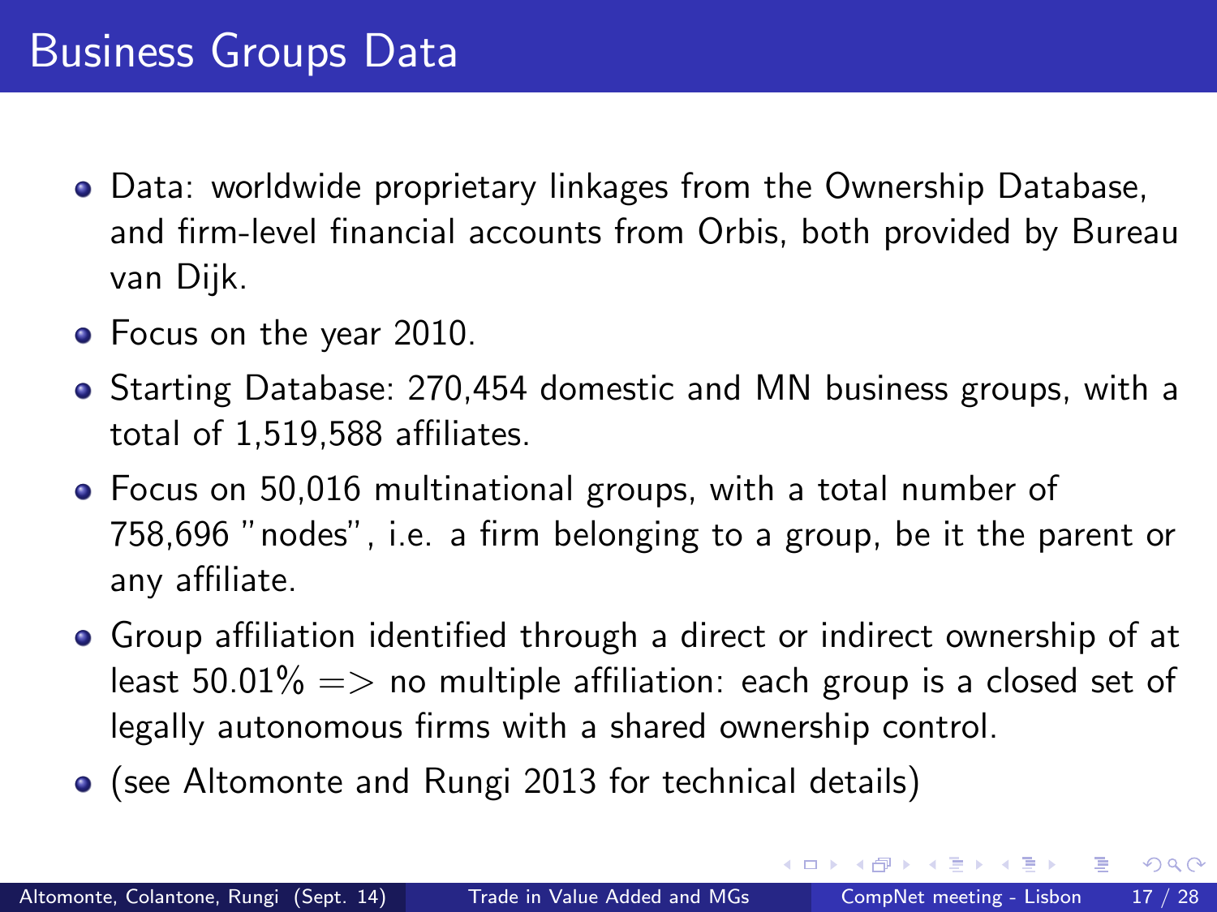# Business Groups Data

- Data: worldwide proprietary linkages from the Ownership Database, and firm-level financial accounts from Orbis, both provided by Bureau van Dijk.
- Focus on the year 2010.
- Starting Database: 270,454 domestic and MN business groups, with a total of 1,519,588 affiliates.
- Focus on 50,016 multinational groups, with a total number of 758,696 "nodes", i.e. a firm belonging to a group, be it the parent or any affiliate.
- Group affiliation identified through a direct or indirect ownership of at least 50.01% => no multiple affiliation: each group is a closed set of legally autonomous firms with a shared ownership control.
- (see Altomonte and Rungi 2013 for technical details)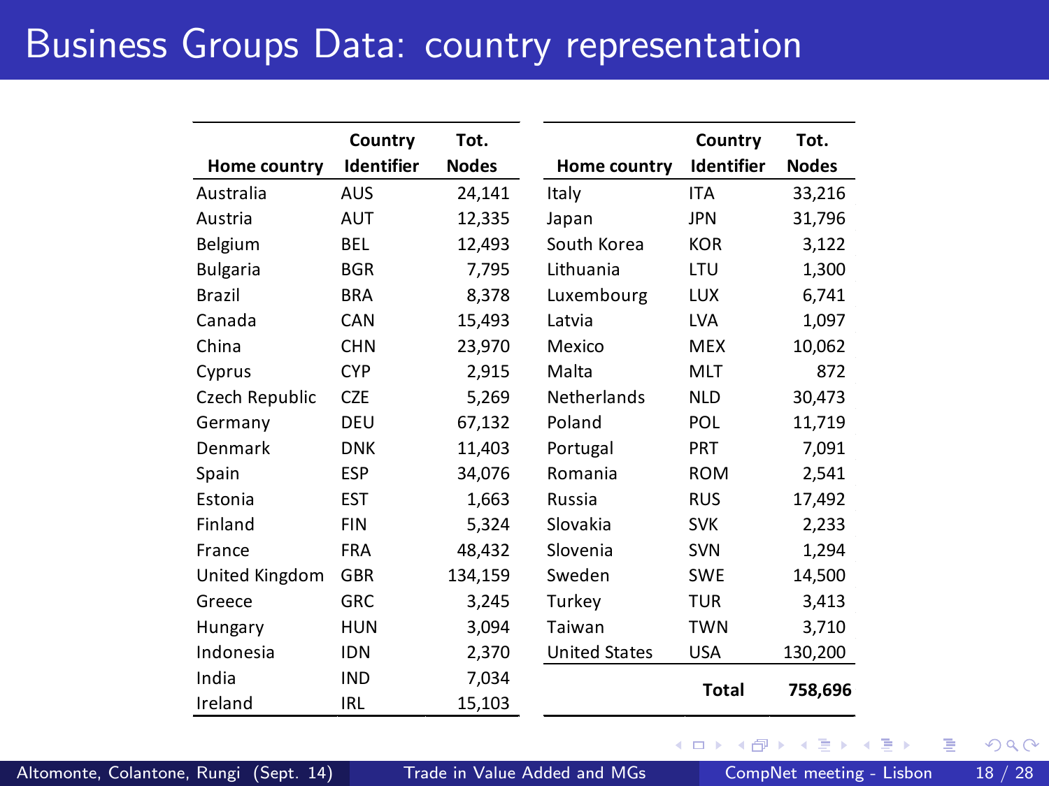# Business Groups Data: country representation

| Home country | Country Identifier | Tot. Nodes |
|---|---|---|
| Australia | AUS | 24,141 |
| Austria | AUT | 12,335 |
| Belgium | BEL | 12,493 |
| Bulgaria | BGR | 7,795 |
| Brazil | BRA | 8,378 |
| Canada | CAN | 15,493 |
| China | CHN | 23,970 |
| Cyprus | CYP | 2,915 |
| Czech Republic | CZE | 5,269 |
| Germany | DEU | 67,132 |
| Denmark | DNK | 11,403 |
| Spain | ESP | 34,076 |
| Estonia | EST | 1,663 |
| Finland | FIN | 5,324 |
| France | FRA | 48,432 |
| United Kingdom | GBR | 134,159 |
| Greece | GRC | 3,245 |
| Hungary | HUN | 3,094 |
| Indonesia | IDN | 2,370 |
| India | IND | 7,034 |
| Ireland | IRL | 15,103 |

| Home country | Country Identifier | Tot. Nodes |
|---|---|---|
| Italy | ITA | 33,216 |
| Japan | JPN | 31,796 |
| South Korea | KOR | 3,122 |
| Lithuania | LTU | 1,300 |
| Luxembourg | LUX | 6,741 |
| Latvia | LVA | 1,097 |
| Mexico | MEX | 10,062 |
| Malta | MLT | 872 |
| Netherlands | NLD | 30,473 |
| Poland | POL | 11,719 |
| Portugal | PRT | 7,091 |
| Romania | ROM | 2,541 |
| Russia | RUS | 17,492 |
| Slovakia | SVK | 2,233 |
| Slovenia | SVN | 1,294 |
| Sweden | SWE | 14,500 |
| Turkey | TUR | 3,413 |
| Taiwan | TWN | 3,710 |
| United States | USA | 130,200 |
| | **Total** | **758,696** |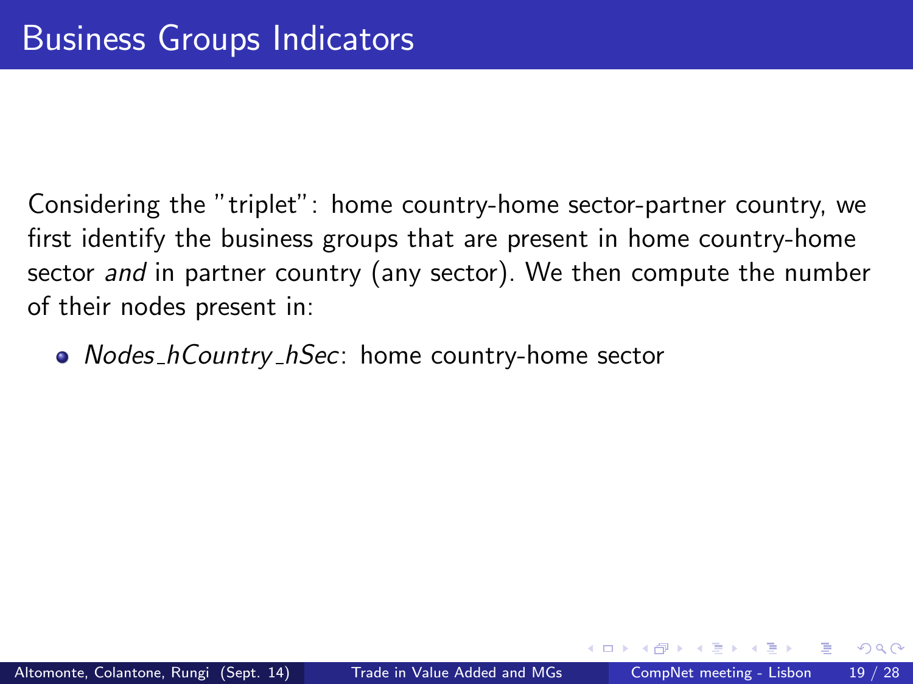# Business Groups Indicators

Considering the "triplet": home country-home sector-partner country, we first identify the business groups that are present in home country-home sector *and* in partner country (any sector). We then compute the number of their nodes present in:

- *Nodes_hCountry_hSec*: home country-home sector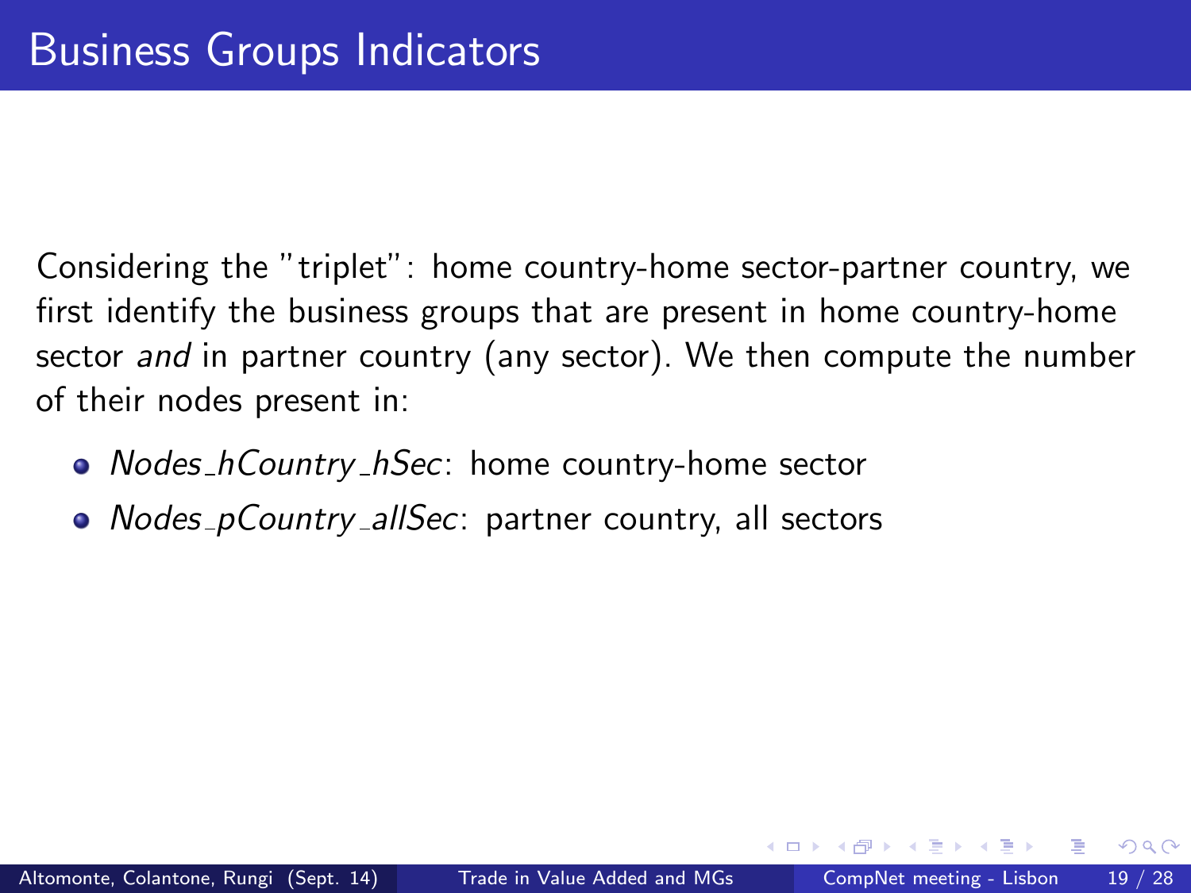# Business Groups Indicators

Considering the "triplet": home country-home sector-partner country, we first identify the business groups that are present in home country-home sector *and* in partner country (any sector). We then compute the number of their nodes present in:

- *Nodes_hCountry_hSec*: home country-home sector
- *Nodes_pCountry_allSec*: partner country, all sectors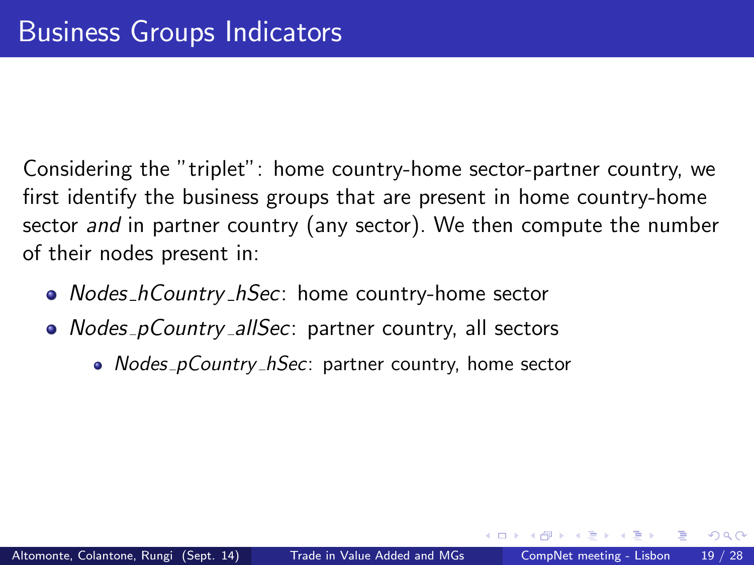# Business Groups Indicators

Considering the "triplet": home country-home sector-partner country, we first identify the business groups that are present in home country-home sector *and* in partner country (any sector). We then compute the number of their nodes present in:

- *Nodes_hCountry_hSec*: home country-home sector
- *Nodes_pCountry_allSec*: partner country, all sectors
  - *Nodes_pCountry_hSec*: partner country, home sector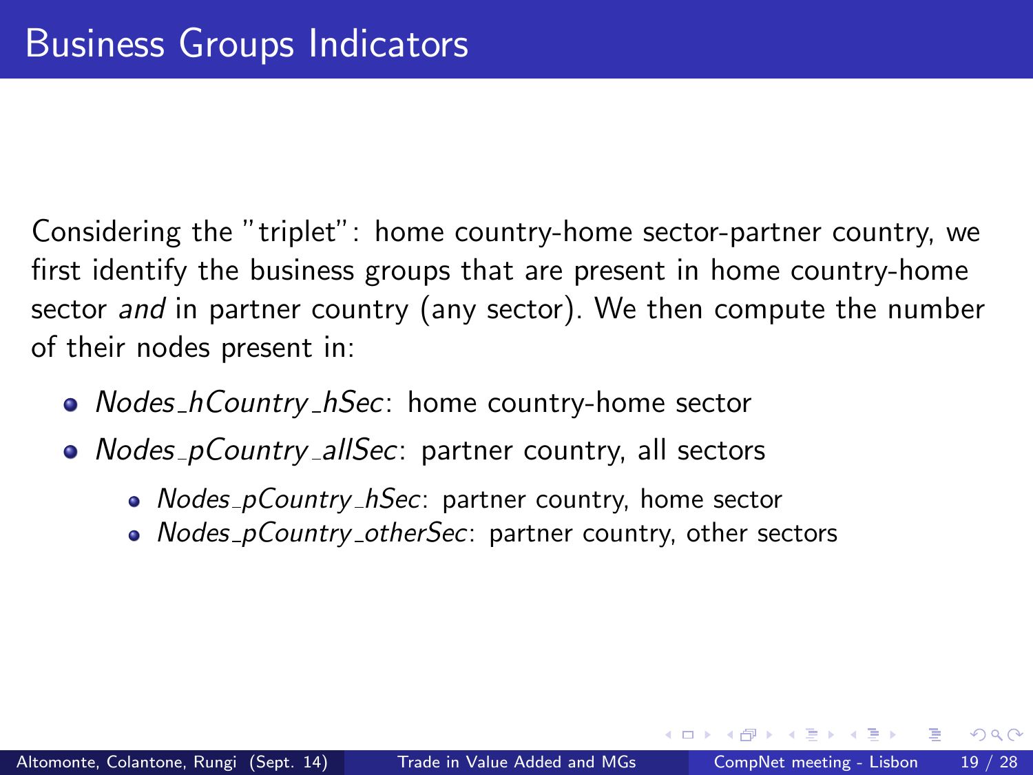# Business Groups Indicators

Considering the "triplet": home country-home sector-partner country, we first identify the business groups that are present in home country-home sector *and* in partner country (any sector). We then compute the number of their nodes present in:

- *Nodes_hCountry_hSec*: home country-home sector
- *Nodes_pCountry_allSec*: partner country, all sectors
  - *Nodes_pCountry_hSec*: partner country, home sector
  - *Nodes_pCountry_otherSec*: partner country, other sectors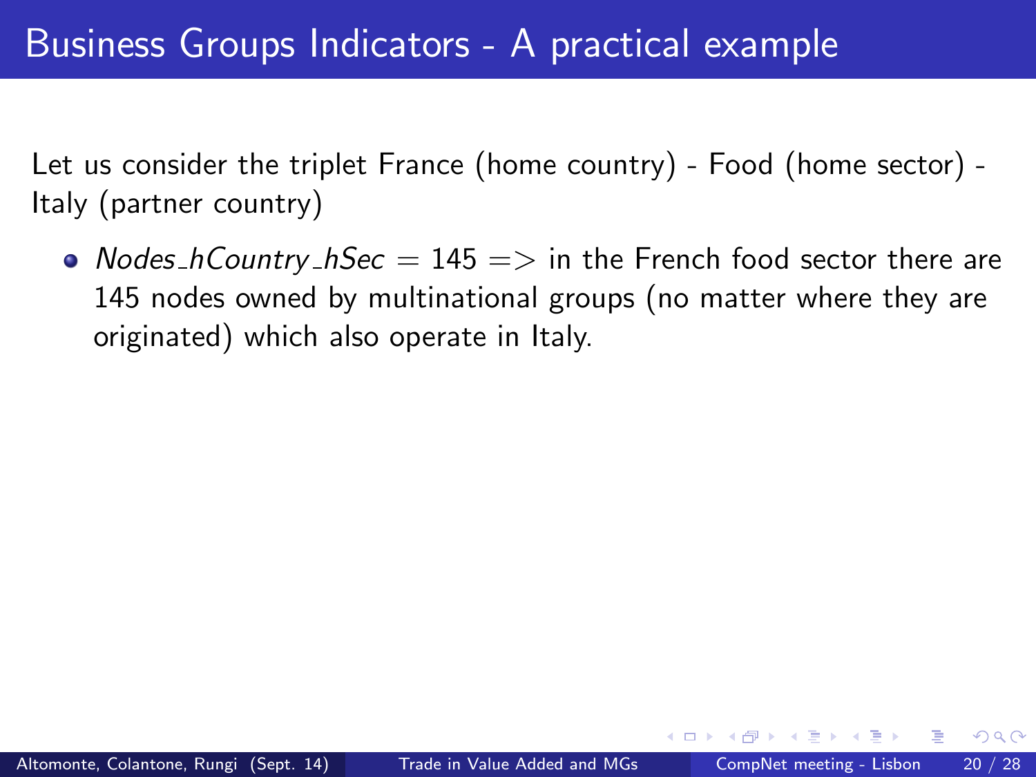# Business Groups Indicators - A practical example

Let us consider the triplet France (home country) - Food (home sector) - Italy (partner country)

- $Nodes\_hCountry\_hSec = 145 =>$ in the French food sector there are 145 nodes owned by multinational groups (no matter where they are originated) which also operate in Italy.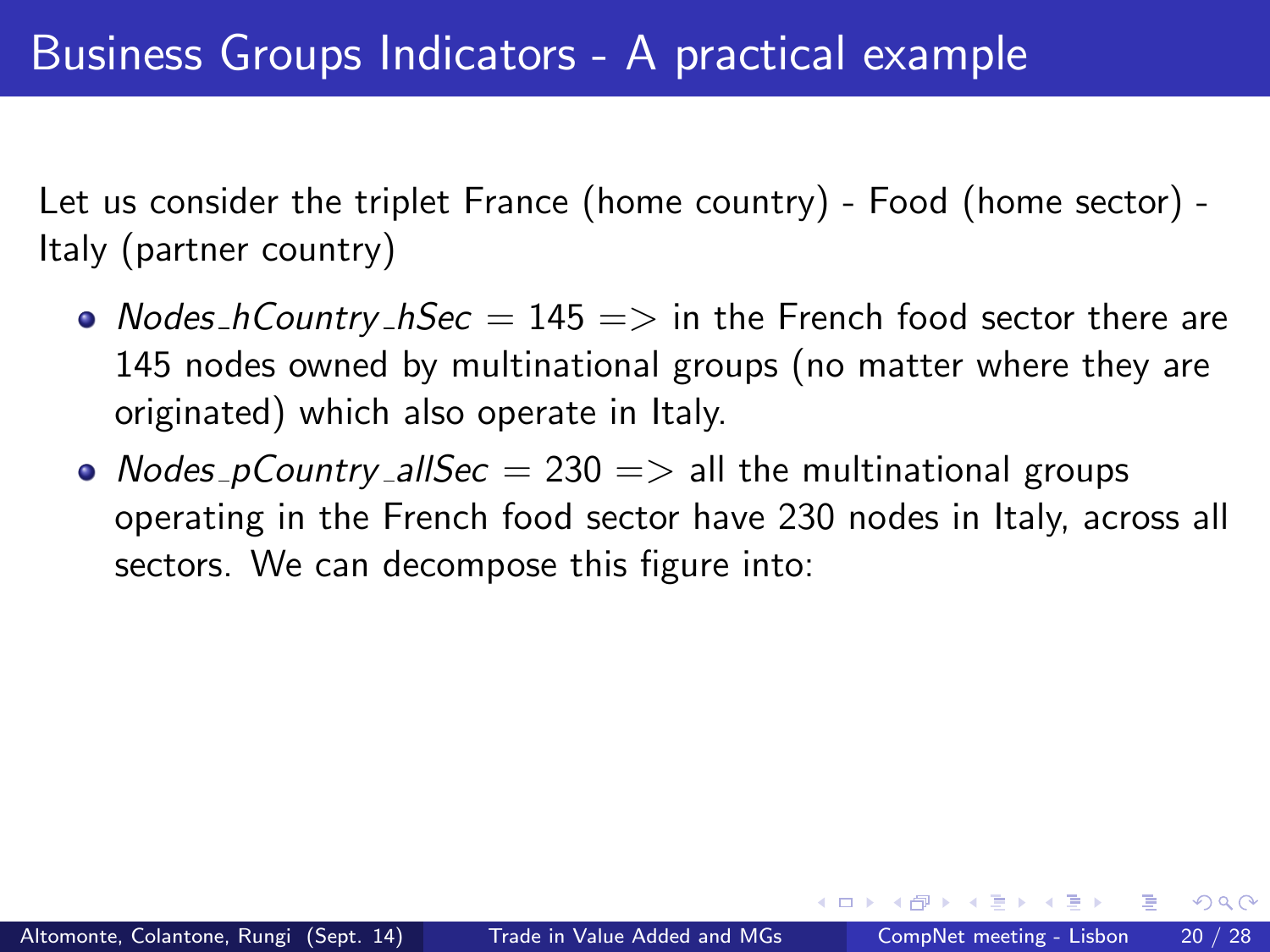# Business Groups Indicators - A practical example

Let us consider the triplet France (home country) - Food (home sector) - Italy (partner country)

- *Nodes_hCountry_hSec* = 145 => in the French food sector there are 145 nodes owned by multinational groups (no matter where they are originated) which also operate in Italy.
- *Nodes_pCountry_allSec* = 230 => all the multinational groups operating in the French food sector have 230 nodes in Italy, across all sectors. We can decompose this figure into: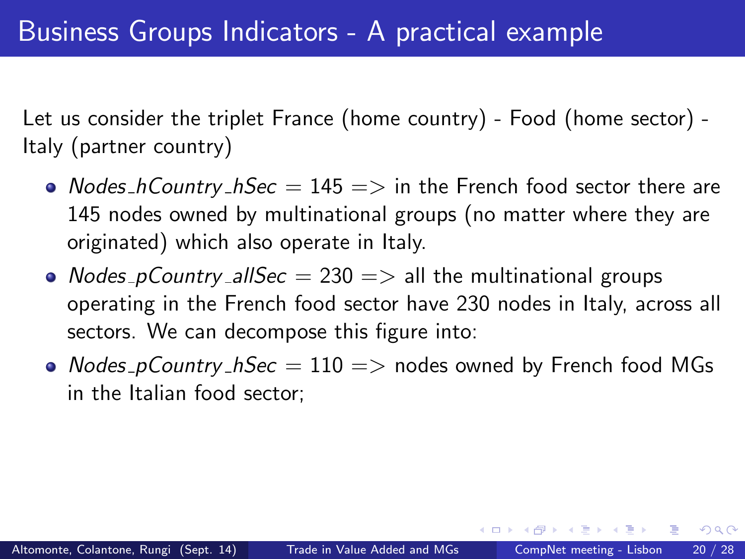# Business Groups Indicators - A practical example

Let us consider the triplet France (home country) - Food (home sector) - Italy (partner country)

- *Nodes_hCountry_hSec* = 145 => in the French food sector there are 145 nodes owned by multinational groups (no matter where they are originated) which also operate in Italy.
- *Nodes_pCountry_allSec* = 230 => all the multinational groups operating in the French food sector have 230 nodes in Italy, across all sectors. We can decompose this figure into:
- *Nodes_pCountry_hSec* = 110 => nodes owned by French food MGs in the Italian food sector;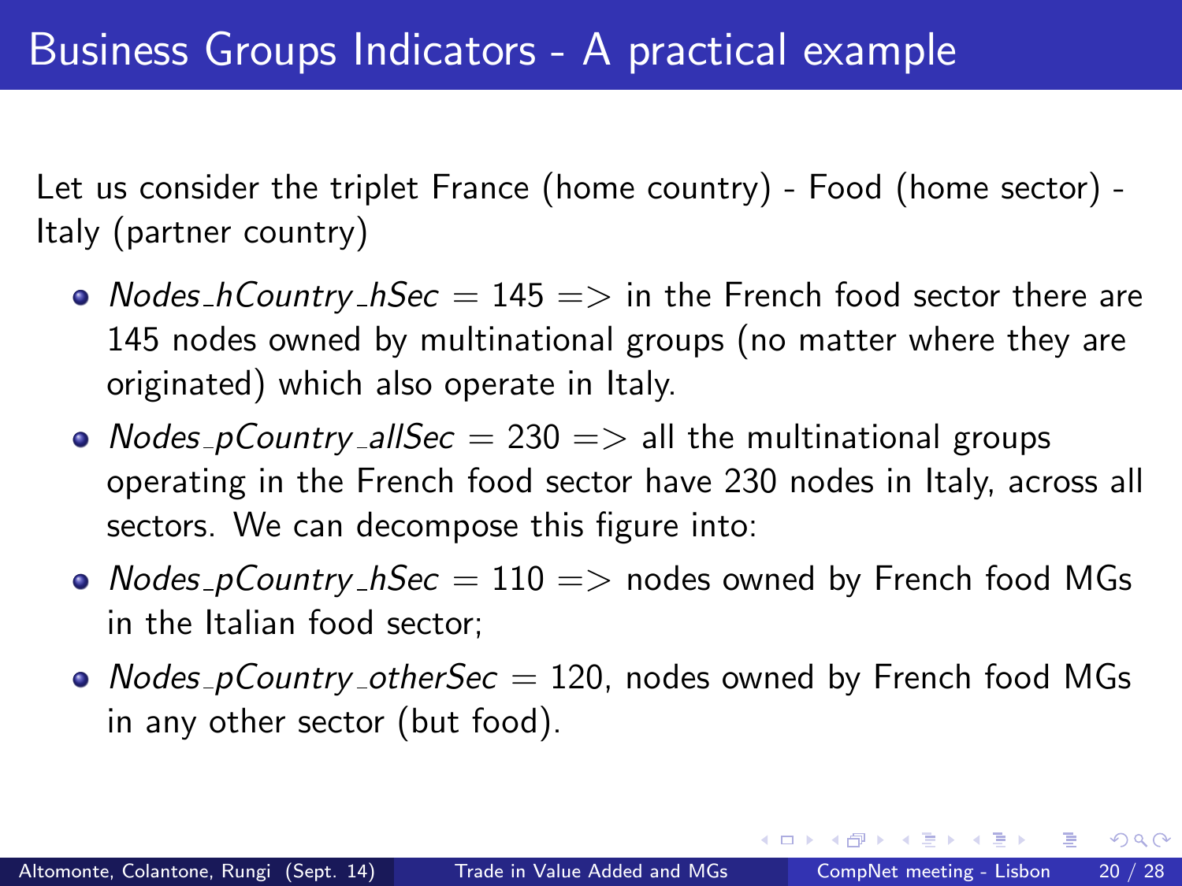# Business Groups Indicators - A practical example

Let us consider the triplet France (home country) - Food (home sector) - Italy (partner country)

- $Nodes\_hCountry\_hSec = 145 =>$ in the French food sector there are 145 nodes owned by multinational groups (no matter where they are originated) which also operate in Italy.
- $Nodes\_pCountry\_allSec = 230 =>$ all the multinational groups operating in the French food sector have 230 nodes in Italy, across all sectors. We can decompose this figure into:
- $Nodes\_pCountry\_hSec = 110 =>$ nodes owned by French food MGs in the Italian food sector;
- $Nodes\_pCountry\_otherSec = 120$, nodes owned by French food MGs in any other sector (but food).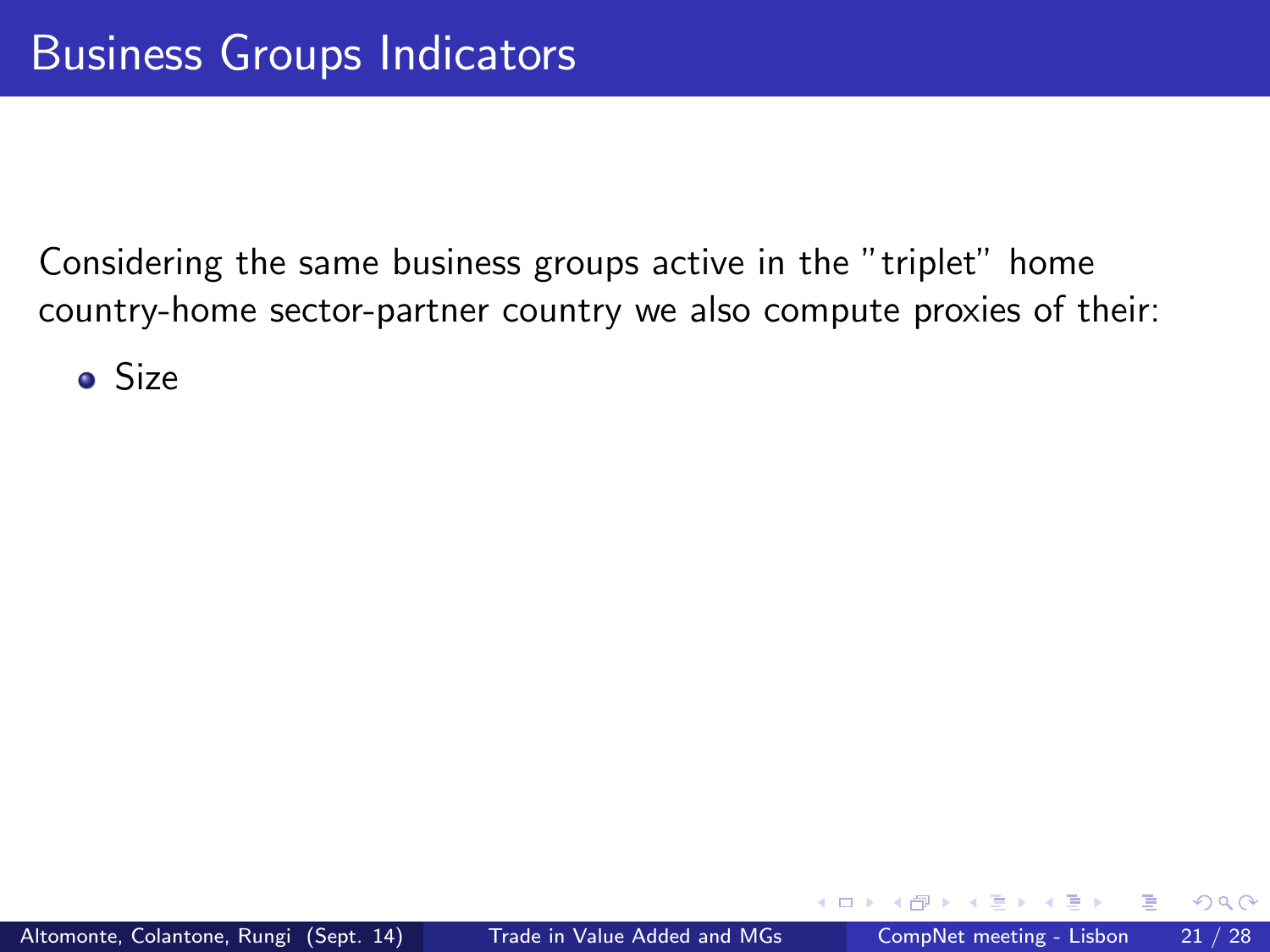# Business Groups Indicators

Considering the same business groups active in the "triplet" home country-home sector-partner country we also compute proxies of their:

- Size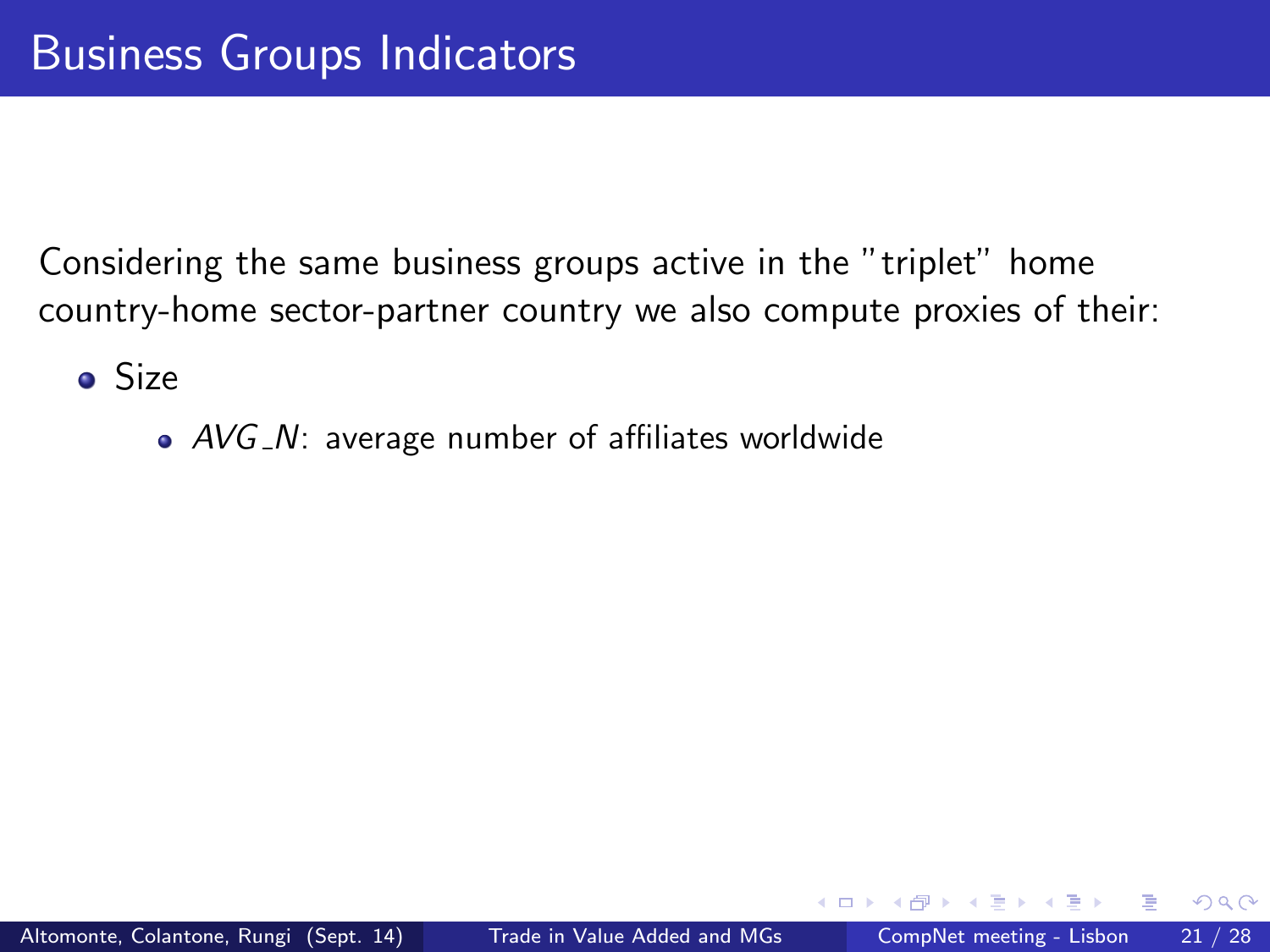# Business Groups Indicators

Considering the same business groups active in the "triplet" home country-home sector-partner country we also compute proxies of their:

- Size
  - *AVG_N*: average number of affiliates worldwide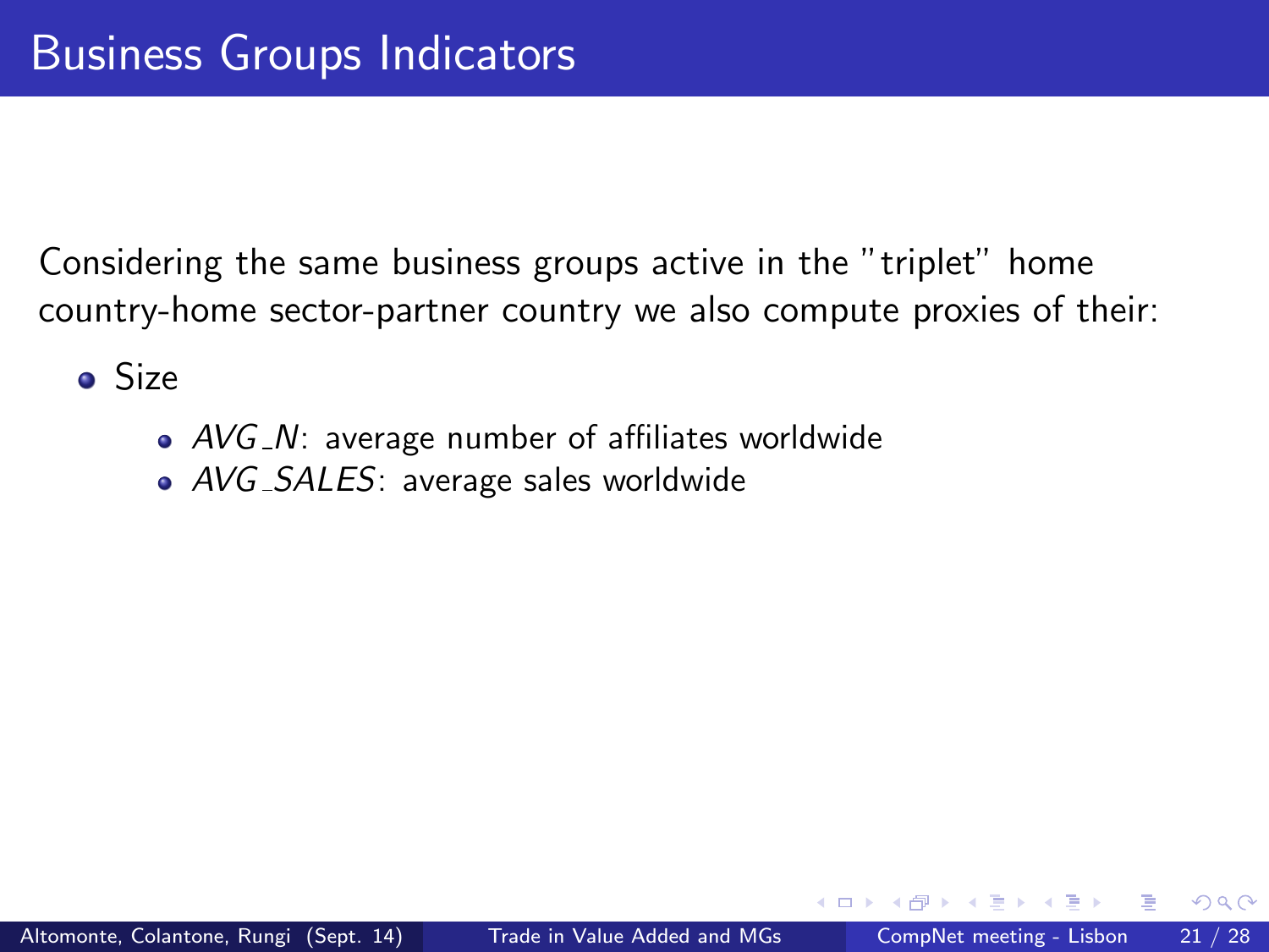# Business Groups Indicators

Considering the same business groups active in the "triplet" home country-home sector-partner country we also compute proxies of their:

- Size
  - *AVG_N*: average number of affiliates worldwide
  - *AVG_SALES*: average sales worldwide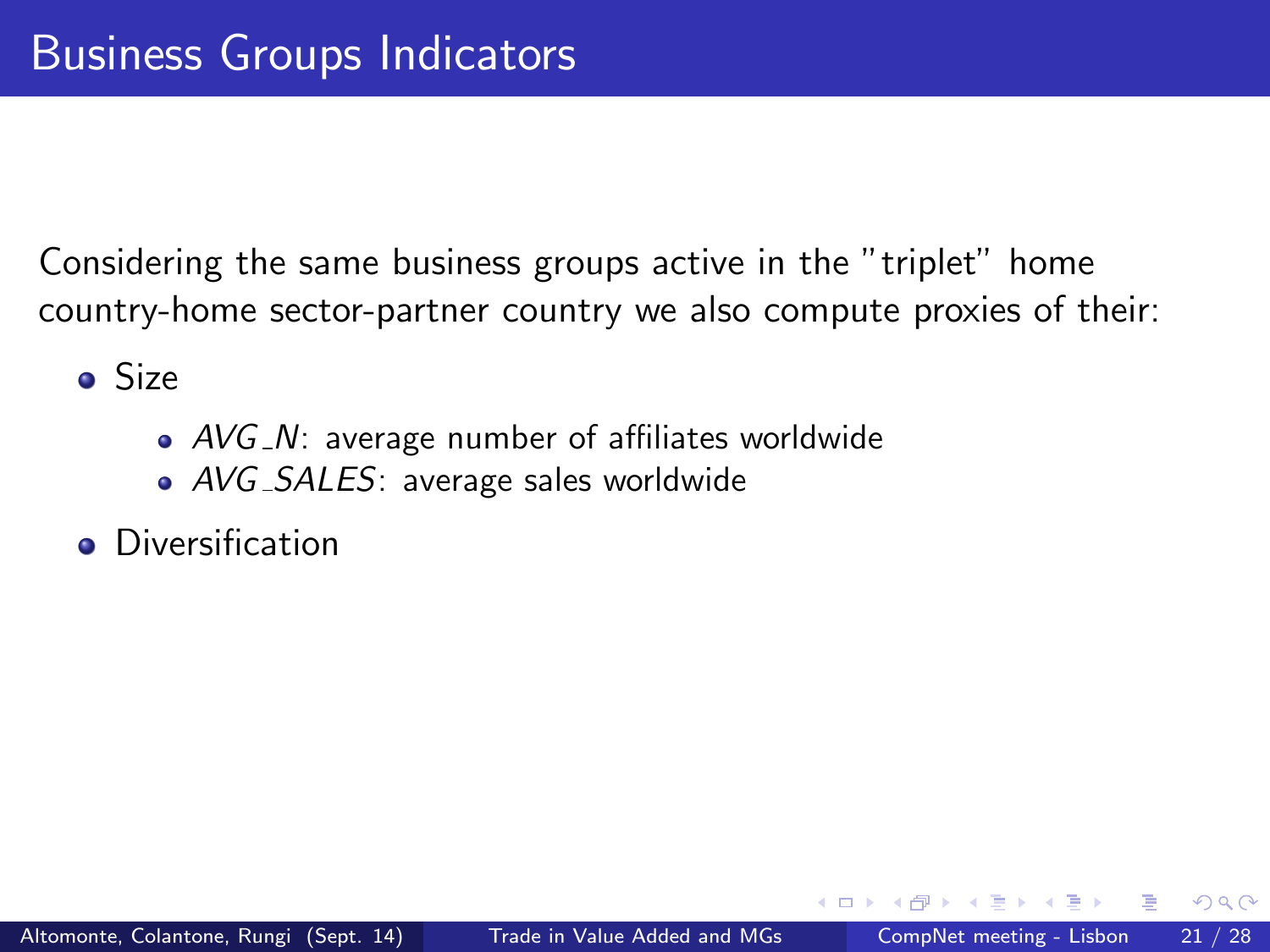# Business Groups Indicators

Considering the same business groups active in the "triplet" home country-home sector-partner country we also compute proxies of their:

- Size
  - *AVG_N*: average number of affiliates worldwide
  - *AVG_SALES*: average sales worldwide
- Diversification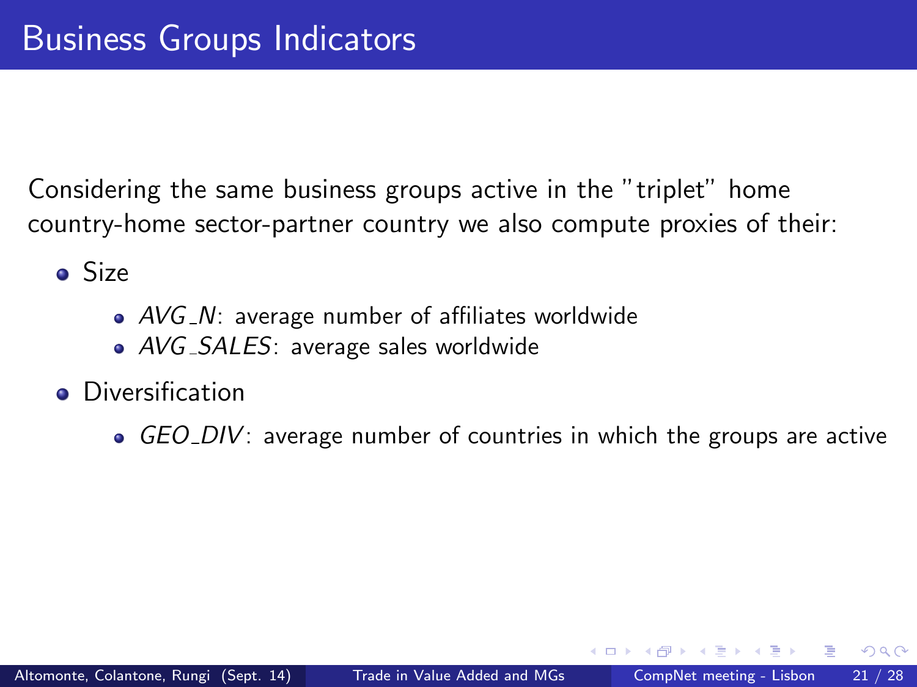# Business Groups Indicators

Considering the same business groups active in the "triplet" home country-home sector-partner country we also compute proxies of their:

- Size
  - *AVG_N*: average number of affiliates worldwide
  - *AVG_SALES*: average sales worldwide
- Diversification
  - *GEO_DIV*: average number of countries in which the groups are active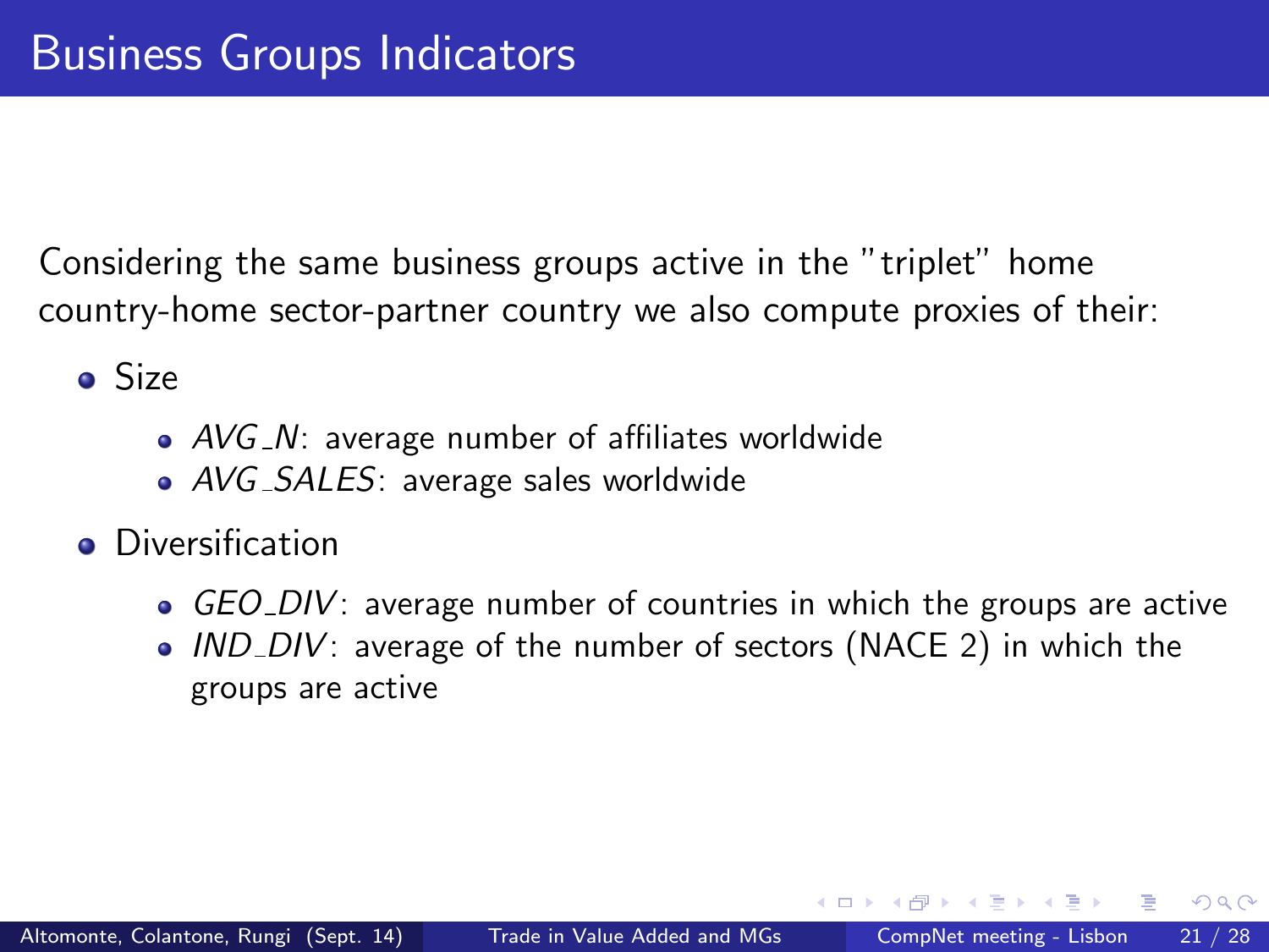# Business Groups Indicators

Considering the same business groups active in the "triplet" home country-home sector-partner country we also compute proxies of their:

- Size
  - *AVG_N*: average number of affiliates worldwide
  - *AVG_SALES*: average sales worldwide
- Diversification
  - *GEO_DIV*: average number of countries in which the groups are active
  - *IND_DIV*: average of the number of sectors (NACE 2) in which the groups are active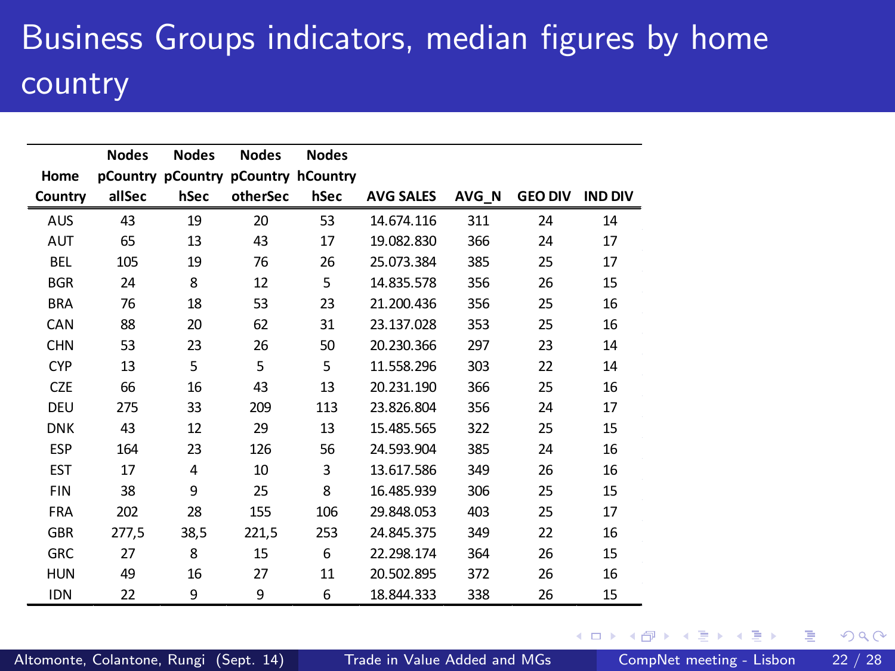# Business Groups indicators, median figures by home country

| Home Country | Nodes pCountry allSec | Nodes pCountry hSec | Nodes pCountry otherSec | Nodes hCountry hSec | AVG SALES | AVG_N | GEO DIV | IND DIV |
|---|---|---|---|---|---|---|---|---|
| AUS | 43 | 19 | 20 | 53 | 14.674.116 | 311 | 24 | 14 |
| AUT | 65 | 13 | 43 | 17 | 19.082.830 | 366 | 24 | 17 |
| BEL | 105 | 19 | 76 | 26 | 25.073.384 | 385 | 25 | 17 |
| BGR | 24 | 8 | 12 | 5 | 14.835.578 | 356 | 26 | 15 |
| BRA | 76 | 18 | 53 | 23 | 21.200.436 | 356 | 25 | 16 |
| CAN | 88 | 20 | 62 | 31 | 23.137.028 | 353 | 25 | 16 |
| CHN | 53 | 23 | 26 | 50 | 20.230.366 | 297 | 23 | 14 |
| CYP | 13 | 5 | 5 | 5 | 11.558.296 | 303 | 22 | 14 |
| CZE | 66 | 16 | 43 | 13 | 20.231.190 | 366 | 25 | 16 |
| DEU | 275 | 33 | 209 | 113 | 23.826.804 | 356 | 24 | 17 |
| DNK | 43 | 12 | 29 | 13 | 15.485.565 | 322 | 25 | 15 |
| ESP | 164 | 23 | 126 | 56 | 24.593.904 | 385 | 24 | 16 |
| EST | 17 | 4 | 10 | 3 | 13.617.586 | 349 | 26 | 16 |
| FIN | 38 | 9 | 25 | 8 | 16.485.939 | 306 | 25 | 15 |
| FRA | 202 | 28 | 155 | 106 | 29.848.053 | 403 | 25 | 17 |
| GBR | 277,5 | 38,5 | 221,5 | 253 | 24.845.375 | 349 | 22 | 16 |
| GRC | 27 | 8 | 15 | 6 | 22.298.174 | 364 | 26 | 15 |
| HUN | 49 | 16 | 27 | 11 | 20.502.895 | 372 | 26 | 16 |
| IDN | 22 | 9 | 9 | 6 | 18.844.333 | 338 | 26 | 15 |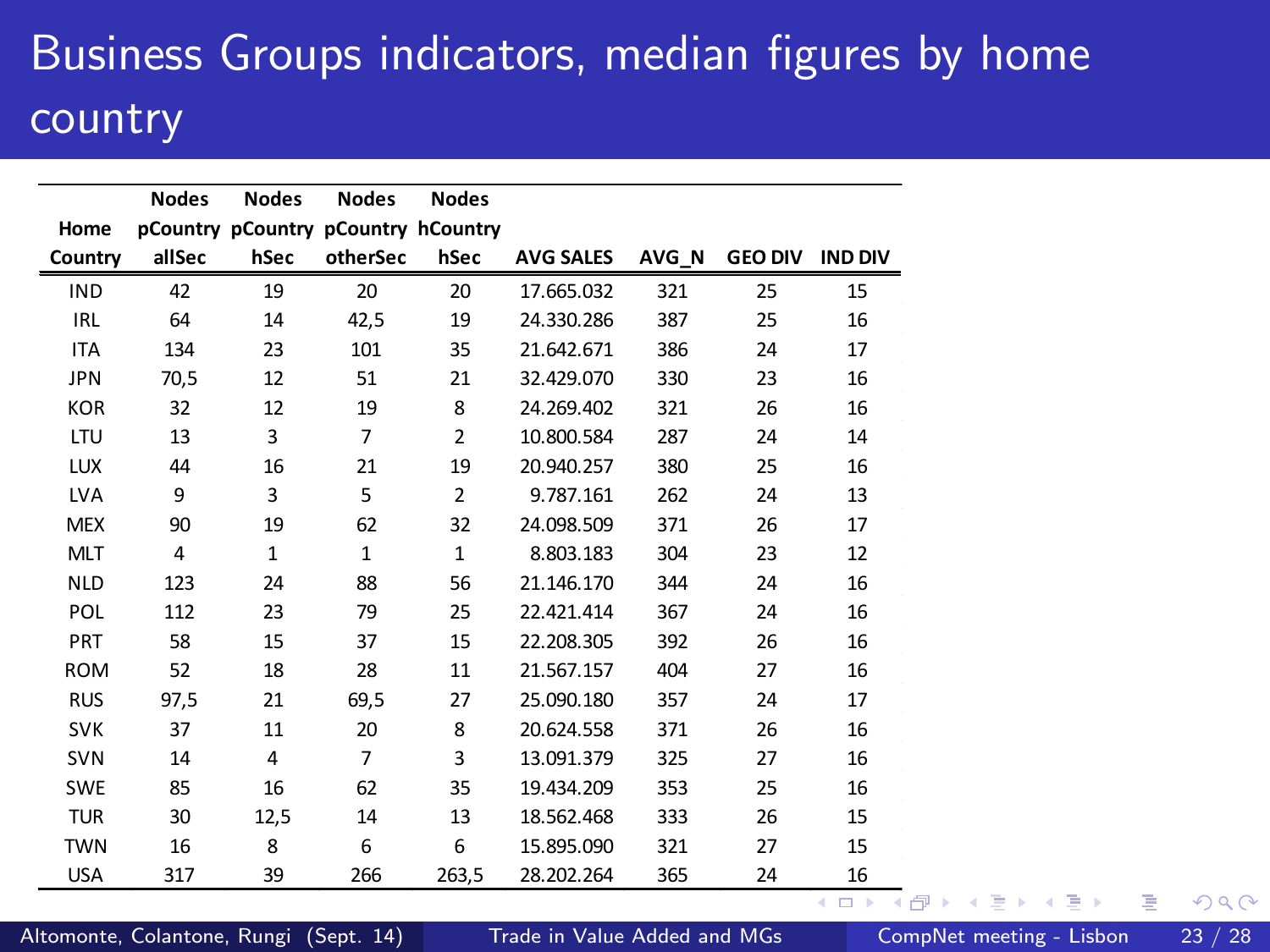# Business Groups indicators, median figures by home country

| Home Country | Nodes pCountry allSec | Nodes pCountry hSec | Nodes pCountry otherSec | Nodes hCountry hSec | AVG SALES | AVG_N | GEO DIV | IND DIV |
|---|---|---|---|---|---|---|---|---|
| IND | 42 | 19 | 20 | 20 | 17.665.032 | 321 | 25 | 15 |
| IRL | 64 | 14 | 42,5 | 19 | 24.330.286 | 387 | 25 | 16 |
| ITA | 134 | 23 | 101 | 35 | 21.642.671 | 386 | 24 | 17 |
| JPN | 70,5 | 12 | 51 | 21 | 32.429.070 | 330 | 23 | 16 |
| KOR | 32 | 12 | 19 | 8 | 24.269.402 | 321 | 26 | 16 |
| LTU | 13 | 3 | 7 | 2 | 10.800.584 | 287 | 24 | 14 |
| LUX | 44 | 16 | 21 | 19 | 20.940.257 | 380 | 25 | 16 |
| LVA | 9 | 3 | 5 | 2 | 9.787.161 | 262 | 24 | 13 |
| MEX | 90 | 19 | 62 | 32 | 24.098.509 | 371 | 26 | 17 |
| MLT | 4 | 1 | 1 | 1 | 8.803.183 | 304 | 23 | 12 |
| NLD | 123 | 24 | 88 | 56 | 21.146.170 | 344 | 24 | 16 |
| POL | 112 | 23 | 79 | 25 | 22.421.414 | 367 | 24 | 16 |
| PRT | 58 | 15 | 37 | 15 | 22.208.305 | 392 | 26 | 16 |
| ROM | 52 | 18 | 28 | 11 | 21.567.157 | 404 | 27 | 16 |
| RUS | 97,5 | 21 | 69,5 | 27 | 25.090.180 | 357 | 24 | 17 |
| SVK | 37 | 11 | 20 | 8 | 20.624.558 | 371 | 26 | 16 |
| SVN | 14 | 4 | 7 | 3 | 13.091.379 | 325 | 27 | 16 |
| SWE | 85 | 16 | 62 | 35 | 19.434.209 | 353 | 25 | 16 |
| TUR | 30 | 12,5 | 14 | 13 | 18.562.468 | 333 | 26 | 15 |
| TWN | 16 | 8 | 6 | 6 | 15.895.090 | 321 | 27 | 15 |
| USA | 317 | 39 | 266 | 263,5 | 28.202.264 | 365 | 24 | 16 |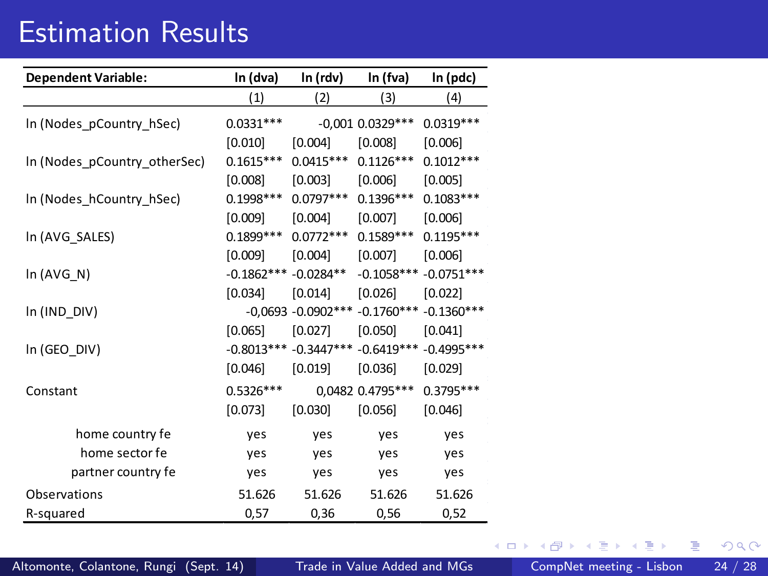# Estimation Results

| Dependent Variable: | ln (dva) | ln (rdv) | ln (fva) | ln (pdc) |
|---|---|---|---|---|
| | (1) | (2) | (3) | (4) |
| ln (Nodes_pCountry_hSec) | 0.0331*** | -0,001 | 0.0329*** | 0.0319*** |
| | [0.010] | [0.004] | [0.008] | [0.006] |
| ln (Nodes_pCountry_otherSec) | 0.1615*** | 0.0415*** | 0.1126*** | 0.1012*** |
| | [0.008] | [0.003] | [0.006] | [0.005] |
| ln (Nodes_hCountry_hSec) | 0.1998*** | 0.0797*** | 0.1396*** | 0.1083*** |
| | [0.009] | [0.004] | [0.007] | [0.006] |
| ln (AVG_SALES) | 0.1899*** | 0.0772*** | 0.1589*** | 0.1195*** |
| | [0.009] | [0.004] | [0.007] | [0.006] |
| ln (AVG_N) | -0.1862*** | -0.0284** | -0.1058*** | -0.0751*** |
| | [0.034] | [0.014] | [0.026] | [0.022] |
| ln (IND_DIV) | -0,0693 | -0.0902*** | -0.1760*** | -0.1360*** |
| | [0.065] | [0.027] | [0.050] | [0.041] |
| ln (GEO_DIV) | -0.8013*** | -0.3447*** | -0.6419*** | -0.4995*** |
| | [0.046] | [0.019] | [0.036] | [0.029] |
| Constant | 0.5326*** | 0,0482 | 0.4795*** | 0.3795*** |
| | [0.073] | [0.030] | [0.056] | [0.046] |
| home country fe | yes | yes | yes | yes |
| home sector fe | yes | yes | yes | yes |
| partner country fe | yes | yes | yes | yes |
| Observations | 51.626 | 51.626 | 51.626 | 51.626 |
| R-squared | 0,57 | 0,36 | 0,56 | 0,52 |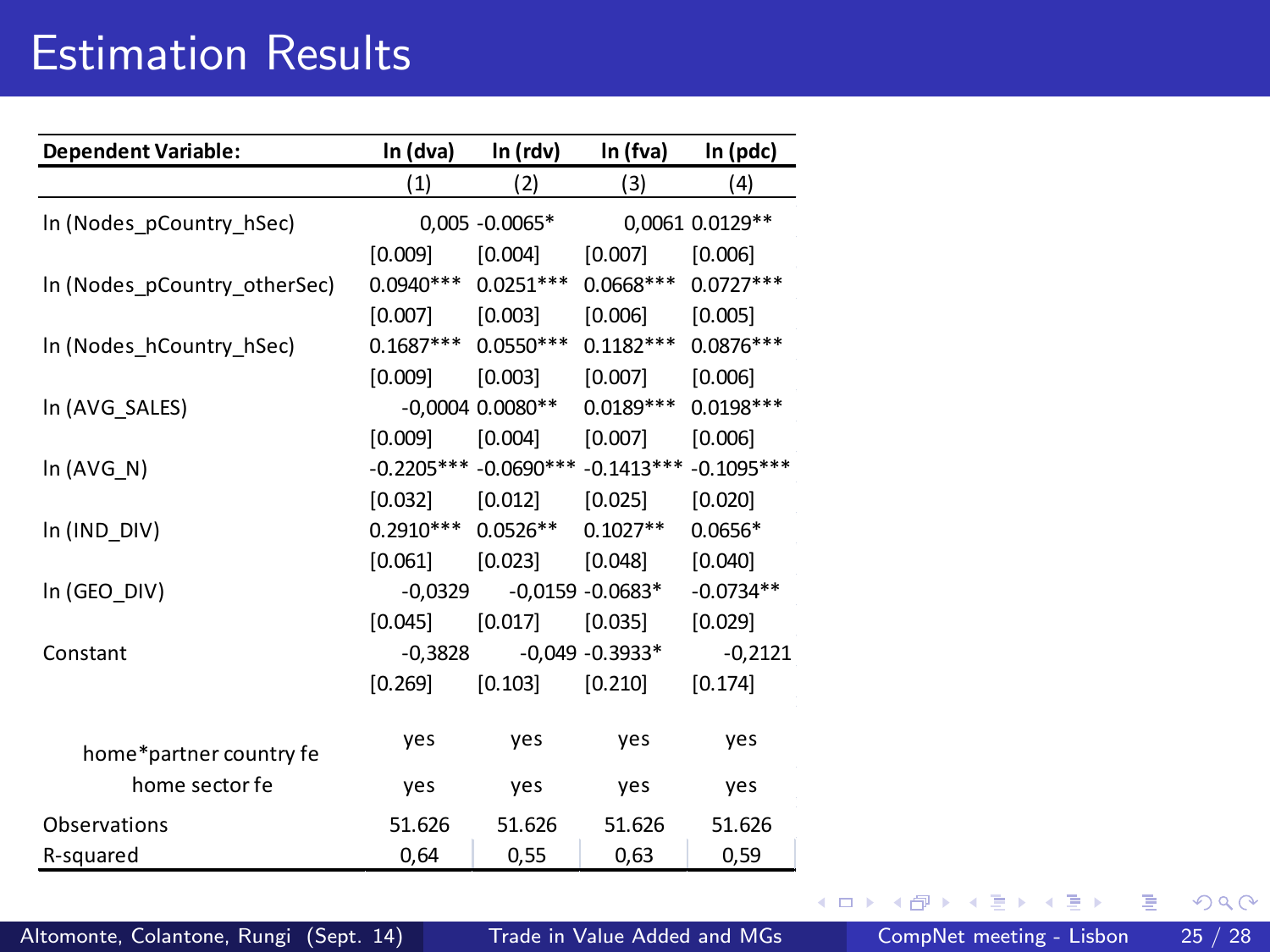# Estimation Results

| Dependent Variable: | ln (dva) | ln (rdv) | ln (fva) | ln (pdc) |
|---|---|---|---|---|
| | (1) | (2) | (3) | (4) |
| ln (Nodes_pCountry_hSec) | 0,005 | -0.0065* | 0,0061 | 0.0129** |
| | [0.009] | [0.004] | [0.007] | [0.006] |
| ln (Nodes_pCountry_otherSec) | 0.0940*** | 0.0251*** | 0.0668*** | 0.0727*** |
| | [0.007] | [0.003] | [0.006] | [0.005] |
| ln (Nodes_hCountry_hSec) | 0.1687*** | 0.0550*** | 0.1182*** | 0.0876*** |
| | [0.009] | [0.003] | [0.007] | [0.006] |
| ln (AVG_SALES) | -0,0004 | 0.0080** | 0.0189*** | 0.0198*** |
| | [0.009] | [0.004] | [0.007] | [0.006] |
| ln (AVG_N) | -0.2205*** | -0.0690*** | -0.1413*** | -0.1095*** |
| | [0.032] | [0.012] | [0.025] | [0.020] |
| ln (IND_DIV) | 0.2910*** | 0.0526** | 0.1027** | 0.0656* |
| | [0.061] | [0.023] | [0.048] | [0.040] |
| ln (GEO_DIV) | -0,0329 | -0,0159 | -0.0683* | -0.0734** |
| | [0.045] | [0.017] | [0.035] | [0.029] |
| Constant | -0,3828 | -0,049 | -0.3933* | -0,2121 |
| | [0.269] | [0.103] | [0.210] | [0.174] |
| home*partner country fe | yes | yes | yes | yes |
| home sector fe | yes | yes | yes | yes |
| Observations | 51.626 | 51.626 | 51.626 | 51.626 |
| R-squared | 0,64 | 0,55 | 0,63 | 0,59 |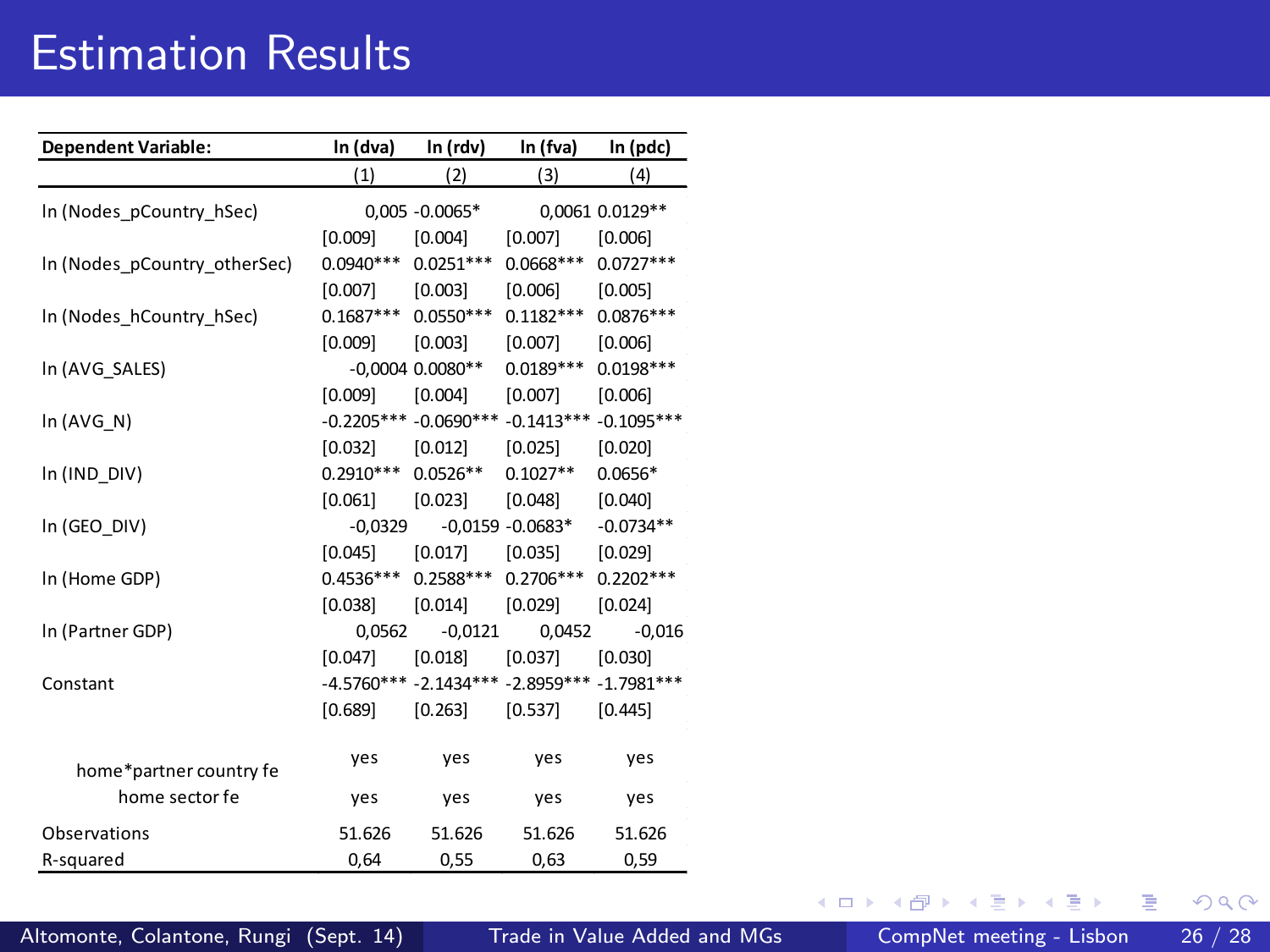# Estimation Results

| Dependent Variable: | ln (dva) | ln (rdv) | ln (fva) | ln (pdc) |
|---|---|---|---|---|
| | (1) | (2) | (3) | (4) |
| ln (Nodes_pCountry_hSec) | 0,005 | -0.0065* | 0,0061 | 0.0129** |
| | [0.009] | [0.004] | [0.007] | [0.006] |
| ln (Nodes_pCountry_otherSec) | 0.0940*** | 0.0251*** | 0.0668*** | 0.0727*** |
| | [0.007] | [0.003] | [0.006] | [0.005] |
| ln (Nodes_hCountry_hSec) | 0.1687*** | 0.0550*** | 0.1182*** | 0.0876*** |
| | [0.009] | [0.003] | [0.007] | [0.006] |
| ln (AVG_SALES) | -0,0004 | 0.0080** | 0.0189*** | 0.0198*** |
| | [0.009] | [0.004] | [0.007] | [0.006] |
| ln (AVG_N) | -0.2205*** | -0.0690*** | -0.1413*** | -0.1095*** |
| | [0.032] | [0.012] | [0.025] | [0.020] |
| ln (IND_DIV) | 0.2910*** | 0.0526** | 0.1027** | 0.0656* |
| | [0.061] | [0.023] | [0.048] | [0.040] |
| ln (GEO_DIV) | -0,0329 | -0,0159 | -0.0683* | -0.0734** |
| | [0.045] | [0.017] | [0.035] | [0.029] |
| ln (Home GDP) | 0.4536*** | 0.2588*** | 0.2706*** | 0.2202*** |
| | [0.038] | [0.014] | [0.029] | [0.024] |
| ln (Partner GDP) | 0,0562 | -0,0121 | 0,0452 | -0,016 |
| | [0.047] | [0.018] | [0.037] | [0.030] |
| Constant | -4.5760*** | -2.1434*** | -2.8959*** | -1.7981*** |
| | [0.689] | [0.263] | [0.537] | [0.445] |
| home*partner country fe | yes | yes | yes | yes |
| home sector fe | yes | yes | yes | yes |
| Observations | 51.626 | 51.626 | 51.626 | 51.626 |
| R-squared | 0,64 | 0,55 | 0,63 | 0,59 |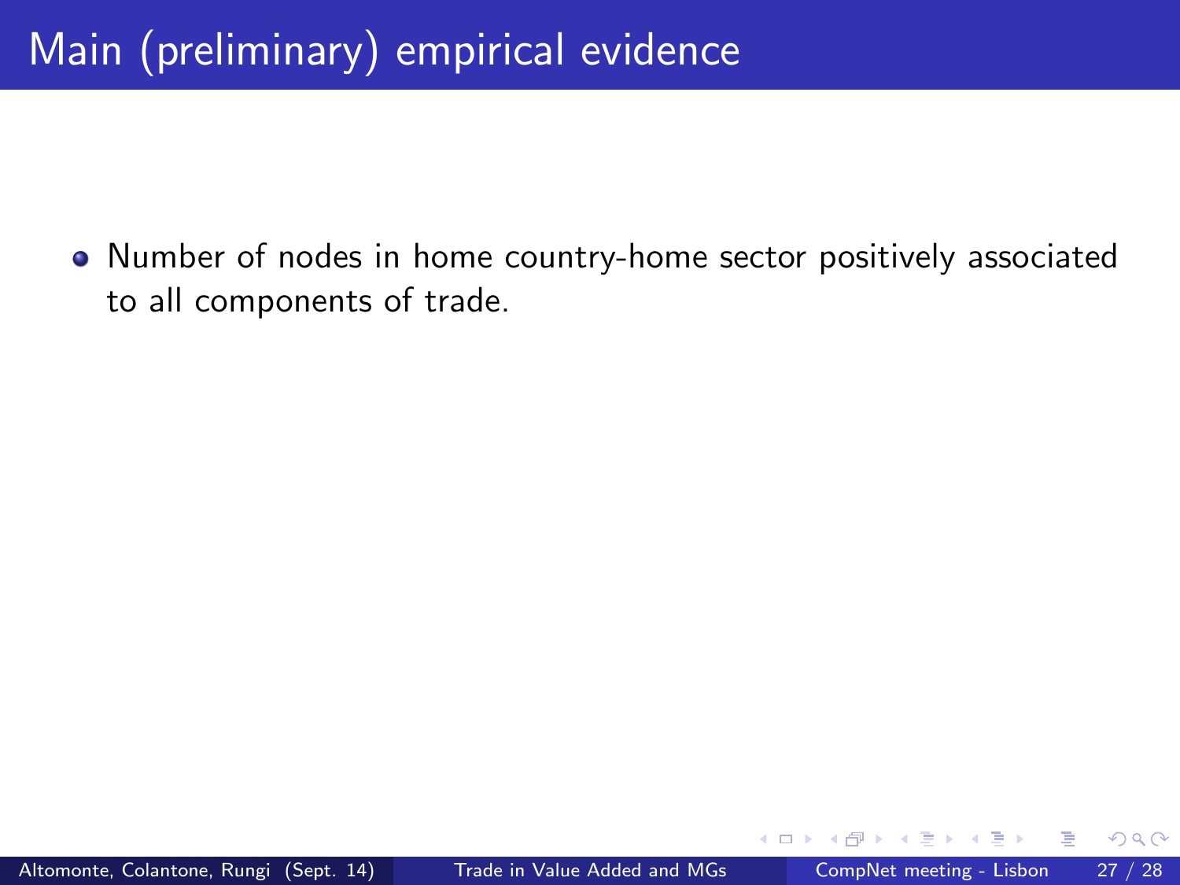# Main (preliminary) empirical evidence

- Number of nodes in home country-home sector positively associated to all components of trade.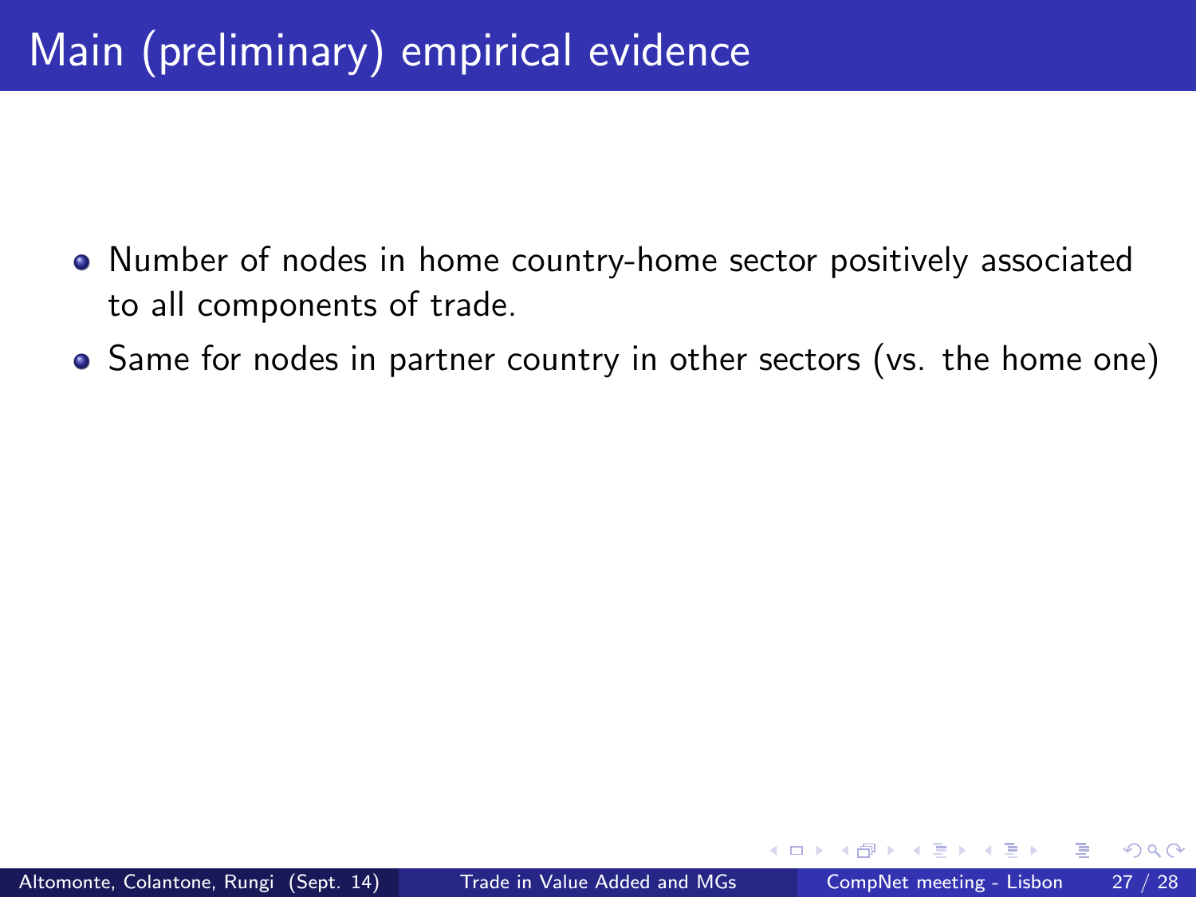# Main (preliminary) empirical evidence

- Number of nodes in home country-home sector positively associated to all components of trade.
- Same for nodes in partner country in other sectors (vs. the home one)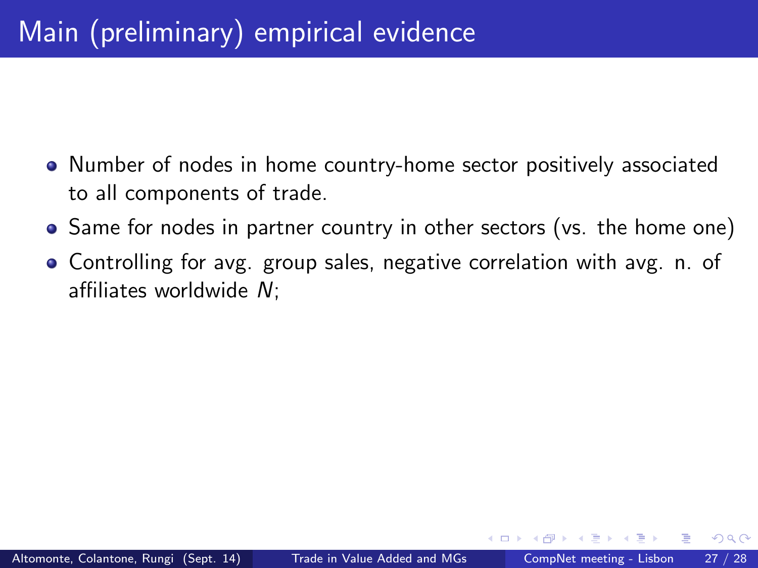# Main (preliminary) empirical evidence

- Number of nodes in home country-home sector positively associated to all components of trade.
- Same for nodes in partner country in other sectors (vs. the home one)
- Controlling for avg. group sales, negative correlation with avg. n. of affiliates worldwide $N$;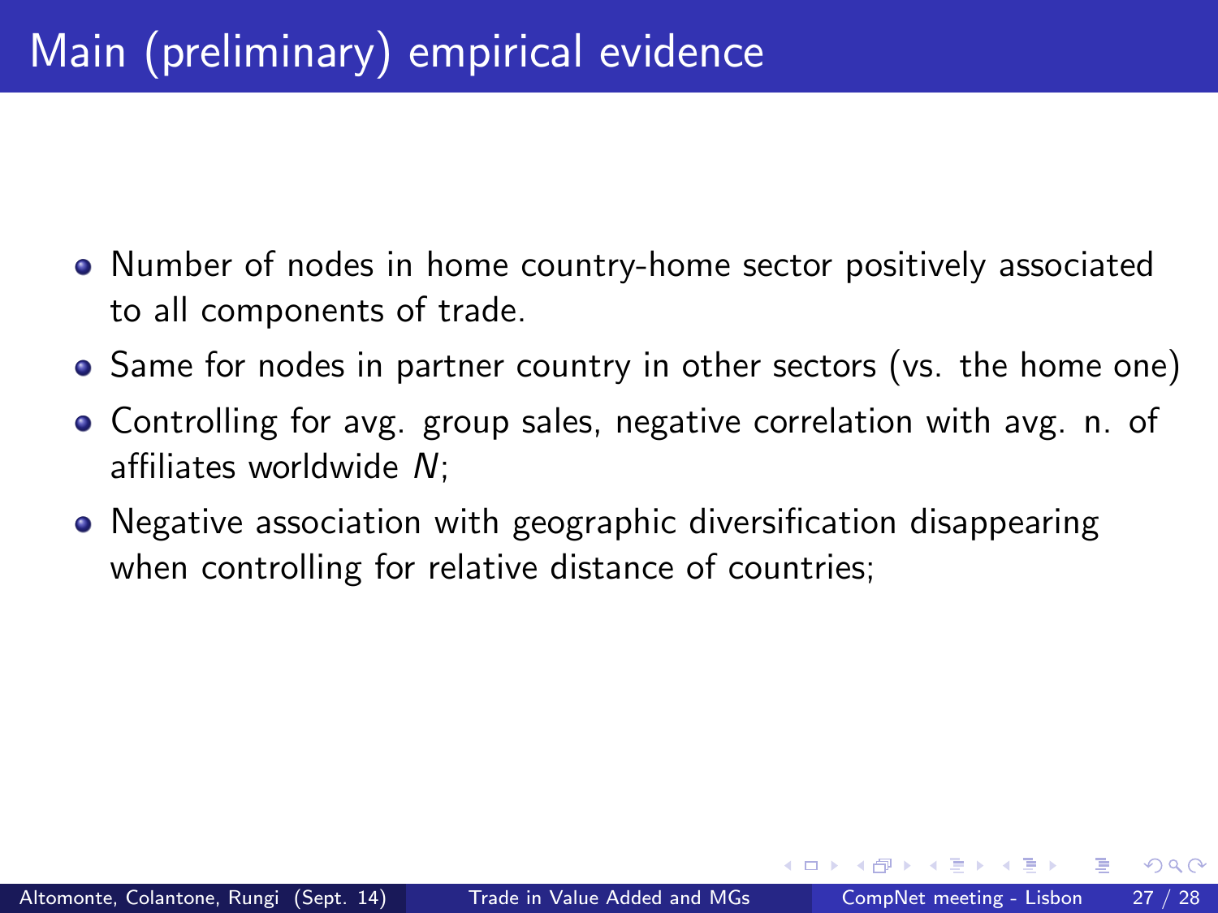# Main (preliminary) empirical evidence

- Number of nodes in home country-home sector positively associated to all components of trade.
- Same for nodes in partner country in other sectors (vs. the home one)
- Controlling for avg. group sales, negative correlation with avg. n. of affiliates worldwide $N$;
- Negative association with geographic diversification disappearing when controlling for relative distance of countries;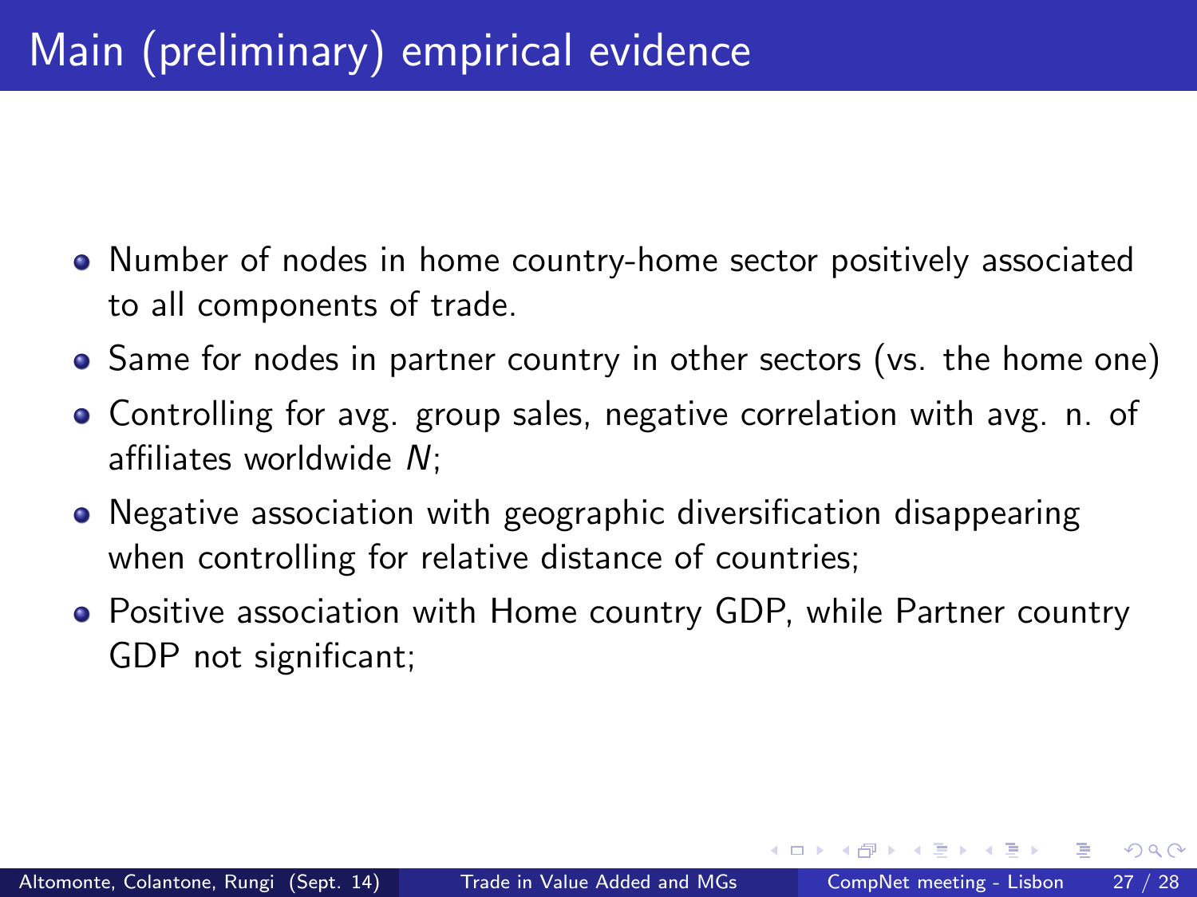# Main (preliminary) empirical evidence

- Number of nodes in home country-home sector positively associated to all components of trade.
- Same for nodes in partner country in other sectors (vs. the home one)
- Controlling for avg. group sales, negative correlation with avg. n. of affiliates worldwide $N$;
- Negative association with geographic diversification disappearing when controlling for relative distance of countries;
- Positive association with Home country GDP, while Partner country GDP not significant;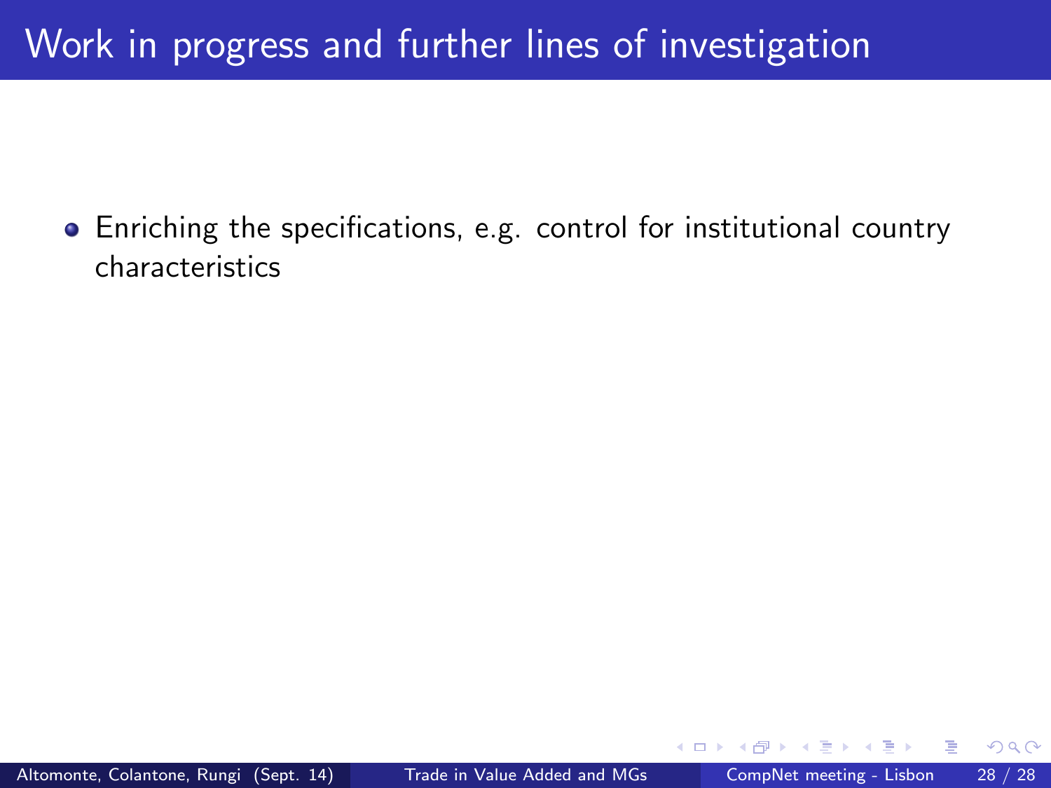# Work in progress and further lines of investigation

- Enriching the specifications, e.g. control for institutional country characteristics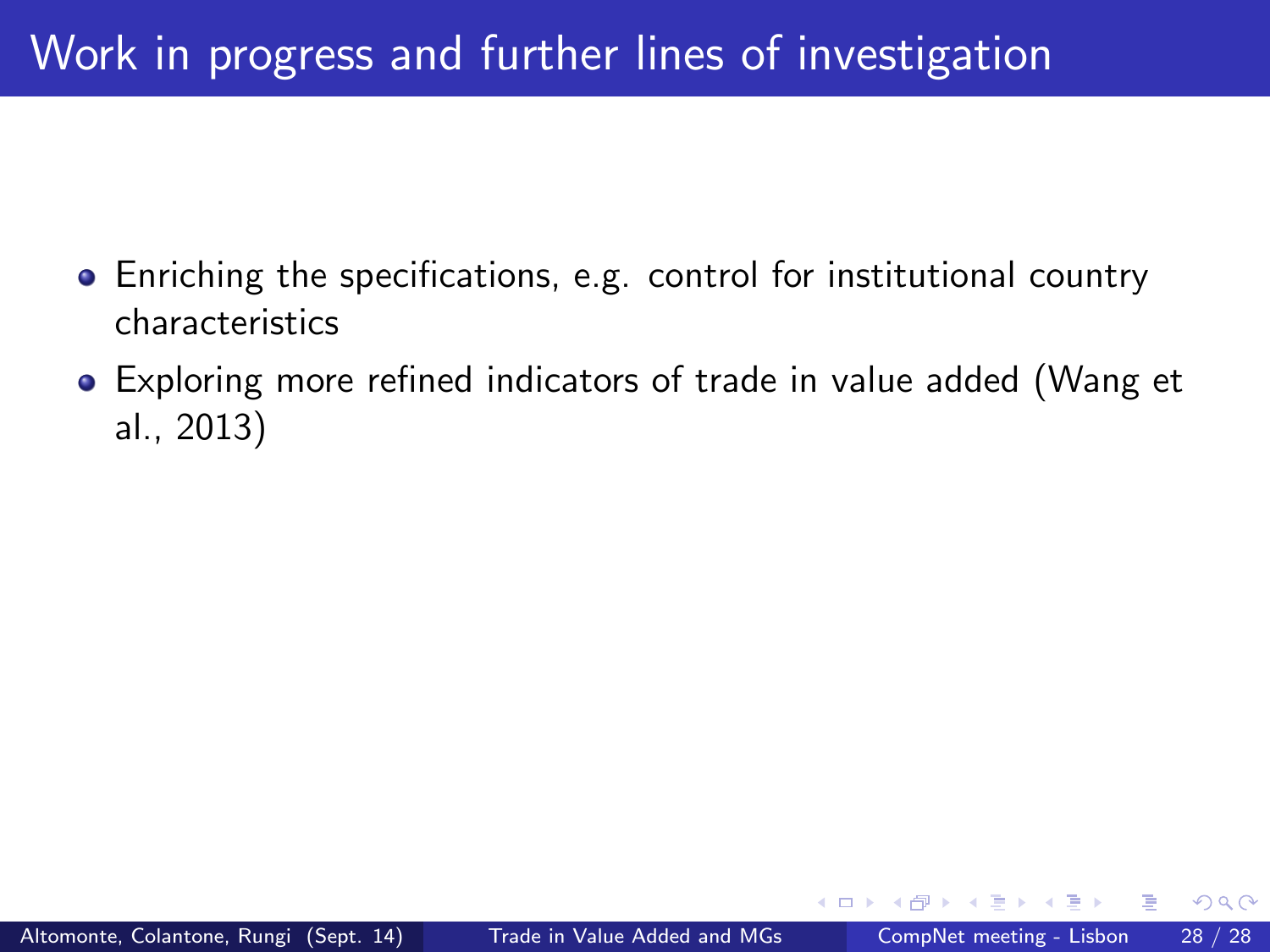# Work in progress and further lines of investigation

- Enriching the specifications, e.g. control for institutional country characteristics
- Exploring more refined indicators of trade in value added (Wang et al., 2013)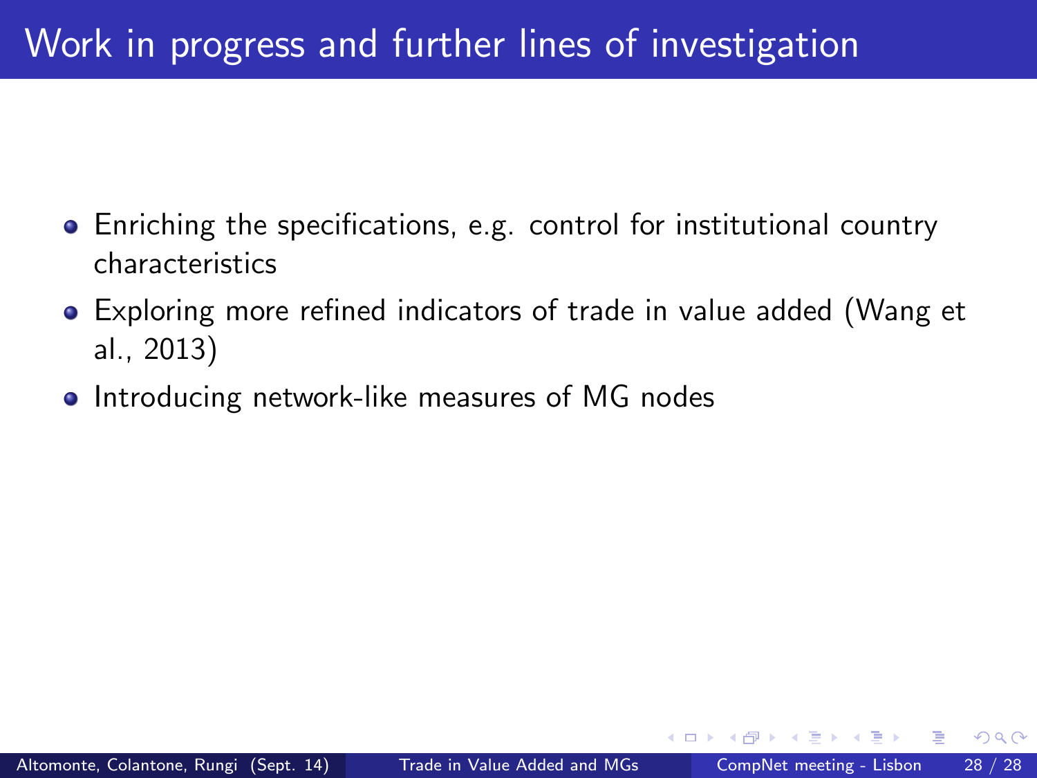# Work in progress and further lines of investigation

- Enriching the specifications, e.g. control for institutional country characteristics
- Exploring more refined indicators of trade in value added (Wang et al., 2013)
- Introducing network-like measures of MG nodes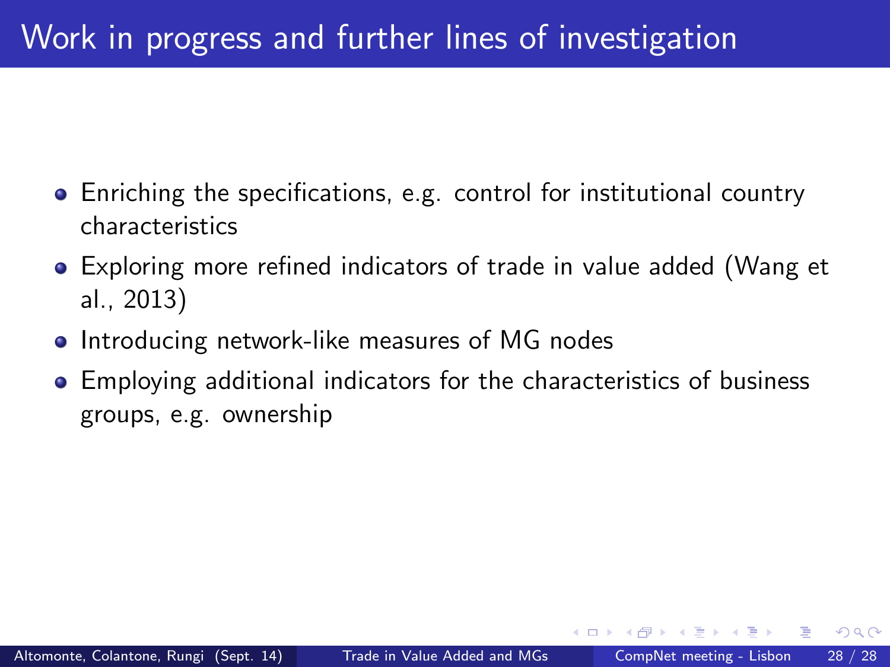# Work in progress and further lines of investigation

- Enriching the specifications, e.g. control for institutional country characteristics
- Exploring more refined indicators of trade in value added (Wang et al., 2013)
- Introducing network-like measures of MG nodes
- Employing additional indicators for the characteristics of business groups, e.g. ownership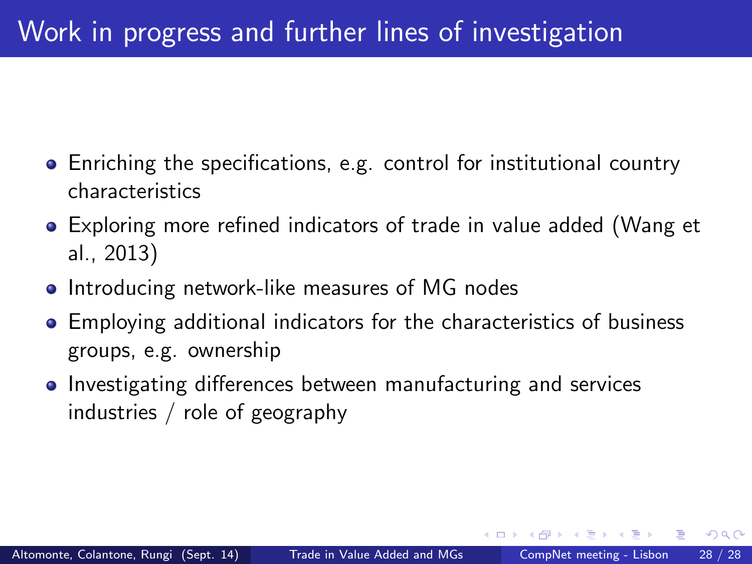# Work in progress and further lines of investigation

- Enriching the specifications, e.g. control for institutional country characteristics
- Exploring more refined indicators of trade in value added (Wang et al., 2013)
- Introducing network-like measures of MG nodes
- Employing additional indicators for the characteristics of business groups, e.g. ownership
- Investigating differences between manufacturing and services industries / role of geography